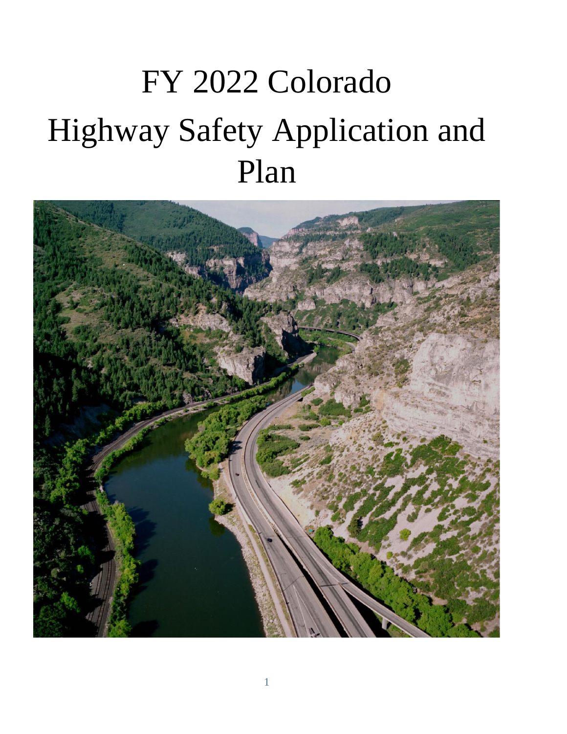# FY 2022 Colorado Highway Safety Application and Plan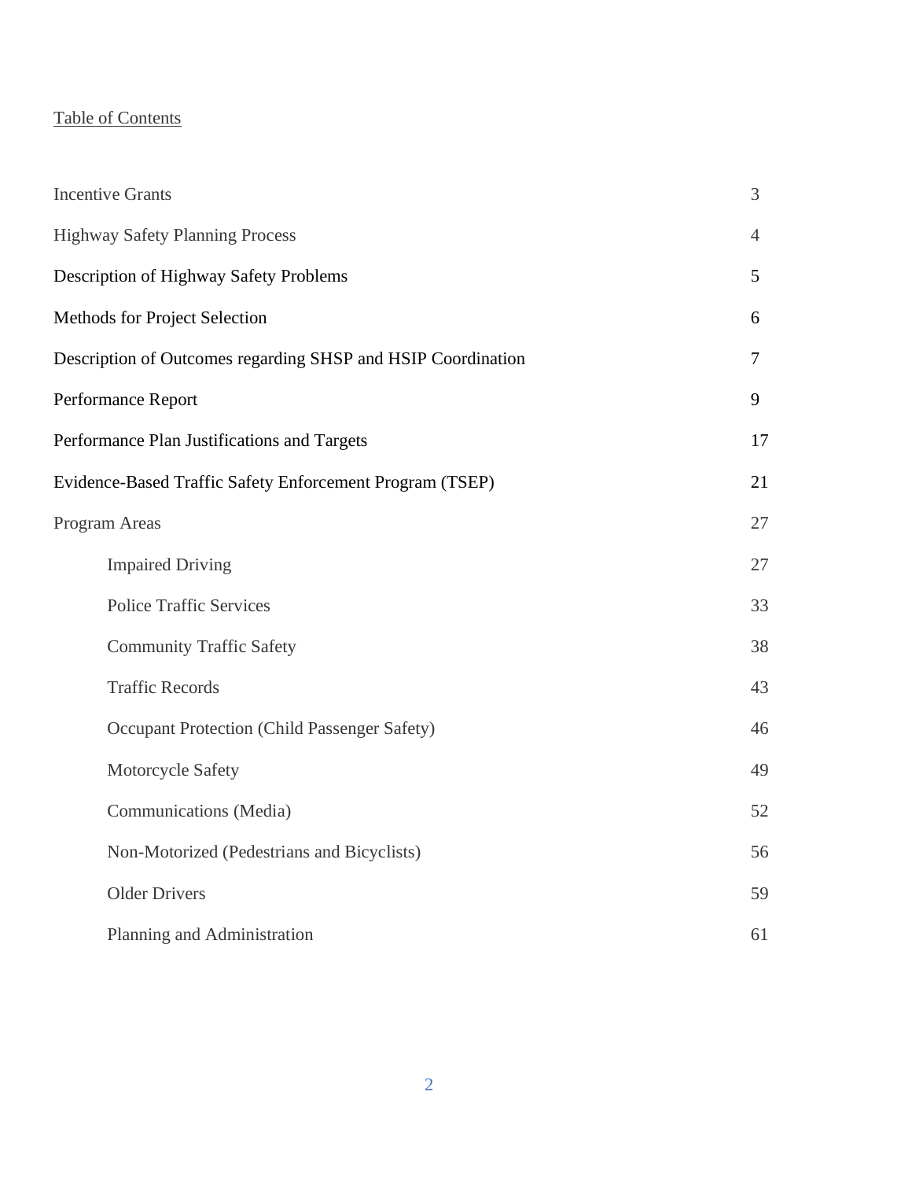Table of Contents

| | |
|---|---|
| Incentive Grants | 3 |
| Highway Safety Planning Process | 4 |
| Description of Highway Safety Problems | 5 |
| Methods for Project Selection | 6 |
| Description of Outcomes regarding SHSP and HSIP Coordination | 7 |
| Performance Report | 9 |
| Performance Plan Justifications and Targets | 17 |
| Evidence-Based Traffic Safety Enforcement Program (TSEP) | 21 |
| Program Areas | 27 |
| Impaired Driving | 27 |
| Police Traffic Services | 33 |
| Community Traffic Safety | 38 |
| Traffic Records | 43 |
| Occupant Protection (Child Passenger Safety) | 46 |
| Motorcycle Safety | 49 |
| Communications (Media) | 52 |
| Non-Motorized (Pedestrians and Bicyclists) | 56 |
| Older Drivers | 59 |
| Planning and Administration | 61 |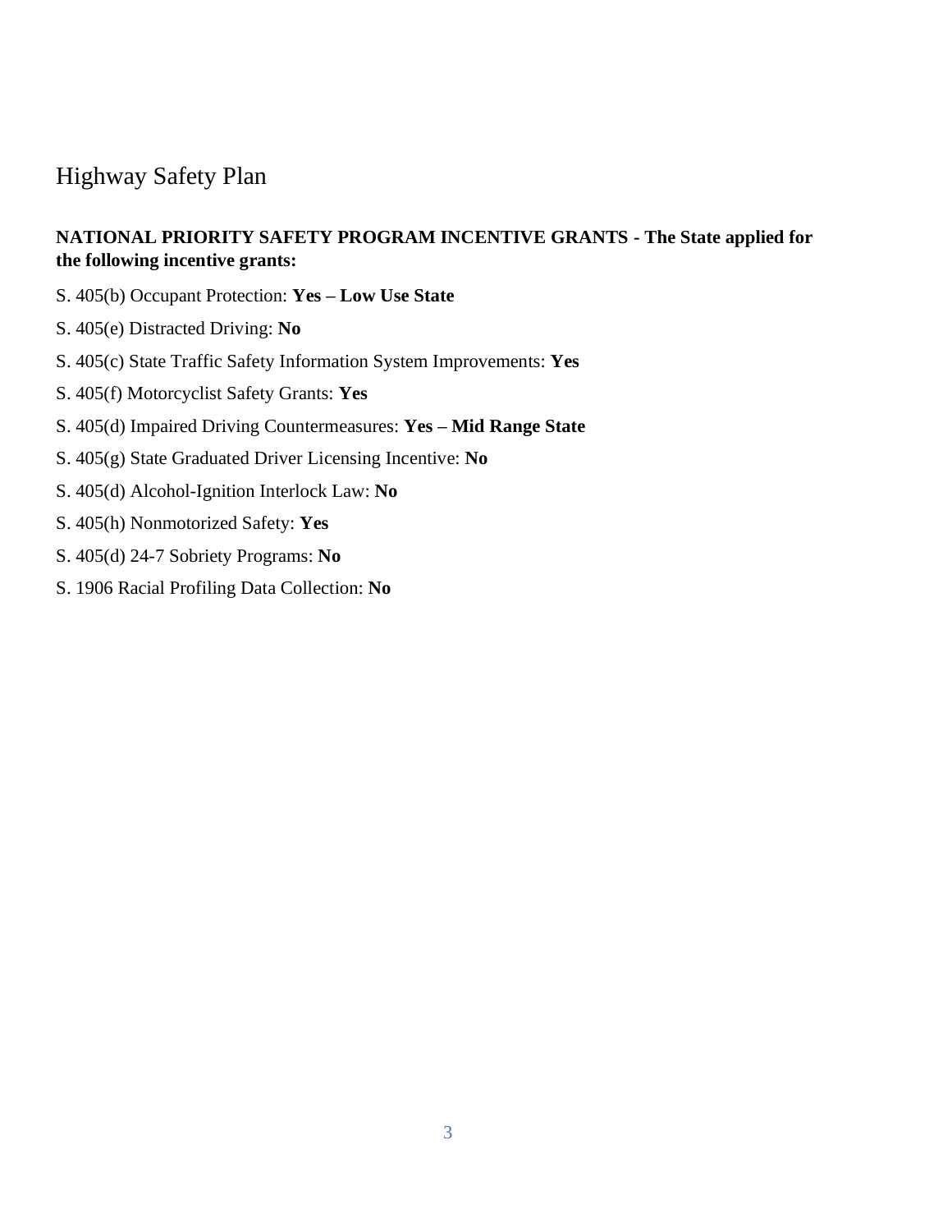# Highway Safety Plan

**NATIONAL PRIORITY SAFETY PROGRAM INCENTIVE GRANTS - The State applied for the following incentive grants:**

S. 405(b) Occupant Protection: **Yes – Low Use State**

S. 405(e) Distracted Driving: **No**

S. 405(c) State Traffic Safety Information System Improvements: **Yes**

S. 405(f) Motorcyclist Safety Grants: **Yes**

S. 405(d) Impaired Driving Countermeasures: **Yes – Mid Range State**

S. 405(g) State Graduated Driver Licensing Incentive: **No**

S. 405(d) Alcohol-Ignition Interlock Law: **No**

S. 405(h) Nonmotorized Safety: **Yes**

S. 405(d) 24-7 Sobriety Programs: **No**

S. 1906 Racial Profiling Data Collection: **No**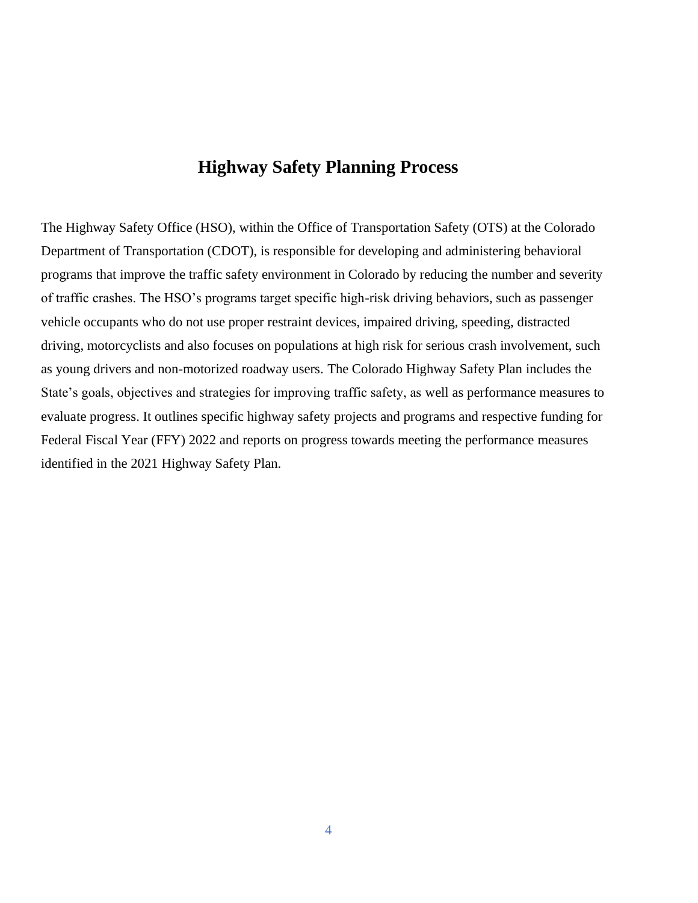# Highway Safety Planning Process

The Highway Safety Office (HSO), within the Office of Transportation Safety (OTS) at the Colorado Department of Transportation (CDOT), is responsible for developing and administering behavioral programs that improve the traffic safety environment in Colorado by reducing the number and severity of traffic crashes. The HSO's programs target specific high-risk driving behaviors, such as passenger vehicle occupants who do not use proper restraint devices, impaired driving, speeding, distracted driving, motorcyclists and also focuses on populations at high risk for serious crash involvement, such as young drivers and non-motorized roadway users. The Colorado Highway Safety Plan includes the State's goals, objectives and strategies for improving traffic safety, as well as performance measures to evaluate progress. It outlines specific highway safety projects and programs and respective funding for Federal Fiscal Year (FFY) 2022 and reports on progress towards meeting the performance measures identified in the 2021 Highway Safety Plan.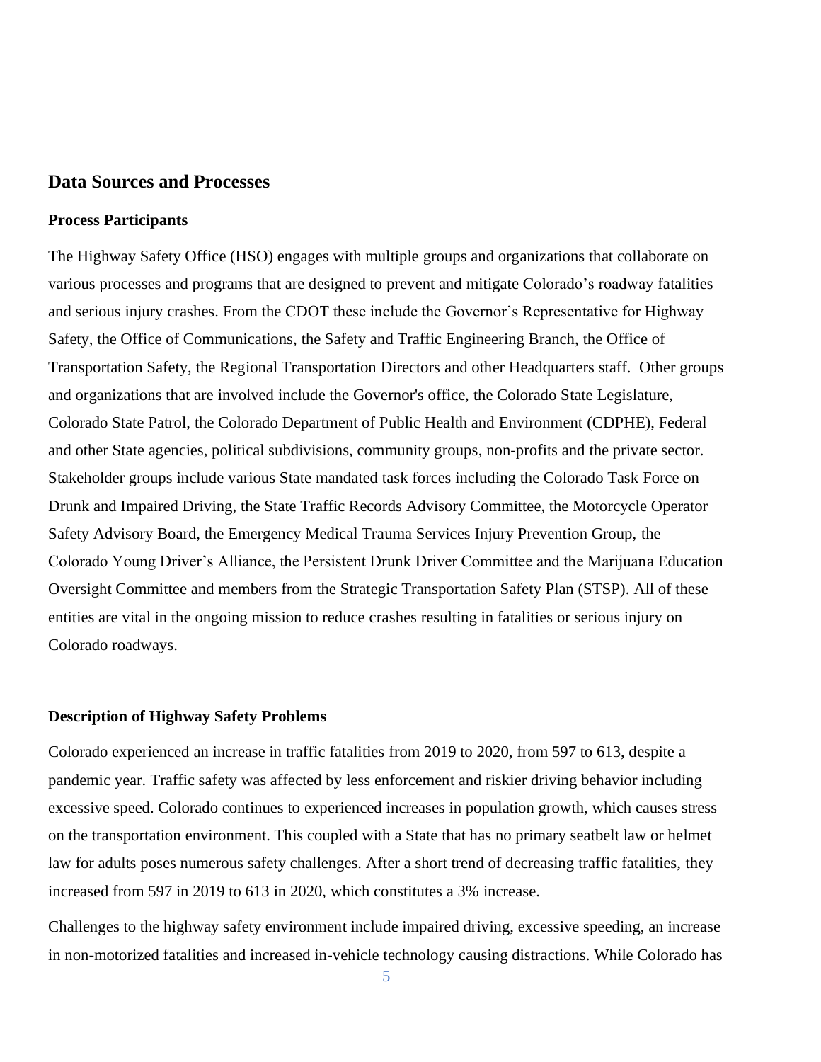## Data Sources and Processes

### Process Participants

The Highway Safety Office (HSO) engages with multiple groups and organizations that collaborate on various processes and programs that are designed to prevent and mitigate Colorado's roadway fatalities and serious injury crashes. From the CDOT these include the Governor's Representative for Highway Safety, the Office of Communications, the Safety and Traffic Engineering Branch, the Office of Transportation Safety, the Regional Transportation Directors and other Headquarters staff. Other groups and organizations that are involved include the Governor's office, the Colorado State Legislature, Colorado State Patrol, the Colorado Department of Public Health and Environment (CDPHE), Federal and other State agencies, political subdivisions, community groups, non-profits and the private sector. Stakeholder groups include various State mandated task forces including the Colorado Task Force on Drunk and Impaired Driving, the State Traffic Records Advisory Committee, the Motorcycle Operator Safety Advisory Board, the Emergency Medical Trauma Services Injury Prevention Group, the Colorado Young Driver's Alliance, the Persistent Drunk Driver Committee and the Marijuana Education Oversight Committee and members from the Strategic Transportation Safety Plan (STSP). All of these entities are vital in the ongoing mission to reduce crashes resulting in fatalities or serious injury on Colorado roadways.

### Description of Highway Safety Problems

Colorado experienced an increase in traffic fatalities from 2019 to 2020, from 597 to 613, despite a pandemic year. Traffic safety was affected by less enforcement and riskier driving behavior including excessive speed. Colorado continues to experienced increases in population growth, which causes stress on the transportation environment. This coupled with a State that has no primary seatbelt law or helmet law for adults poses numerous safety challenges. After a short trend of decreasing traffic fatalities, they increased from 597 in 2019 to 613 in 2020, which constitutes a 3% increase.

Challenges to the highway safety environment include impaired driving, excessive speeding, an increase in non-motorized fatalities and increased in-vehicle technology causing distractions. While Colorado has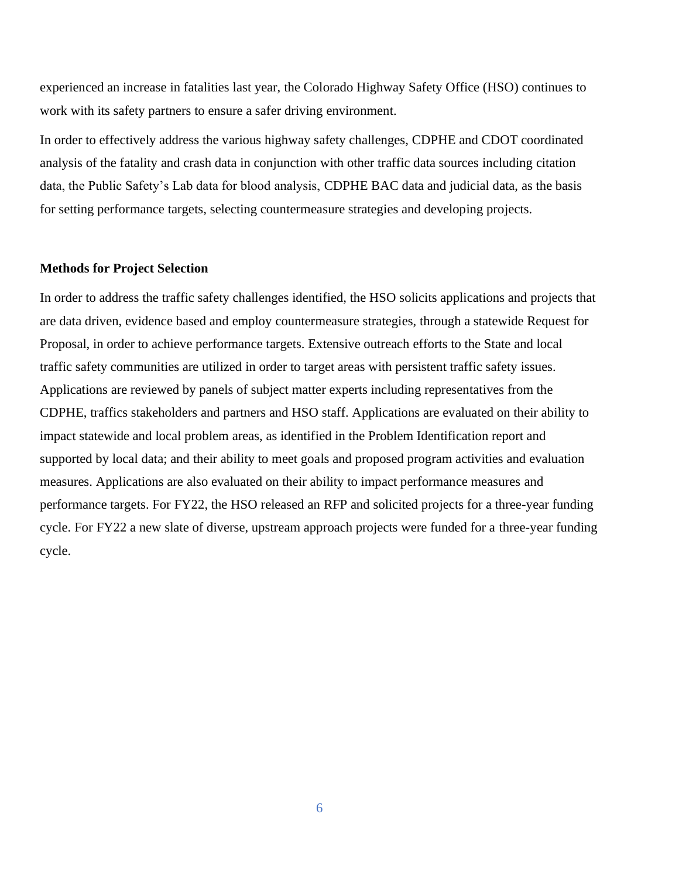experienced an increase in fatalities last year, the Colorado Highway Safety Office (HSO) continues to work with its safety partners to ensure a safer driving environment.

In order to effectively address the various highway safety challenges, CDPHE and CDOT coordinated analysis of the fatality and crash data in conjunction with other traffic data sources including citation data, the Public Safety's Lab data for blood analysis, CDPHE BAC data and judicial data, as the basis for setting performance targets, selecting countermeasure strategies and developing projects.

**Methods for Project Selection**

In order to address the traffic safety challenges identified, the HSO solicits applications and projects that are data driven, evidence based and employ countermeasure strategies, through a statewide Request for Proposal, in order to achieve performance targets. Extensive outreach efforts to the State and local traffic safety communities are utilized in order to target areas with persistent traffic safety issues. Applications are reviewed by panels of subject matter experts including representatives from the CDPHE, traffics stakeholders and partners and HSO staff. Applications are evaluated on their ability to impact statewide and local problem areas, as identified in the Problem Identification report and supported by local data; and their ability to meet goals and proposed program activities and evaluation measures. Applications are also evaluated on their ability to impact performance measures and performance targets. For FY22, the HSO released an RFP and solicited projects for a three-year funding cycle. For FY22 a new slate of diverse, upstream approach projects were funded for a three-year funding cycle.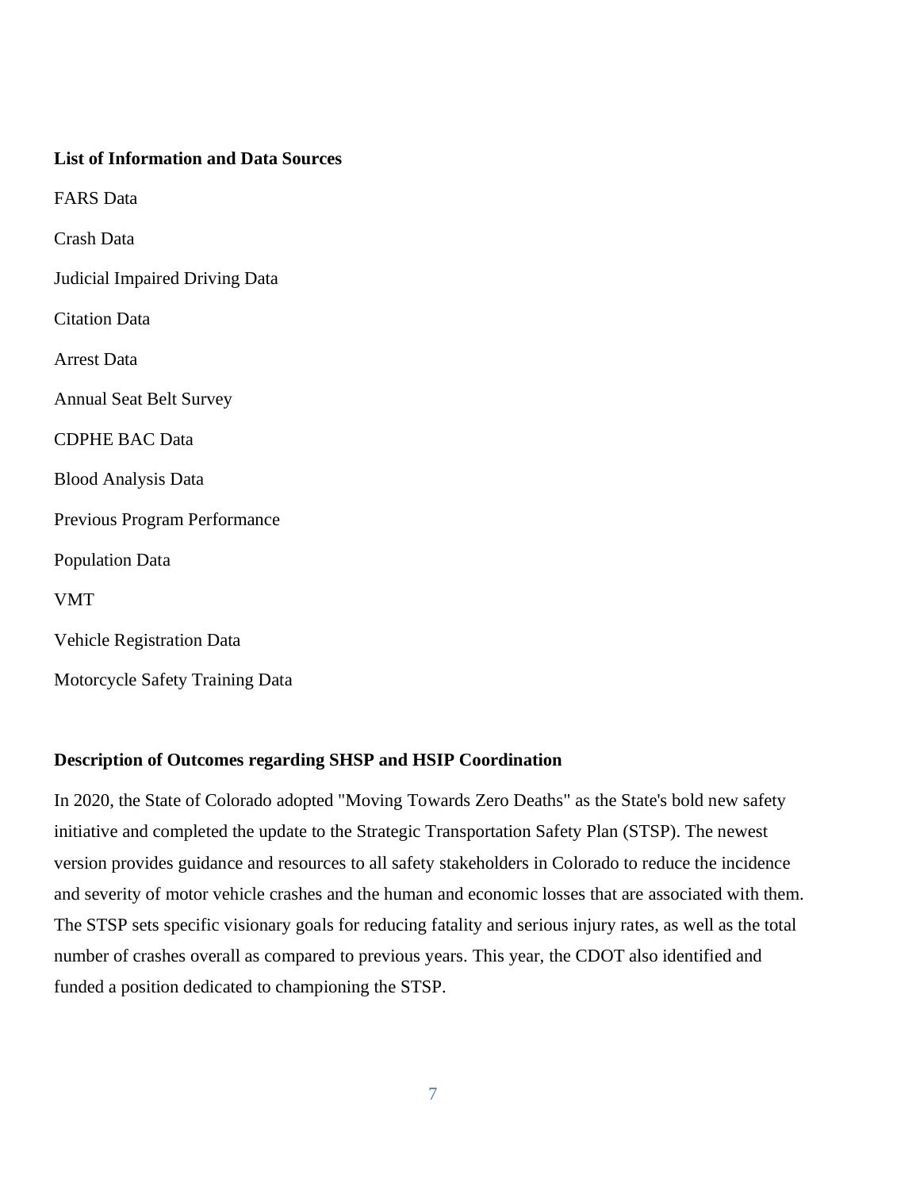**List of Information and Data Sources**

FARS Data

Crash Data

Judicial Impaired Driving Data

Citation Data

Arrest Data

Annual Seat Belt Survey

CDPHE BAC Data

Blood Analysis Data

Previous Program Performance

Population Data

VMT

Vehicle Registration Data

Motorcycle Safety Training Data

**Description of Outcomes regarding SHSP and HSIP Coordination**

In 2020, the State of Colorado adopted "Moving Towards Zero Deaths" as the State's bold new safety initiative and completed the update to the Strategic Transportation Safety Plan (STSP). The newest version provides guidance and resources to all safety stakeholders in Colorado to reduce the incidence and severity of motor vehicle crashes and the human and economic losses that are associated with them. The STSP sets specific visionary goals for reducing fatality and serious injury rates, as well as the total number of crashes overall as compared to previous years. This year, the CDOT also identified and funded a position dedicated to championing the STSP.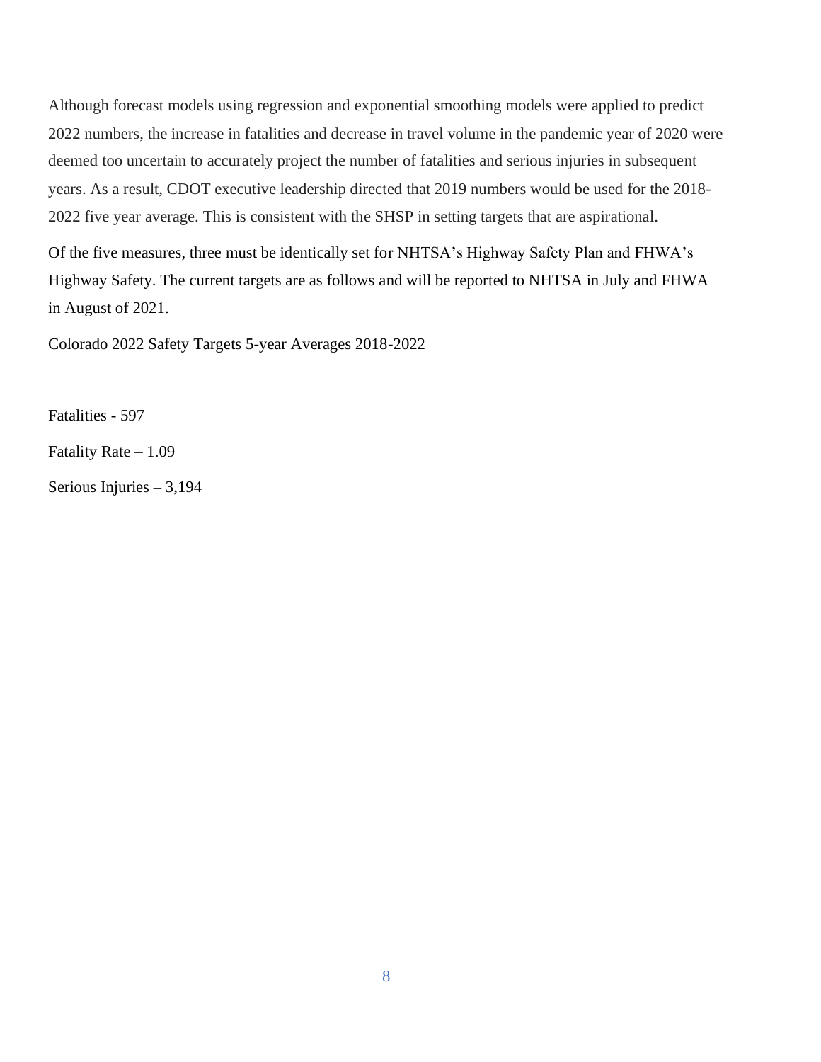Although forecast models using regression and exponential smoothing models were applied to predict 2022 numbers, the increase in fatalities and decrease in travel volume in the pandemic year of 2020 were deemed too uncertain to accurately project the number of fatalities and serious injuries in subsequent years. As a result, CDOT executive leadership directed that 2019 numbers would be used for the 2018-2022 five year average. This is consistent with the SHSP in setting targets that are aspirational.

Of the five measures, three must be identically set for NHTSA's Highway Safety Plan and FHWA's Highway Safety. The current targets are as follows and will be reported to NHTSA in July and FHWA in August of 2021.

Colorado 2022 Safety Targets 5-year Averages 2018-2022

Fatalities - 597

Fatality Rate – 1.09

Serious Injuries – 3,194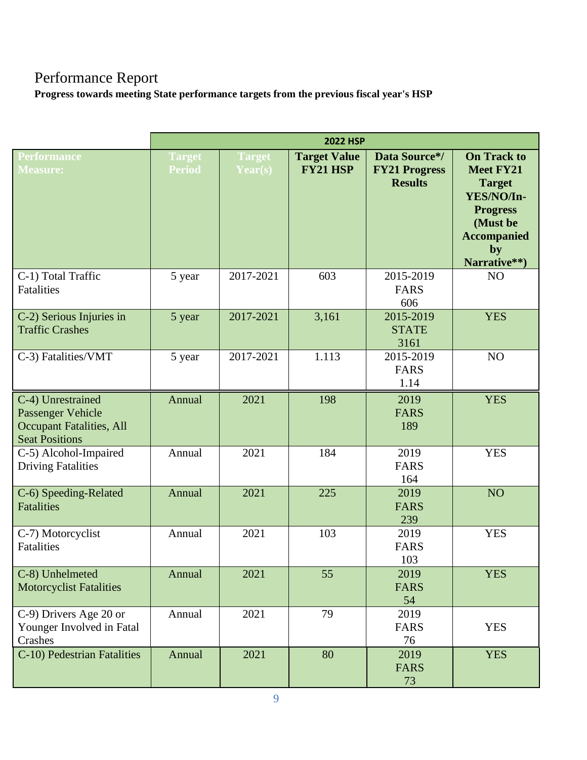# Performance Report

**Progress towards meeting State performance targets from the previous fiscal year's HSP**

| | 2022 HSP | | | | |
|---|---|---|---|---|---|
| **Performance Measure:** | **Target Period** | **Target Year(s)** | **Target Value FY21 HSP** | **Data Source*/ FY21 Progress Results** | **On Track to Meet FY21 Target YES/NO/In-Progress (Must be Accompanied by Narrative**)** |
| C-1) Total Traffic Fatalities | 5 year | 2017-2021 | 603 | 2015-2019 FARS 606 | NO |
| C-2) Serious Injuries in Traffic Crashes | 5 year | 2017-2021 | 3,161 | 2015-2019 STATE 3161 | YES |
| C-3) Fatalities/VMT | 5 year | 2017-2021 | 1.113 | 2015-2019 FARS 1.14 | NO |
| C-4) Unrestrained Passenger Vehicle Occupant Fatalities, All Seat Positions | Annual | 2021 | 198 | 2019 FARS 189 | YES |
| C-5) Alcohol-Impaired Driving Fatalities | Annual | 2021 | 184 | 2019 FARS 164 | YES |
| C-6) Speeding-Related Fatalities | Annual | 2021 | 225 | 2019 FARS 239 | NO |
| C-7) Motorcyclist Fatalities | Annual | 2021 | 103 | 2019 FARS 103 | YES |
| C-8) Unhelmeted Motorcyclist Fatalities | Annual | 2021 | 55 | 2019 FARS 54 | YES |
| C-9) Drivers Age 20 or Younger Involved in Fatal Crashes | Annual | 2021 | 79 | 2019 FARS 76 | YES |
| C-10) Pedestrian Fatalities | Annual | 2021 | 80 | 2019 FARS 73 | YES |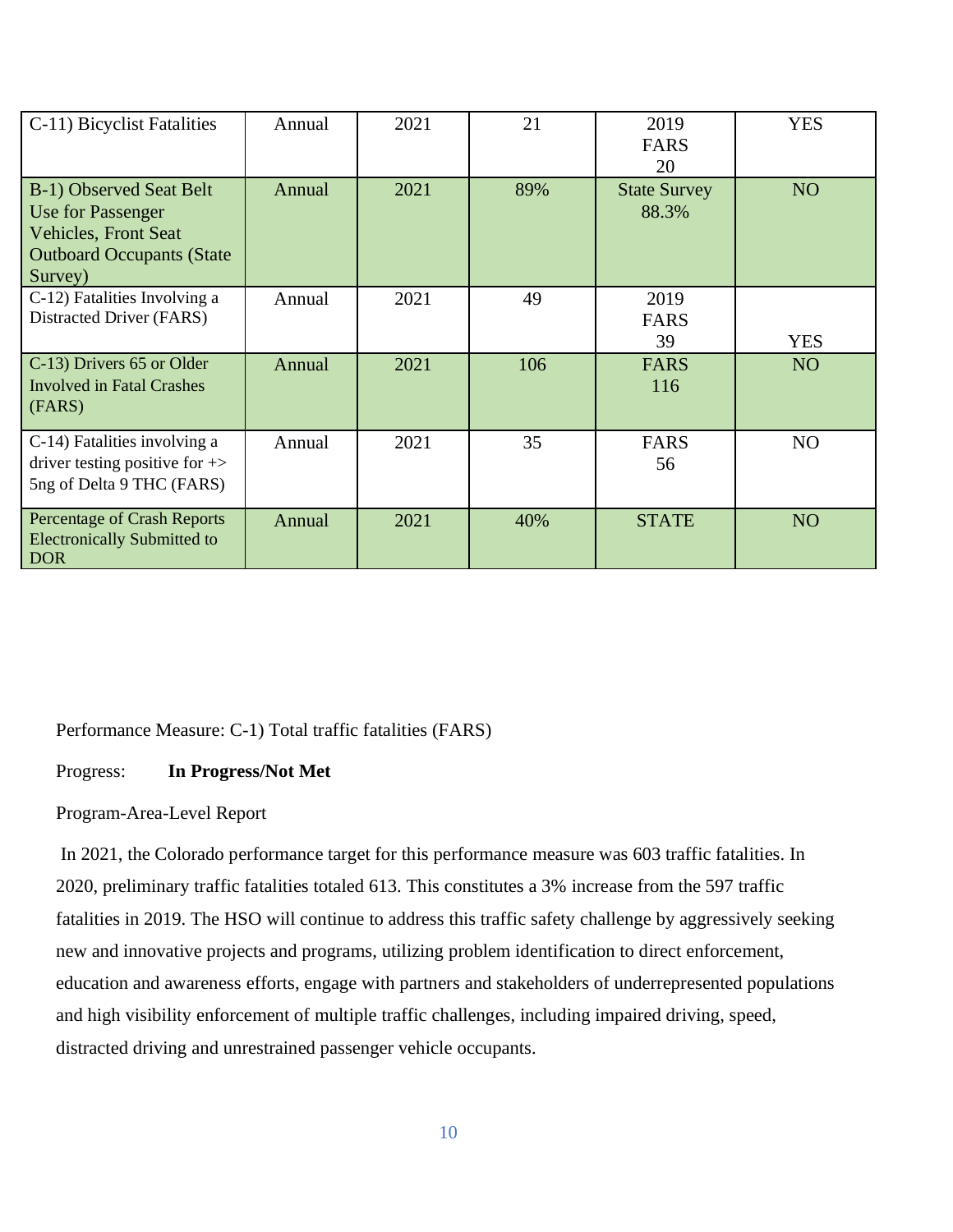| C-11) Bicyclist Fatalities | Annual | 2021 | 21 | 2019 FARS 20 | YES |
|---|---|---|---|---|---|
| B-1) Observed Seat Belt Use for Passenger Vehicles, Front Seat Outboard Occupants (State Survey) | Annual | 2021 | 89% | State Survey 88.3% | NO |
| C-12) Fatalities Involving a Distracted Driver (FARS) | Annual | 2021 | 49 | 2019 FARS 39 | YES |
| C-13) Drivers 65 or Older Involved in Fatal Crashes (FARS) | Annual | 2021 | 106 | FARS 116 | NO |
| C-14) Fatalities involving a driver testing positive for +> 5ng of Delta 9 THC (FARS) | Annual | 2021 | 35 | FARS 56 | NO |
| Percentage of Crash Reports Electronically Submitted to DOR | Annual | 2021 | 40% | STATE | NO |

Performance Measure: C-1) Total traffic fatalities (FARS)

Progress: **In Progress/Not Met**

Program-Area-Level Report

In 2021, the Colorado performance target for this performance measure was 603 traffic fatalities. In 2020, preliminary traffic fatalities totaled 613. This constitutes a 3% increase from the 597 traffic fatalities in 2019. The HSO will continue to address this traffic safety challenge by aggressively seeking new and innovative projects and programs, utilizing problem identification to direct enforcement, education and awareness efforts, engage with partners and stakeholders of underrepresented populations and high visibility enforcement of multiple traffic challenges, including impaired driving, speed, distracted driving and unrestrained passenger vehicle occupants.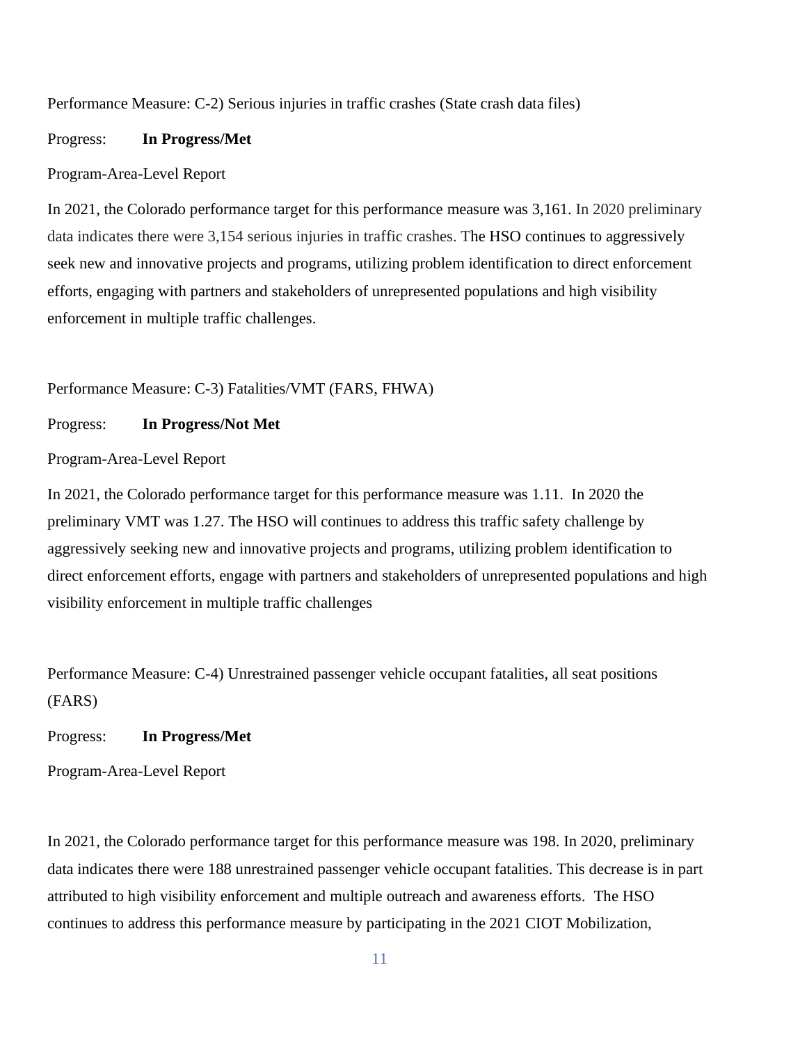Performance Measure: C-2) Serious injuries in traffic crashes (State crash data files)

Progress: **In Progress/Met**

Program-Area-Level Report

In 2021, the Colorado performance target for this performance measure was 3,161. In 2020 preliminary data indicates there were 3,154 serious injuries in traffic crashes. The HSO continues to aggressively seek new and innovative projects and programs, utilizing problem identification to direct enforcement efforts, engaging with partners and stakeholders of unrepresented populations and high visibility enforcement in multiple traffic challenges.

Performance Measure: C-3) Fatalities/VMT (FARS, FHWA)

Progress: **In Progress/Not Met**

Program-Area-Level Report

In 2021, the Colorado performance target for this performance measure was 1.11. In 2020 the preliminary VMT was 1.27. The HSO will continues to address this traffic safety challenge by aggressively seeking new and innovative projects and programs, utilizing problem identification to direct enforcement efforts, engage with partners and stakeholders of unrepresented populations and high visibility enforcement in multiple traffic challenges

Performance Measure: C-4) Unrestrained passenger vehicle occupant fatalities, all seat positions (FARS)

Progress: **In Progress/Met**

Program-Area-Level Report

In 2021, the Colorado performance target for this performance measure was 198. In 2020, preliminary data indicates there were 188 unrestrained passenger vehicle occupant fatalities. This decrease is in part attributed to high visibility enforcement and multiple outreach and awareness efforts. The HSO continues to address this performance measure by participating in the 2021 CIOT Mobilization,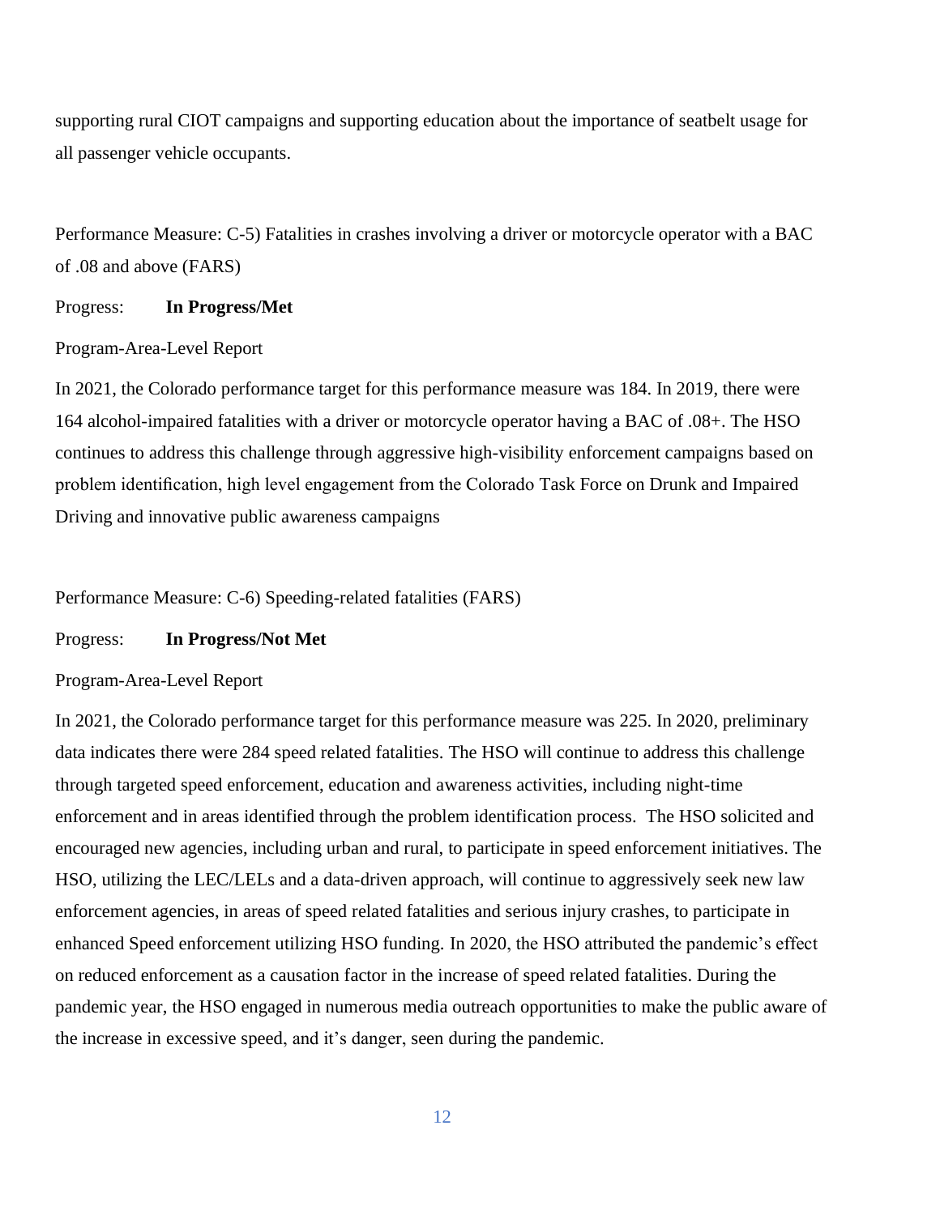supporting rural CIOT campaigns and supporting education about the importance of seatbelt usage for all passenger vehicle occupants.

Performance Measure: C-5) Fatalities in crashes involving a driver or motorcycle operator with a BAC of .08 and above (FARS)

Progress: **In Progress/Met**

Program-Area-Level Report

In 2021, the Colorado performance target for this performance measure was 184. In 2019, there were 164 alcohol-impaired fatalities with a driver or motorcycle operator having a BAC of .08+. The HSO continues to address this challenge through aggressive high-visibility enforcement campaigns based on problem identification, high level engagement from the Colorado Task Force on Drunk and Impaired Driving and innovative public awareness campaigns

Performance Measure: C-6) Speeding-related fatalities (FARS)

Progress: **In Progress/Not Met**

Program-Area-Level Report

In 2021, the Colorado performance target for this performance measure was 225. In 2020, preliminary data indicates there were 284 speed related fatalities. The HSO will continue to address this challenge through targeted speed enforcement, education and awareness activities, including night-time enforcement and in areas identified through the problem identification process. The HSO solicited and encouraged new agencies, including urban and rural, to participate in speed enforcement initiatives. The HSO, utilizing the LEC/LELs and a data-driven approach, will continue to aggressively seek new law enforcement agencies, in areas of speed related fatalities and serious injury crashes, to participate in enhanced Speed enforcement utilizing HSO funding. In 2020, the HSO attributed the pandemic's effect on reduced enforcement as a causation factor in the increase of speed related fatalities. During the pandemic year, the HSO engaged in numerous media outreach opportunities to make the public aware of the increase in excessive speed, and it's danger, seen during the pandemic.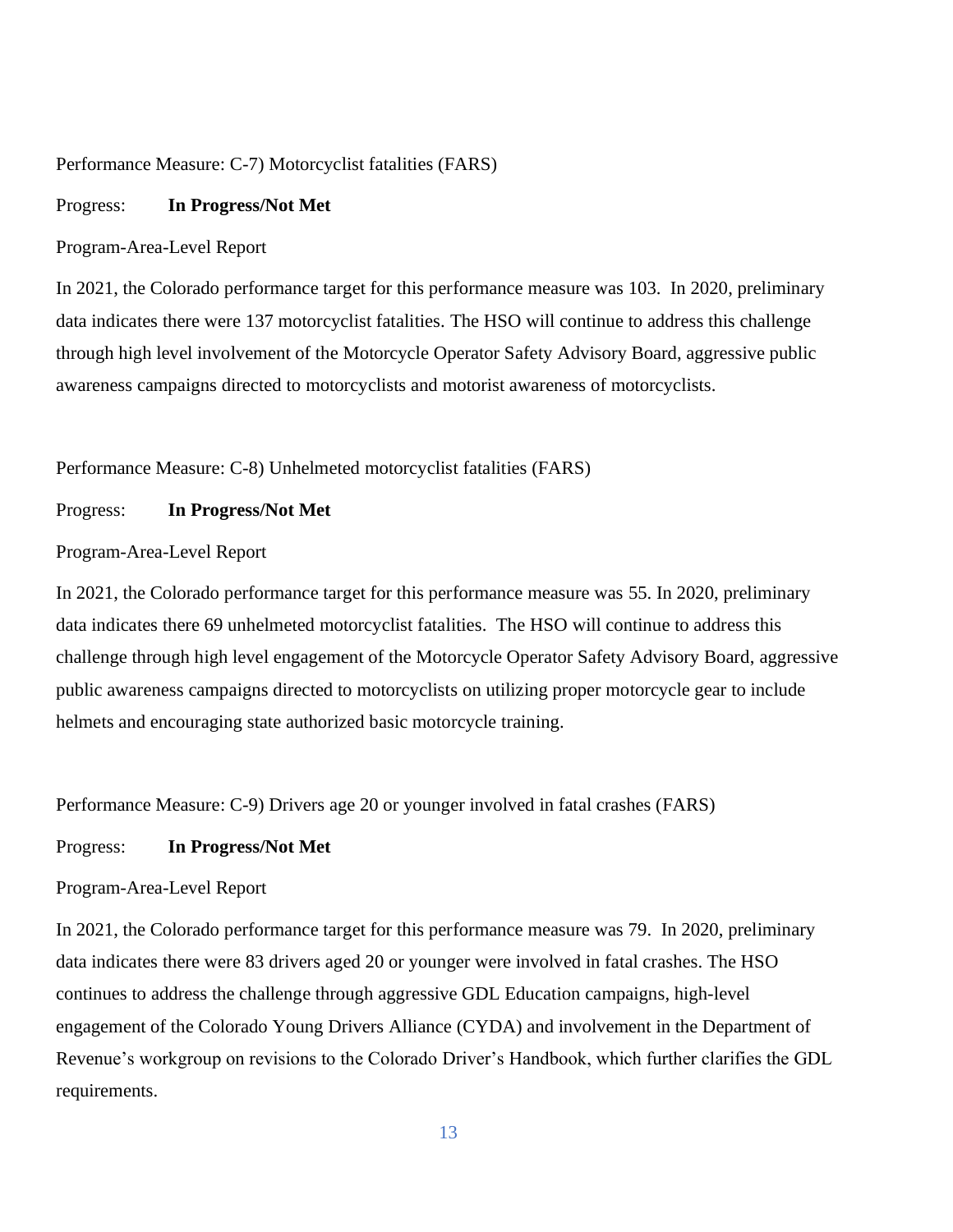Performance Measure: C-7) Motorcyclist fatalities (FARS)

Progress: **In Progress/Not Met**

Program-Area-Level Report

In 2021, the Colorado performance target for this performance measure was 103. In 2020, preliminary data indicates there were 137 motorcyclist fatalities. The HSO will continue to address this challenge through high level involvement of the Motorcycle Operator Safety Advisory Board, aggressive public awareness campaigns directed to motorcyclists and motorist awareness of motorcyclists.

Performance Measure: C-8) Unhelmeted motorcyclist fatalities (FARS)

Progress: **In Progress/Not Met**

Program-Area-Level Report

In 2021, the Colorado performance target for this performance measure was 55. In 2020, preliminary data indicates there 69 unhelmeted motorcyclist fatalities. The HSO will continue to address this challenge through high level engagement of the Motorcycle Operator Safety Advisory Board, aggressive public awareness campaigns directed to motorcyclists on utilizing proper motorcycle gear to include helmets and encouraging state authorized basic motorcycle training.

Performance Measure: C-9) Drivers age 20 or younger involved in fatal crashes (FARS)

Progress: **In Progress/Not Met**

Program-Area-Level Report

In 2021, the Colorado performance target for this performance measure was 79. In 2020, preliminary data indicates there were 83 drivers aged 20 or younger were involved in fatal crashes. The HSO continues to address the challenge through aggressive GDL Education campaigns, high-level engagement of the Colorado Young Drivers Alliance (CYDA) and involvement in the Department of Revenue's workgroup on revisions to the Colorado Driver's Handbook, which further clarifies the GDL requirements.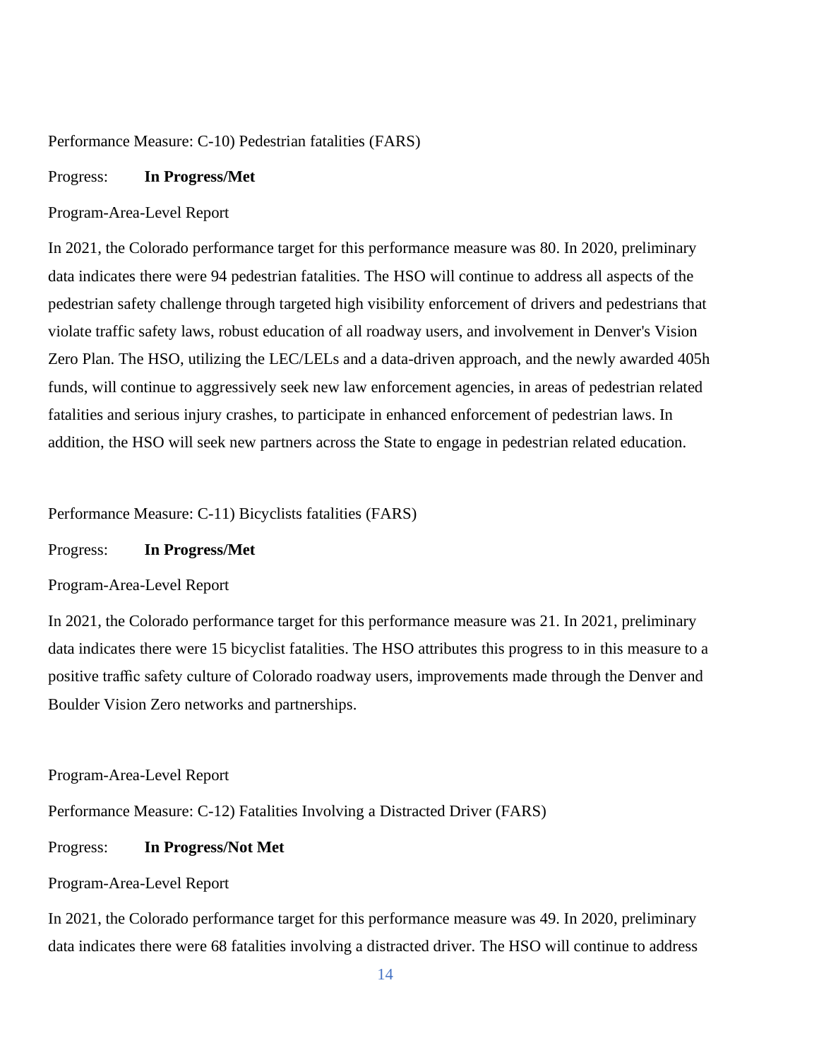Performance Measure: C-10) Pedestrian fatalities (FARS)

Progress: **In Progress/Met**

Program-Area-Level Report

In 2021, the Colorado performance target for this performance measure was 80. In 2020, preliminary data indicates there were 94 pedestrian fatalities. The HSO will continue to address all aspects of the pedestrian safety challenge through targeted high visibility enforcement of drivers and pedestrians that violate traffic safety laws, robust education of all roadway users, and involvement in Denver's Vision Zero Plan. The HSO, utilizing the LEC/LELs and a data-driven approach, and the newly awarded 405h funds, will continue to aggressively seek new law enforcement agencies, in areas of pedestrian related fatalities and serious injury crashes, to participate in enhanced enforcement of pedestrian laws. In addition, the HSO will seek new partners across the State to engage in pedestrian related education.

Performance Measure: C-11) Bicyclists fatalities (FARS)

Progress: **In Progress/Met**

Program-Area-Level Report

In 2021, the Colorado performance target for this performance measure was 21. In 2021, preliminary data indicates there were 15 bicyclist fatalities. The HSO attributes this progress to in this measure to a positive traffic safety culture of Colorado roadway users, improvements made through the Denver and Boulder Vision Zero networks and partnerships.

Program-Area-Level Report

Performance Measure: C-12) Fatalities Involving a Distracted Driver (FARS)

Progress: **In Progress/Not Met**

Program-Area-Level Report

In 2021, the Colorado performance target for this performance measure was 49. In 2020, preliminary data indicates there were 68 fatalities involving a distracted driver. The HSO will continue to address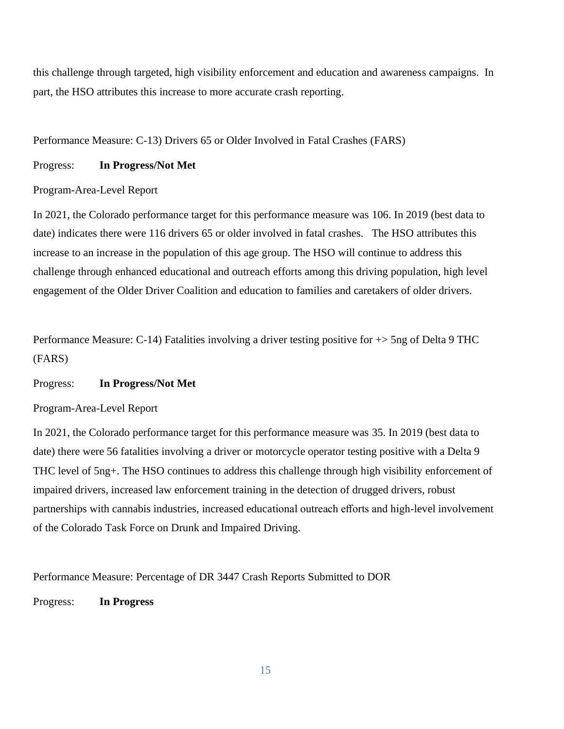this challenge through targeted, high visibility enforcement and education and awareness campaigns. In part, the HSO attributes this increase to more accurate crash reporting.

Performance Measure: C-13) Drivers 65 or Older Involved in Fatal Crashes (FARS)

Progress: **In Progress/Not Met**

Program-Area-Level Report

In 2021, the Colorado performance target for this performance measure was 106. In 2019 (best data to date) indicates there were 116 drivers 65 or older involved in fatal crashes. The HSO attributes this increase to an increase in the population of this age group. The HSO will continue to address this challenge through enhanced educational and outreach efforts among this driving population, high level engagement of the Older Driver Coalition and education to families and caretakers of older drivers.

Performance Measure: C-14) Fatalities involving a driver testing positive for +> 5ng of Delta 9 THC (FARS)

Progress: **In Progress/Not Met**

Program-Area-Level Report

In 2021, the Colorado performance target for this performance measure was 35. In 2019 (best data to date) there were 56 fatalities involving a driver or motorcycle operator testing positive with a Delta 9 THC level of 5ng+. The HSO continues to address this challenge through high visibility enforcement of impaired drivers, increased law enforcement training in the detection of drugged drivers, robust partnerships with cannabis industries, increased educational outreach efforts and high-level involvement of the Colorado Task Force on Drunk and Impaired Driving.

Performance Measure: Percentage of DR 3447 Crash Reports Submitted to DOR

Progress: **In Progress**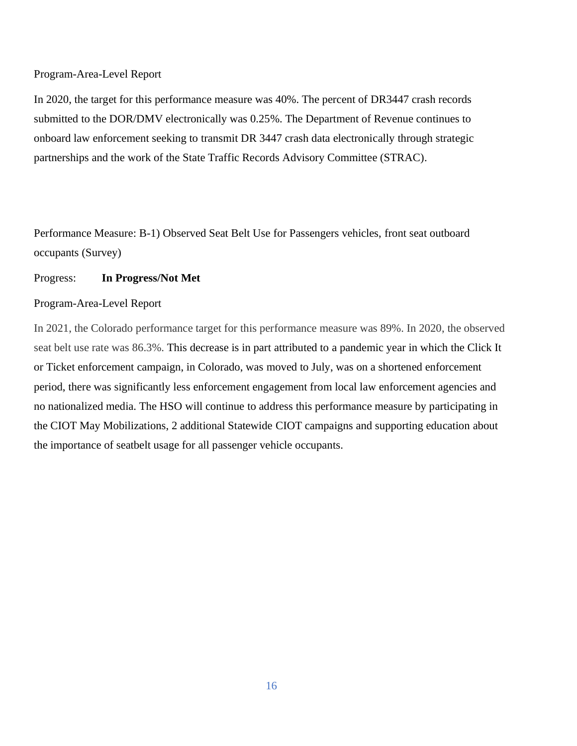Program-Area-Level Report

In 2020, the target for this performance measure was 40%. The percent of DR3447 crash records submitted to the DOR/DMV electronically was 0.25%. The Department of Revenue continues to onboard law enforcement seeking to transmit DR 3447 crash data electronically through strategic partnerships and the work of the State Traffic Records Advisory Committee (STRAC).

Performance Measure: B-1) Observed Seat Belt Use for Passengers vehicles, front seat outboard occupants (Survey)

Progress: **In Progress/Not Met**

Program-Area-Level Report

In 2021, the Colorado performance target for this performance measure was 89%. In 2020, the observed seat belt use rate was 86.3%. This decrease is in part attributed to a pandemic year in which the Click It or Ticket enforcement campaign, in Colorado, was moved to July, was on a shortened enforcement period, there was significantly less enforcement engagement from local law enforcement agencies and no nationalized media. The HSO will continue to address this performance measure by participating in the CIOT May Mobilizations, 2 additional Statewide CIOT campaigns and supporting education about the importance of seatbelt usage for all passenger vehicle occupants.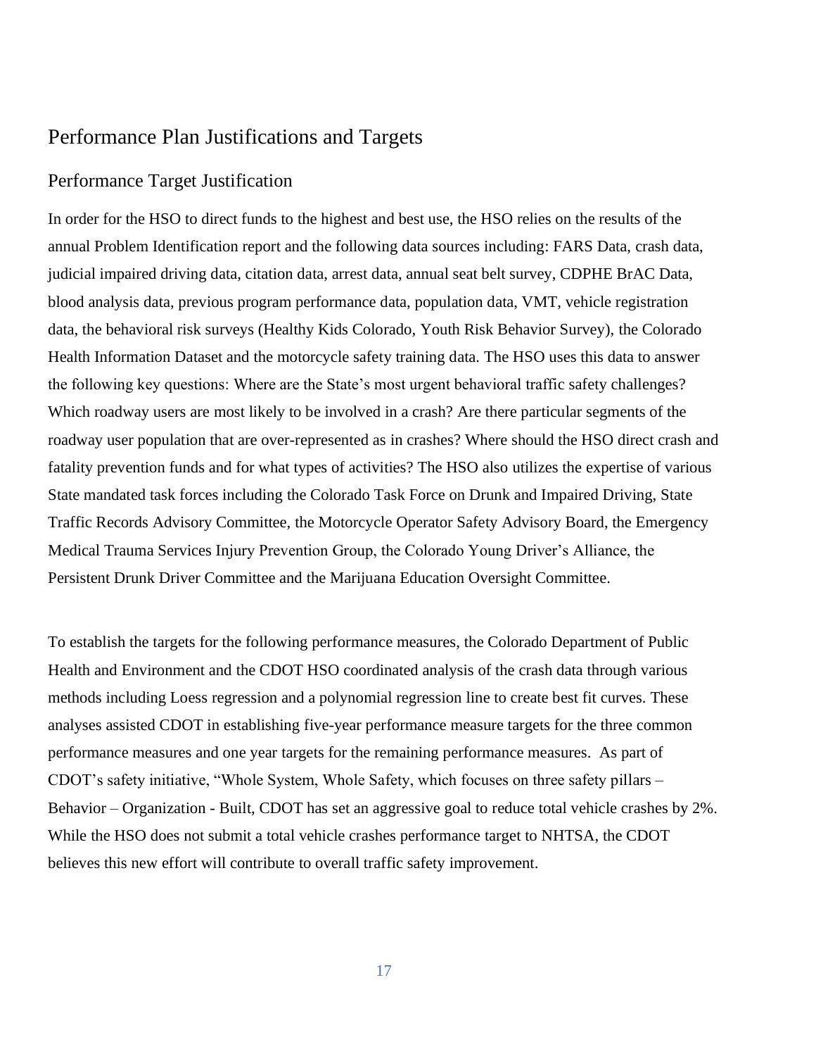# Performance Plan Justifications and Targets

## Performance Target Justification

In order for the HSO to direct funds to the highest and best use, the HSO relies on the results of the annual Problem Identification report and the following data sources including: FARS Data, crash data, judicial impaired driving data, citation data, arrest data, annual seat belt survey, CDPHE BrAC Data, blood analysis data, previous program performance data, population data, VMT, vehicle registration data, the behavioral risk surveys (Healthy Kids Colorado, Youth Risk Behavior Survey), the Colorado Health Information Dataset and the motorcycle safety training data. The HSO uses this data to answer the following key questions: Where are the State's most urgent behavioral traffic safety challenges? Which roadway users are most likely to be involved in a crash? Are there particular segments of the roadway user population that are over-represented as in crashes? Where should the HSO direct crash and fatality prevention funds and for what types of activities? The HSO also utilizes the expertise of various State mandated task forces including the Colorado Task Force on Drunk and Impaired Driving, State Traffic Records Advisory Committee, the Motorcycle Operator Safety Advisory Board, the Emergency Medical Trauma Services Injury Prevention Group, the Colorado Young Driver's Alliance, the Persistent Drunk Driver Committee and the Marijuana Education Oversight Committee.

To establish the targets for the following performance measures, the Colorado Department of Public Health and Environment and the CDOT HSO coordinated analysis of the crash data through various methods including Loess regression and a polynomial regression line to create best fit curves. These analyses assisted CDOT in establishing five-year performance measure targets for the three common performance measures and one year targets for the remaining performance measures. As part of CDOT's safety initiative, "Whole System, Whole Safety, which focuses on three safety pillars – Behavior – Organization - Built, CDOT has set an aggressive goal to reduce total vehicle crashes by 2%. While the HSO does not submit a total vehicle crashes performance target to NHTSA, the CDOT believes this new effort will contribute to overall traffic safety improvement.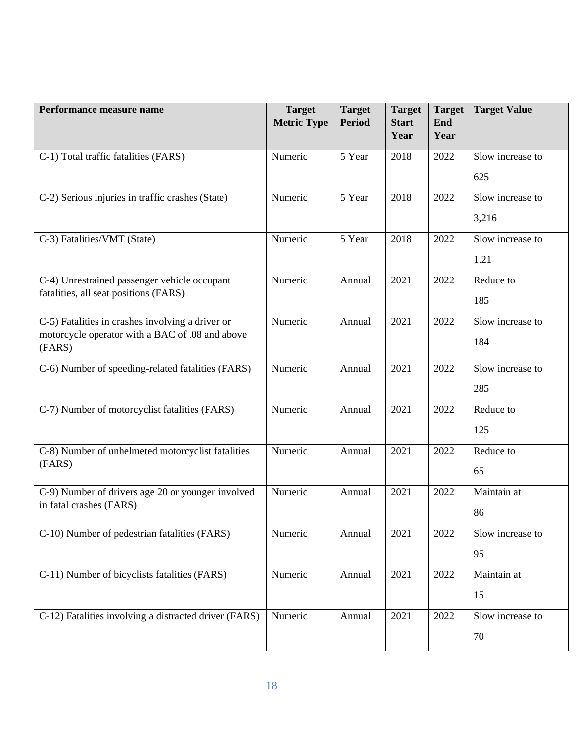| Performance measure name | Target Metric Type | Target Period | Target Start Year | Target End Year | Target Value |
|---|---|---|---|---|---|
| C-1) Total traffic fatalities (FARS) | Numeric | 5 Year | 2018 | 2022 | Slow increase to 625 |
| C-2) Serious injuries in traffic crashes (State) | Numeric | 5 Year | 2018 | 2022 | Slow increase to 3,216 |
| C-3) Fatalities/VMT (State) | Numeric | 5 Year | 2018 | 2022 | Slow increase to 1.21 |
| C-4) Unrestrained passenger vehicle occupant fatalities, all seat positions (FARS) | Numeric | Annual | 2021 | 2022 | Reduce to 185 |
| C-5) Fatalities in crashes involving a driver or motorcycle operator with a BAC of .08 and above (FARS) | Numeric | Annual | 2021 | 2022 | Slow increase to 184 |
| C-6) Number of speeding-related fatalities (FARS) | Numeric | Annual | 2021 | 2022 | Slow increase to 285 |
| C-7) Number of motorcyclist fatalities (FARS) | Numeric | Annual | 2021 | 2022 | Reduce to 125 |
| C-8) Number of unhelmeted motorcyclist fatalities (FARS) | Numeric | Annual | 2021 | 2022 | Reduce to 65 |
| C-9) Number of drivers age 20 or younger involved in fatal crashes (FARS) | Numeric | Annual | 2021 | 2022 | Maintain at 86 |
| C-10) Number of pedestrian fatalities (FARS) | Numeric | Annual | 2021 | 2022 | Slow increase to 95 |
| C-11) Number of bicyclists fatalities (FARS) | Numeric | Annual | 2021 | 2022 | Maintain at 15 |
| C-12) Fatalities involving a distracted driver (FARS) | Numeric | Annual | 2021 | 2022 | Slow increase to 70 |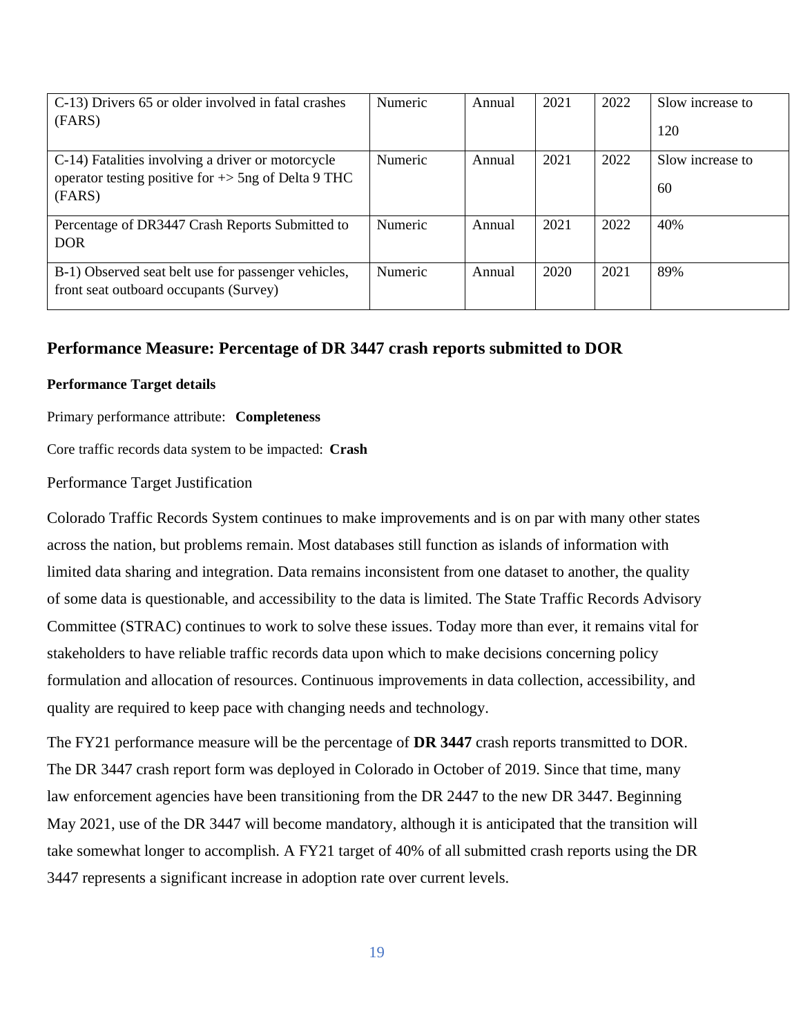| C-13) Drivers 65 or older involved in fatal crashes (FARS) | Numeric | Annual | 2021 | 2022 | Slow increase to 120 |
|---|---|---|---|---|---|
| C-14) Fatalities involving a driver or motorcycle operator testing positive for +> 5ng of Delta 9 THC (FARS) | Numeric | Annual | 2021 | 2022 | Slow increase to 60 |
| Percentage of DR3447 Crash Reports Submitted to DOR | Numeric | Annual | 2021 | 2022 | 40% |
| B-1) Observed seat belt use for passenger vehicles, front seat outboard occupants (Survey) | Numeric | Annual | 2020 | 2021 | 89% |

## Performance Measure: Percentage of DR 3447 crash reports submitted to DOR

#### Performance Target details

Primary performance attribute: **Completeness**

Core traffic records data system to be impacted: **Crash**

Performance Target Justification

Colorado Traffic Records System continues to make improvements and is on par with many other states across the nation, but problems remain. Most databases still function as islands of information with limited data sharing and integration. Data remains inconsistent from one dataset to another, the quality of some data is questionable, and accessibility to the data is limited. The State Traffic Records Advisory Committee (STRAC) continues to work to solve these issues. Today more than ever, it remains vital for stakeholders to have reliable traffic records data upon which to make decisions concerning policy formulation and allocation of resources. Continuous improvements in data collection, accessibility, and quality are required to keep pace with changing needs and technology.

The FY21 performance measure will be the percentage of **DR 3447** crash reports transmitted to DOR. The DR 3447 crash report form was deployed in Colorado in October of 2019. Since that time, many law enforcement agencies have been transitioning from the DR 2447 to the new DR 3447. Beginning May 2021, use of the DR 3447 will become mandatory, although it is anticipated that the transition will take somewhat longer to accomplish. A FY21 target of 40% of all submitted crash reports using the DR 3447 represents a significant increase in adoption rate over current levels.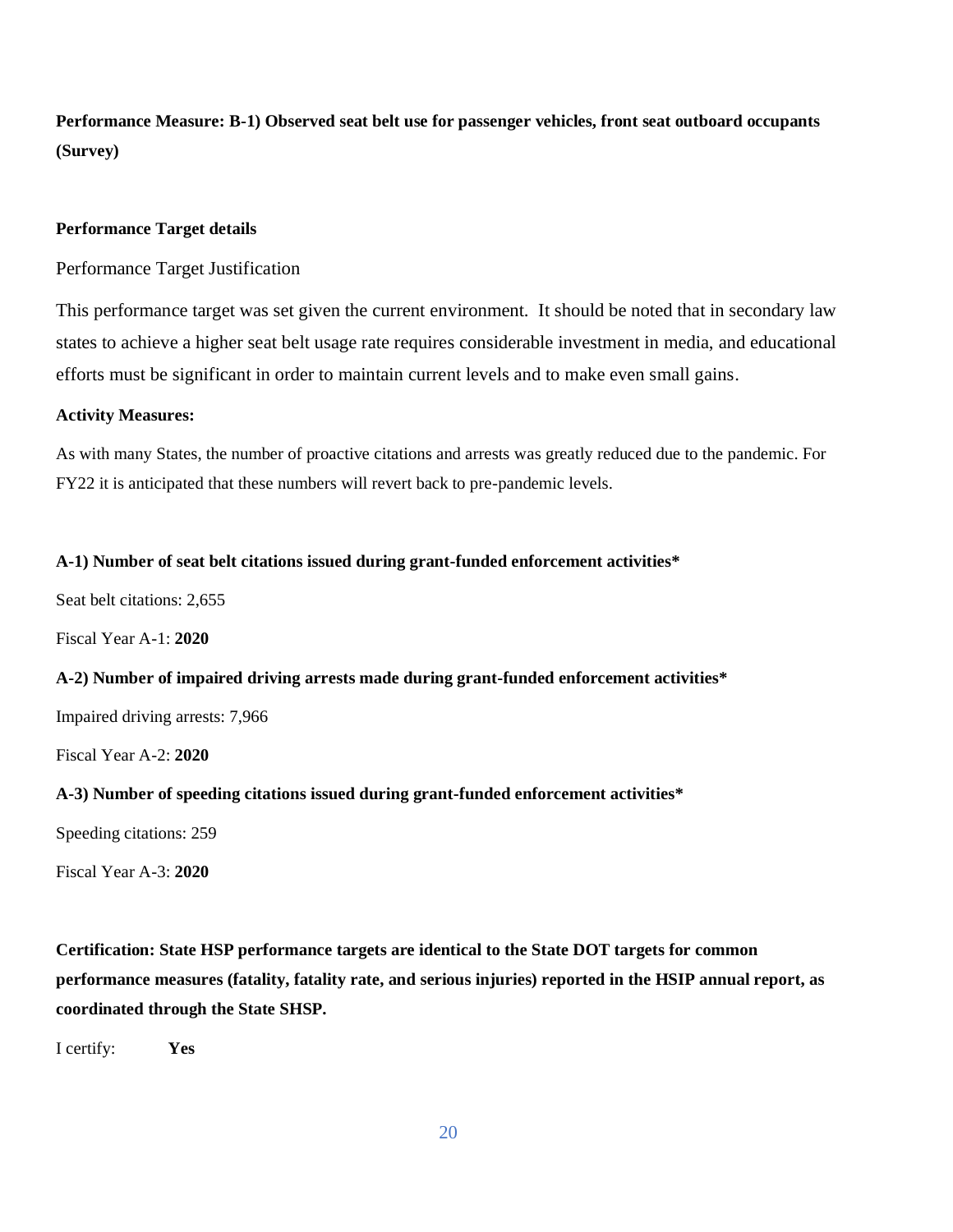**Performance Measure: B-1) Observed seat belt use for passenger vehicles, front seat outboard occupants (Survey)**

**Performance Target details**

Performance Target Justification

This performance target was set given the current environment. It should be noted that in secondary law states to achieve a higher seat belt usage rate requires considerable investment in media, and educational efforts must be significant in order to maintain current levels and to make even small gains.

**Activity Measures:**

As with many States, the number of proactive citations and arrests was greatly reduced due to the pandemic. For FY22 it is anticipated that these numbers will revert back to pre-pandemic levels.

**A-1) Number of seat belt citations issued during grant-funded enforcement activities***

Seat belt citations: 2,655

Fiscal Year A-1: **2020**

**A-2) Number of impaired driving arrests made during grant-funded enforcement activities***

Impaired driving arrests: 7,966

Fiscal Year A-2: **2020**

**A-3) Number of speeding citations issued during grant-funded enforcement activities***

Speeding citations: 259

Fiscal Year A-3: **2020**

**Certification: State HSP performance targets are identical to the State DOT targets for common performance measures (fatality, fatality rate, and serious injuries) reported in the HSIP annual report, as coordinated through the State SHSP.**

I certify: **Yes**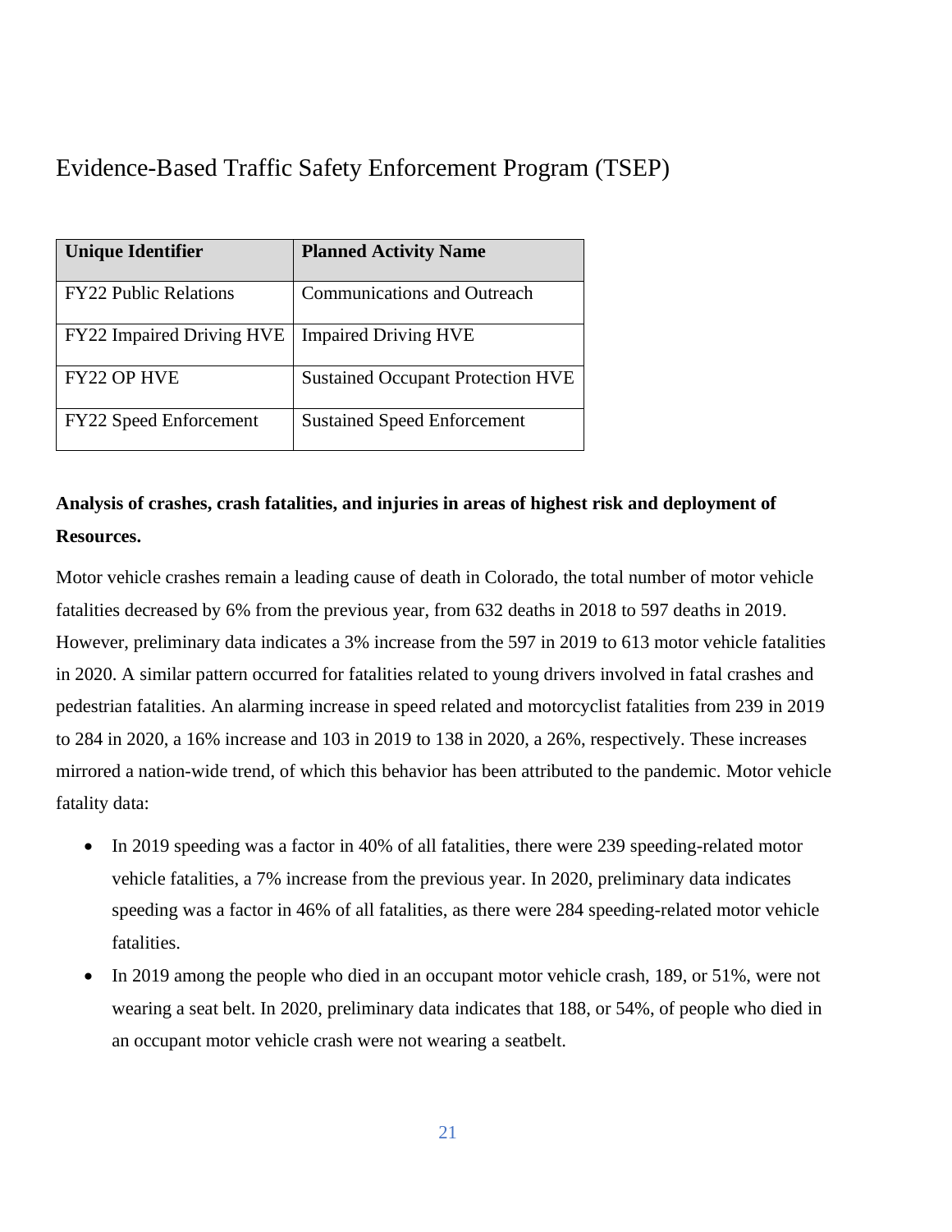# Evidence-Based Traffic Safety Enforcement Program (TSEP)

| Unique Identifier | Planned Activity Name |
| --- | --- |
| FY22 Public Relations | Communications and Outreach |
| FY22 Impaired Driving HVE | Impaired Driving HVE |
| FY22 OP HVE | Sustained Occupant Protection HVE |
| FY22 Speed Enforcement | Sustained Speed Enforcement |

**Analysis of crashes, crash fatalities, and injuries in areas of highest risk and deployment of Resources.**

Motor vehicle crashes remain a leading cause of death in Colorado, the total number of motor vehicle fatalities decreased by 6% from the previous year, from 632 deaths in 2018 to 597 deaths in 2019. However, preliminary data indicates a 3% increase from the 597 in 2019 to 613 motor vehicle fatalities in 2020. A similar pattern occurred for fatalities related to young drivers involved in fatal crashes and pedestrian fatalities. An alarming increase in speed related and motorcyclist fatalities from 239 in 2019 to 284 in 2020, a 16% increase and 103 in 2019 to 138 in 2020, a 26%, respectively. These increases mirrored a nation-wide trend, of which this behavior has been attributed to the pandemic. Motor vehicle fatality data:

- In 2019 speeding was a factor in 40% of all fatalities, there were 239 speeding-related motor vehicle fatalities, a 7% increase from the previous year. In 2020, preliminary data indicates speeding was a factor in 46% of all fatalities, as there were 284 speeding-related motor vehicle fatalities.
- In 2019 among the people who died in an occupant motor vehicle crash, 189, or 51%, were not wearing a seat belt. In 2020, preliminary data indicates that 188, or 54%, of people who died in an occupant motor vehicle crash were not wearing a seatbelt.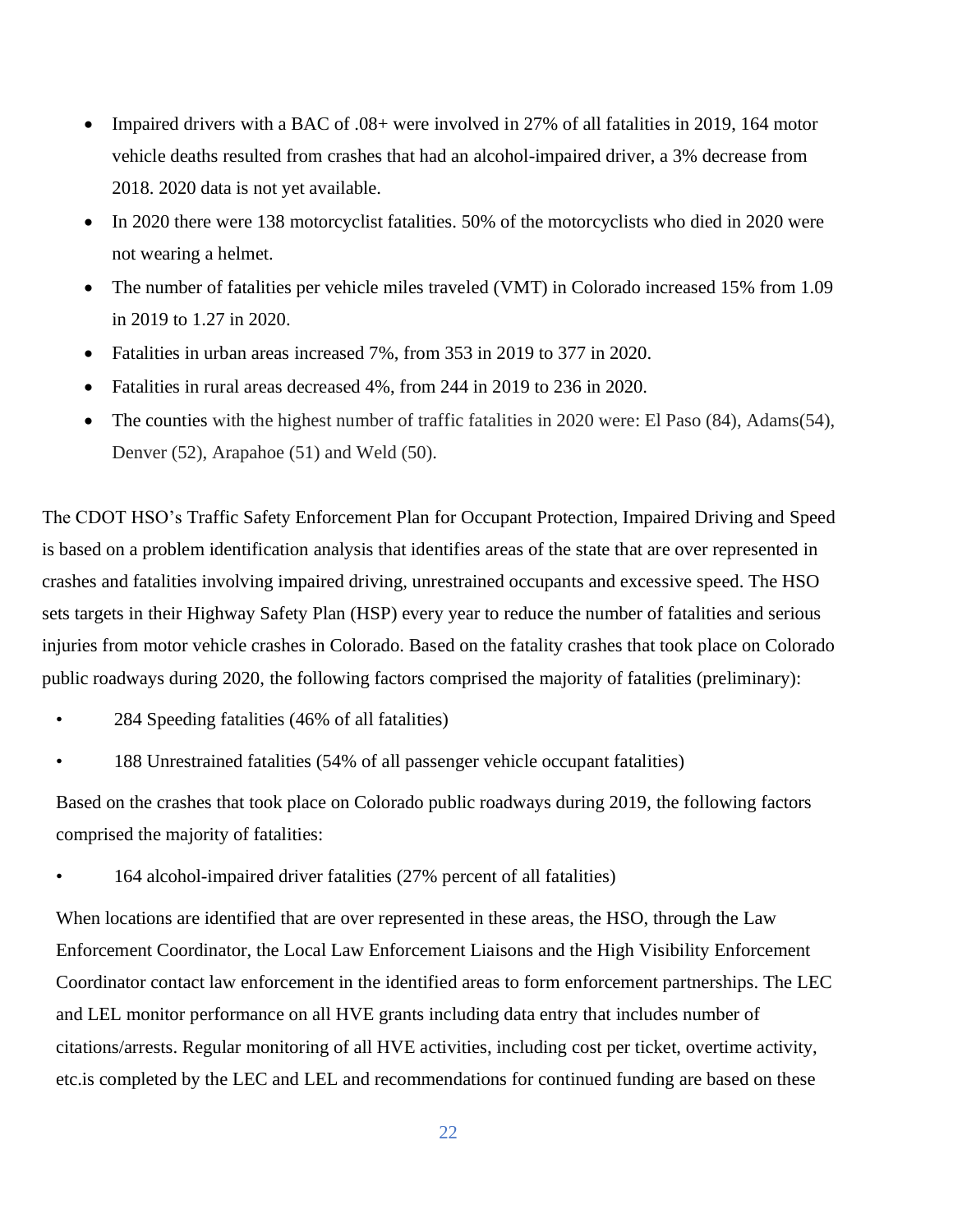- Impaired drivers with a BAC of .08+ were involved in 27% of all fatalities in 2019, 164 motor vehicle deaths resulted from crashes that had an alcohol-impaired driver, a 3% decrease from 2018. 2020 data is not yet available.
- In 2020 there were 138 motorcyclist fatalities. 50% of the motorcyclists who died in 2020 were not wearing a helmet.
- The number of fatalities per vehicle miles traveled (VMT) in Colorado increased 15% from 1.09 in 2019 to 1.27 in 2020.
- Fatalities in urban areas increased 7%, from 353 in 2019 to 377 in 2020.
- Fatalities in rural areas decreased 4%, from 244 in 2019 to 236 in 2020.
- The counties with the highest number of traffic fatalities in 2020 were: El Paso (84), Adams(54), Denver (52), Arapahoe (51) and Weld (50).

The CDOT HSO's Traffic Safety Enforcement Plan for Occupant Protection, Impaired Driving and Speed is based on a problem identification analysis that identifies areas of the state that are over represented in crashes and fatalities involving impaired driving, unrestrained occupants and excessive speed. The HSO sets targets in their Highway Safety Plan (HSP) every year to reduce the number of fatalities and serious injuries from motor vehicle crashes in Colorado. Based on the fatality crashes that took place on Colorado public roadways during 2020, the following factors comprised the majority of fatalities (preliminary):

- 284 Speeding fatalities (46% of all fatalities)
- 188 Unrestrained fatalities (54% of all passenger vehicle occupant fatalities)

Based on the crashes that took place on Colorado public roadways during 2019, the following factors comprised the majority of fatalities:

- 164 alcohol-impaired driver fatalities (27% percent of all fatalities)

When locations are identified that are over represented in these areas, the HSO, through the Law Enforcement Coordinator, the Local Law Enforcement Liaisons and the High Visibility Enforcement Coordinator contact law enforcement in the identified areas to form enforcement partnerships. The LEC and LEL monitor performance on all HVE grants including data entry that includes number of citations/arrests. Regular monitoring of all HVE activities, including cost per ticket, overtime activity, etc.is completed by the LEC and LEL and recommendations for continued funding are based on these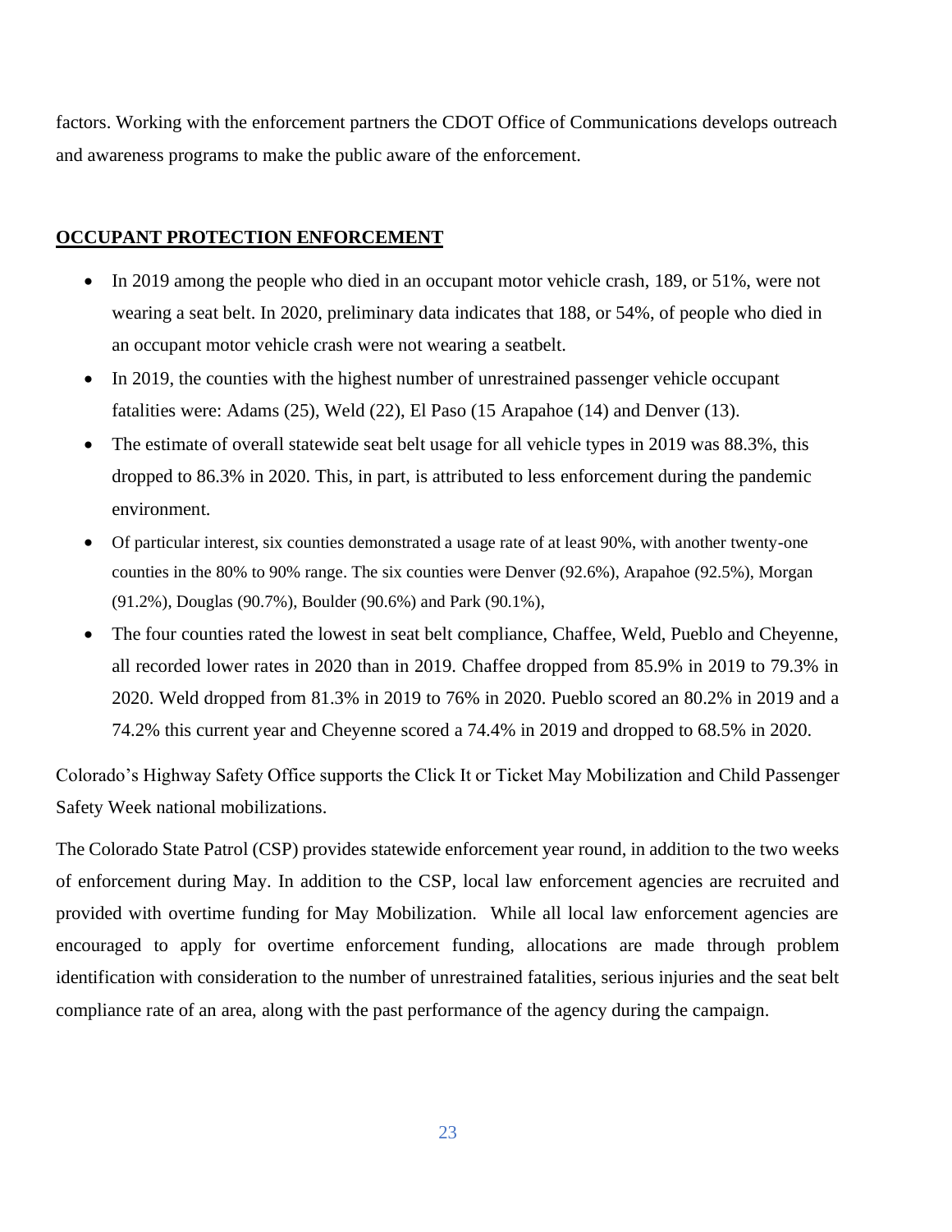factors. Working with the enforcement partners the CDOT Office of Communications develops outreach and awareness programs to make the public aware of the enforcement.

## OCCUPANT PROTECTION ENFORCEMENT

- In 2019 among the people who died in an occupant motor vehicle crash, 189, or 51%, were not wearing a seat belt. In 2020, preliminary data indicates that 188, or 54%, of people who died in an occupant motor vehicle crash were not wearing a seatbelt.
- In 2019, the counties with the highest number of unrestrained passenger vehicle occupant fatalities were: Adams (25), Weld (22), El Paso (15 Arapahoe (14) and Denver (13).
- The estimate of overall statewide seat belt usage for all vehicle types in 2019 was 88.3%, this dropped to 86.3% in 2020. This, in part, is attributed to less enforcement during the pandemic environment.
- Of particular interest, six counties demonstrated a usage rate of at least 90%, with another twenty-one counties in the 80% to 90% range. The six counties were Denver (92.6%), Arapahoe (92.5%), Morgan (91.2%), Douglas (90.7%), Boulder (90.6%) and Park (90.1%),
- The four counties rated the lowest in seat belt compliance, Chaffee, Weld, Pueblo and Cheyenne, all recorded lower rates in 2020 than in 2019. Chaffee dropped from 85.9% in 2019 to 79.3% in 2020. Weld dropped from 81.3% in 2019 to 76% in 2020. Pueblo scored an 80.2% in 2019 and a 74.2% this current year and Cheyenne scored a 74.4% in 2019 and dropped to 68.5% in 2020.

Colorado's Highway Safety Office supports the Click It or Ticket May Mobilization and Child Passenger Safety Week national mobilizations.

The Colorado State Patrol (CSP) provides statewide enforcement year round, in addition to the two weeks of enforcement during May. In addition to the CSP, local law enforcement agencies are recruited and provided with overtime funding for May Mobilization. While all local law enforcement agencies are encouraged to apply for overtime enforcement funding, allocations are made through problem identification with consideration to the number of unrestrained fatalities, serious injuries and the seat belt compliance rate of an area, along with the past performance of the agency during the campaign.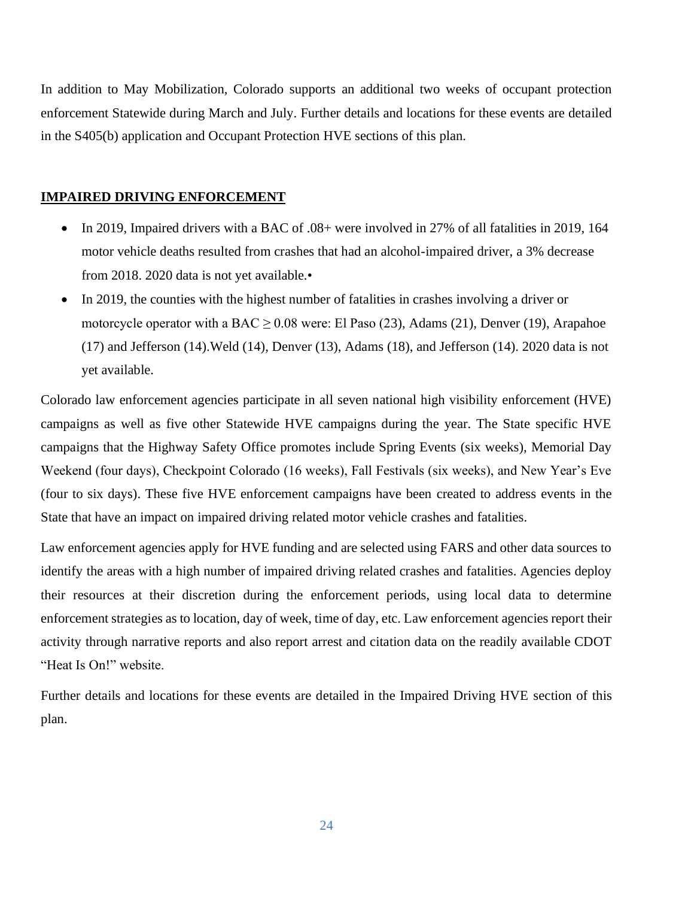In addition to May Mobilization, Colorado supports an additional two weeks of occupant protection enforcement Statewide during March and July. Further details and locations for these events are detailed in the S405(b) application and Occupant Protection HVE sections of this plan.

## IMPAIRED DRIVING ENFORCEMENT

- In 2019, Impaired drivers with a BAC of .08+ were involved in 27% of all fatalities in 2019, 164 motor vehicle deaths resulted from crashes that had an alcohol-impaired driver, a 3% decrease from 2018. 2020 data is not yet available.•
- In 2019, the counties with the highest number of fatalities in crashes involving a driver or motorcycle operator with a BAC $\geq 0.08$ were: El Paso (23), Adams (21), Denver (19), Arapahoe (17) and Jefferson (14).Weld (14), Denver (13), Adams (18), and Jefferson (14). 2020 data is not yet available.

Colorado law enforcement agencies participate in all seven national high visibility enforcement (HVE) campaigns as well as five other Statewide HVE campaigns during the year. The State specific HVE campaigns that the Highway Safety Office promotes include Spring Events (six weeks), Memorial Day Weekend (four days), Checkpoint Colorado (16 weeks), Fall Festivals (six weeks), and New Year's Eve (four to six days). These five HVE enforcement campaigns have been created to address events in the State that have an impact on impaired driving related motor vehicle crashes and fatalities.

Law enforcement agencies apply for HVE funding and are selected using FARS and other data sources to identify the areas with a high number of impaired driving related crashes and fatalities. Agencies deploy their resources at their discretion during the enforcement periods, using local data to determine enforcement strategies as to location, day of week, time of day, etc. Law enforcement agencies report their activity through narrative reports and also report arrest and citation data on the readily available CDOT "Heat Is On!" website.

Further details and locations for these events are detailed in the Impaired Driving HVE section of this plan.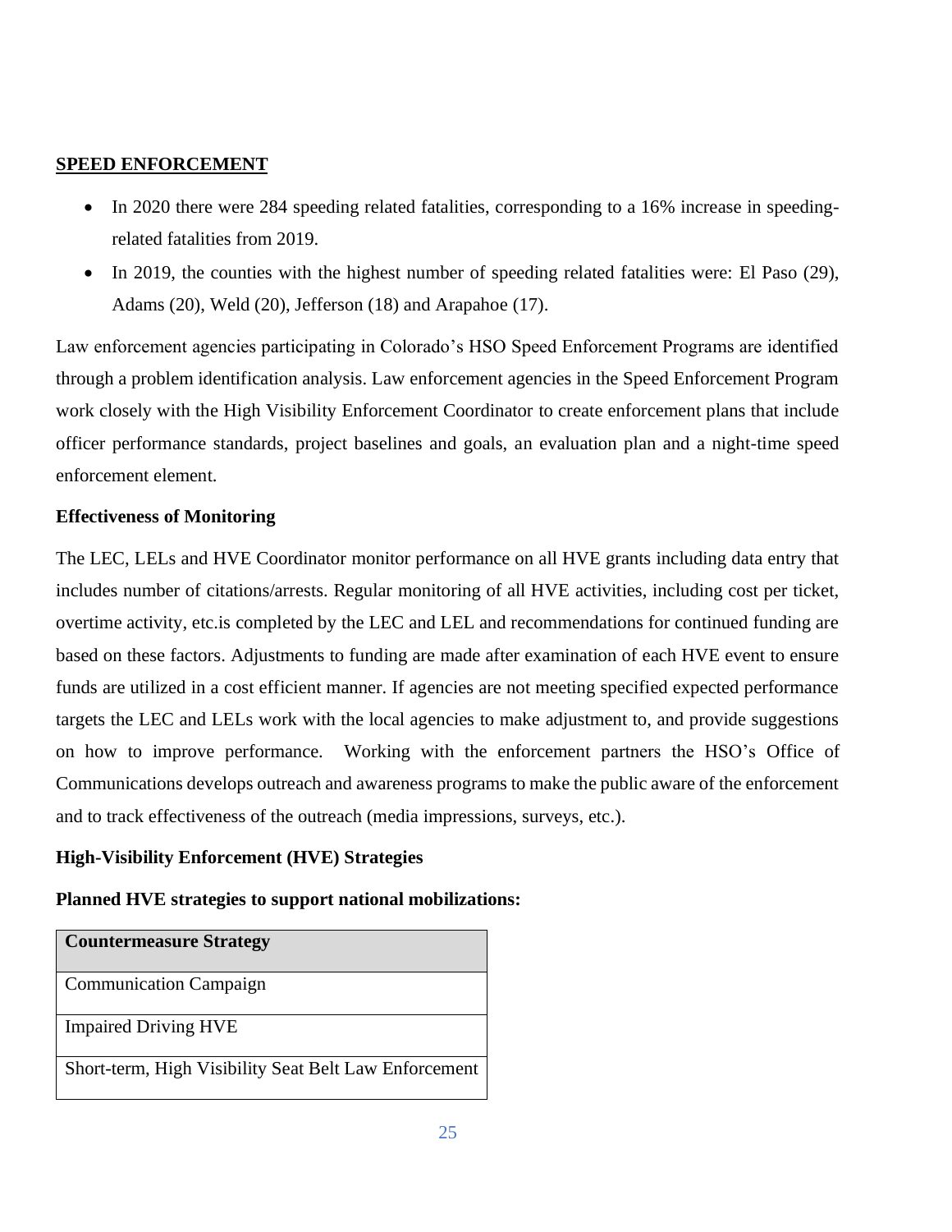## SPEED ENFORCEMENT

- In 2020 there were 284 speeding related fatalities, corresponding to a 16% increase in speeding-related fatalities from 2019.
- In 2019, the counties with the highest number of speeding related fatalities were: El Paso (29), Adams (20), Weld (20), Jefferson (18) and Arapahoe (17).

Law enforcement agencies participating in Colorado's HSO Speed Enforcement Programs are identified through a problem identification analysis. Law enforcement agencies in the Speed Enforcement Program work closely with the High Visibility Enforcement Coordinator to create enforcement plans that include officer performance standards, project baselines and goals, an evaluation plan and a night-time speed enforcement element.

### Effectiveness of Monitoring

The LEC, LELs and HVE Coordinator monitor performance on all HVE grants including data entry that includes number of citations/arrests. Regular monitoring of all HVE activities, including cost per ticket, overtime activity, etc.is completed by the LEC and LEL and recommendations for continued funding are based on these factors. Adjustments to funding are made after examination of each HVE event to ensure funds are utilized in a cost efficient manner. If agencies are not meeting specified expected performance targets the LEC and LELs work with the local agencies to make adjustment to, and provide suggestions on how to improve performance. Working with the enforcement partners the HSO's Office of Communications develops outreach and awareness programs to make the public aware of the enforcement and to track effectiveness of the outreach (media impressions, surveys, etc.).

### High-Visibility Enforcement (HVE) Strategies

**Planned HVE strategies to support national mobilizations:**

| Countermeasure Strategy |
|---|
| Communication Campaign |
| Impaired Driving HVE |
| Short-term, High Visibility Seat Belt Law Enforcement |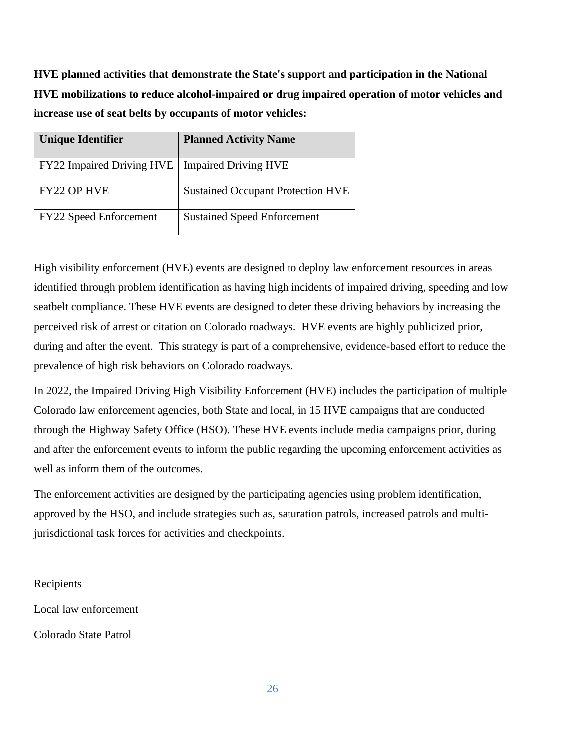**HVE planned activities that demonstrate the State's support and participation in the National HVE mobilizations to reduce alcohol-impaired or drug impaired operation of motor vehicles and increase use of seat belts by occupants of motor vehicles:**

| Unique Identifier | Planned Activity Name |
|---|---|
| FY22 Impaired Driving HVE | Impaired Driving HVE |
| FY22 OP HVE | Sustained Occupant Protection HVE |
| FY22 Speed Enforcement | Sustained Speed Enforcement |

High visibility enforcement (HVE) events are designed to deploy law enforcement resources in areas identified through problem identification as having high incidents of impaired driving, speeding and low seatbelt compliance. These HVE events are designed to deter these driving behaviors by increasing the perceived risk of arrest or citation on Colorado roadways. HVE events are highly publicized prior, during and after the event. This strategy is part of a comprehensive, evidence-based effort to reduce the prevalence of high risk behaviors on Colorado roadways.

In 2022, the Impaired Driving High Visibility Enforcement (HVE) includes the participation of multiple Colorado law enforcement agencies, both State and local, in 15 HVE campaigns that are conducted through the Highway Safety Office (HSO). These HVE events include media campaigns prior, during and after the enforcement events to inform the public regarding the upcoming enforcement activities as well as inform them of the outcomes.

The enforcement activities are designed by the participating agencies using problem identification, approved by the HSO, and include strategies such as, saturation patrols, increased patrols and multi-jurisdictional task forces for activities and checkpoints.

Recipients

Local law enforcement

Colorado State Patrol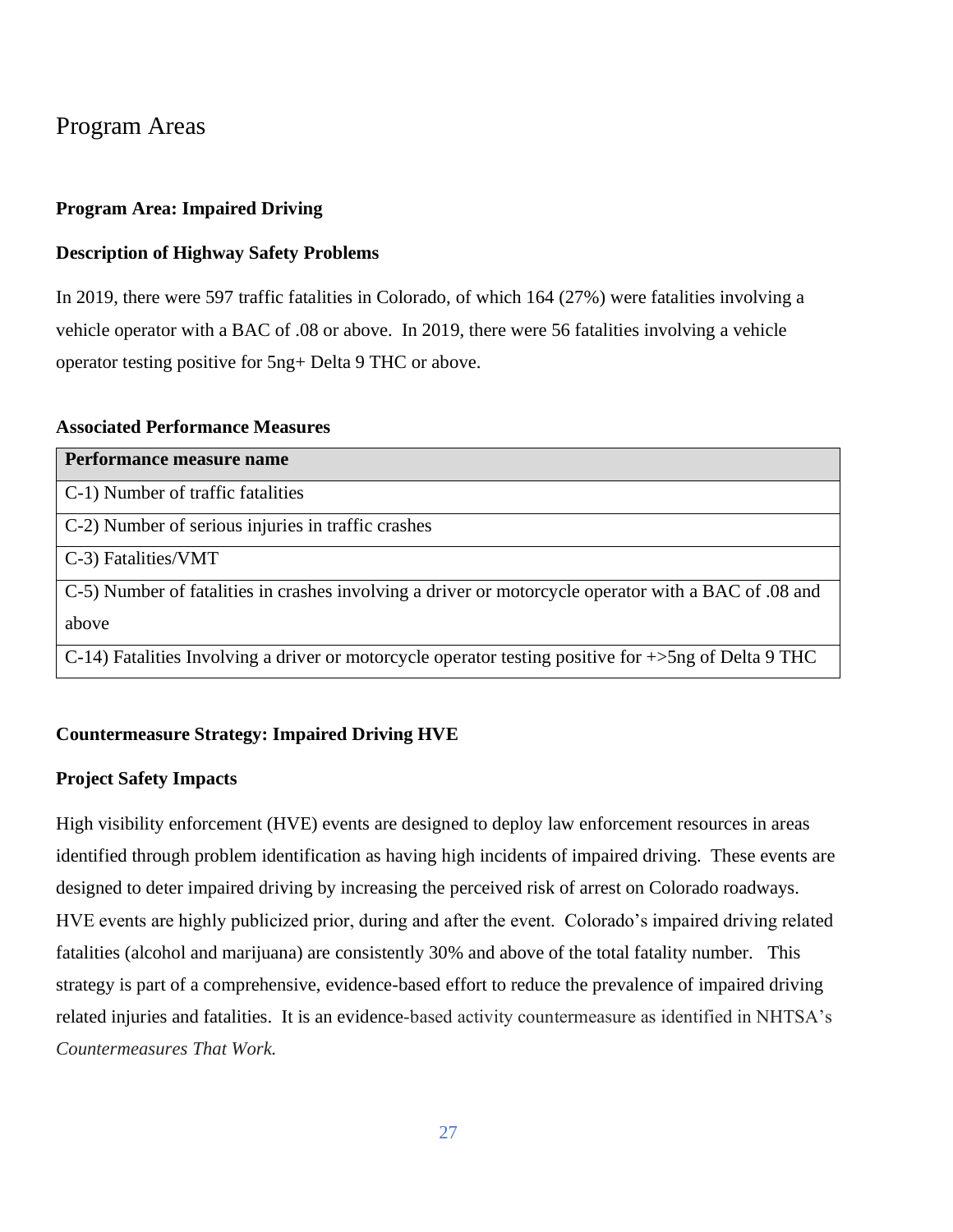# Program Areas

## Program Area: Impaired Driving

### Description of Highway Safety Problems

In 2019, there were 597 traffic fatalities in Colorado, of which 164 (27%) were fatalities involving a vehicle operator with a BAC of .08 or above. In 2019, there were 56 fatalities involving a vehicle operator testing positive for 5ng+ Delta 9 THC or above.

### Associated Performance Measures

| Performance measure name |
| --- |
| C-1) Number of traffic fatalities |
| C-2) Number of serious injuries in traffic crashes |
| C-3) Fatalities/VMT |
| C-5) Number of fatalities in crashes involving a driver or motorcycle operator with a BAC of .08 and above |
| C-14) Fatalities Involving a driver or motorcycle operator testing positive for +>5ng of Delta 9 THC |

### Countermeasure Strategy: Impaired Driving HVE

### Project Safety Impacts

High visibility enforcement (HVE) events are designed to deploy law enforcement resources in areas identified through problem identification as having high incidents of impaired driving. These events are designed to deter impaired driving by increasing the perceived risk of arrest on Colorado roadways. HVE events are highly publicized prior, during and after the event. Colorado's impaired driving related fatalities (alcohol and marijuana) are consistently 30% and above of the total fatality number. This strategy is part of a comprehensive, evidence-based effort to reduce the prevalence of impaired driving related injuries and fatalities. It is an evidence-based activity countermeasure as identified in NHTSA's *Countermeasures That Work.*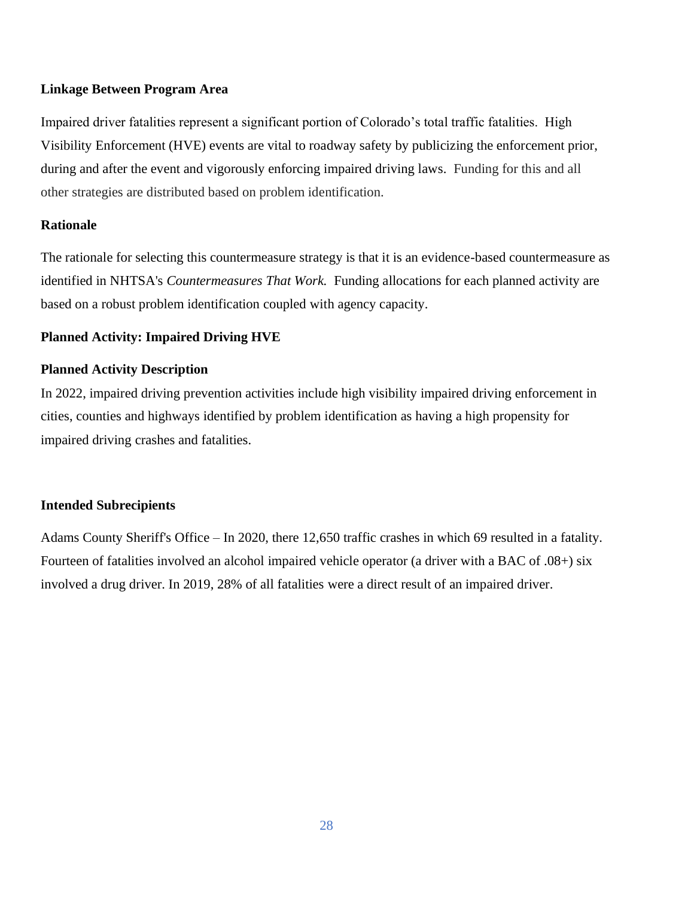**Linkage Between Program Area**

Impaired driver fatalities represent a significant portion of Colorado's total traffic fatalities. High Visibility Enforcement (HVE) events are vital to roadway safety by publicizing the enforcement prior, during and after the event and vigorously enforcing impaired driving laws. Funding for this and all other strategies are distributed based on problem identification.

**Rationale**

The rationale for selecting this countermeasure strategy is that it is an evidence-based countermeasure as identified in NHTSA's *Countermeasures That Work.* Funding allocations for each planned activity are based on a robust problem identification coupled with agency capacity.

**Planned Activity: Impaired Driving HVE**

**Planned Activity Description**

In 2022, impaired driving prevention activities include high visibility impaired driving enforcement in cities, counties and highways identified by problem identification as having a high propensity for impaired driving crashes and fatalities.

**Intended Subrecipients**

Adams County Sheriff's Office – In 2020, there 12,650 traffic crashes in which 69 resulted in a fatality. Fourteen of fatalities involved an alcohol impaired vehicle operator (a driver with a BAC of .08+) six involved a drug driver. In 2019, 28% of all fatalities were a direct result of an impaired driver.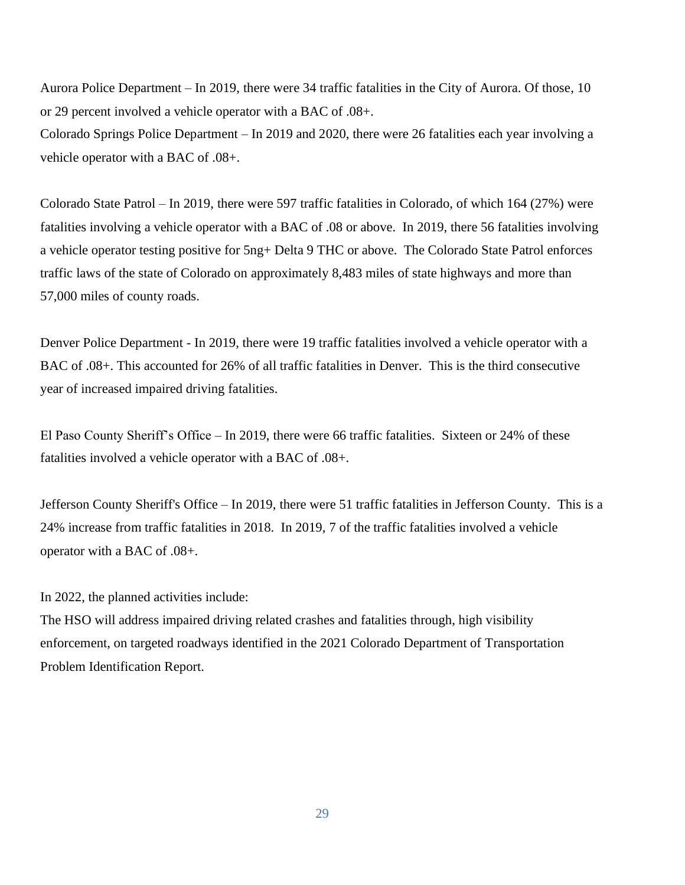Aurora Police Department – In 2019, there were 34 traffic fatalities in the City of Aurora. Of those, 10 or 29 percent involved a vehicle operator with a BAC of .08+.

Colorado Springs Police Department – In 2019 and 2020, there were 26 fatalities each year involving a vehicle operator with a BAC of .08+.

Colorado State Patrol – In 2019, there were 597 traffic fatalities in Colorado, of which 164 (27%) were fatalities involving a vehicle operator with a BAC of .08 or above. In 2019, there 56 fatalities involving a vehicle operator testing positive for 5ng+ Delta 9 THC or above. The Colorado State Patrol enforces traffic laws of the state of Colorado on approximately 8,483 miles of state highways and more than 57,000 miles of county roads.

Denver Police Department - In 2019, there were 19 traffic fatalities involved a vehicle operator with a BAC of .08+. This accounted for 26% of all traffic fatalities in Denver. This is the third consecutive year of increased impaired driving fatalities.

El Paso County Sheriff's Office – In 2019, there were 66 traffic fatalities. Sixteen or 24% of these fatalities involved a vehicle operator with a BAC of .08+.

Jefferson County Sheriff's Office – In 2019, there were 51 traffic fatalities in Jefferson County. This is a 24% increase from traffic fatalities in 2018. In 2019, 7 of the traffic fatalities involved a vehicle operator with a BAC of .08+.

In 2022, the planned activities include:

The HSO will address impaired driving related crashes and fatalities through, high visibility enforcement, on targeted roadways identified in the 2021 Colorado Department of Transportation Problem Identification Report.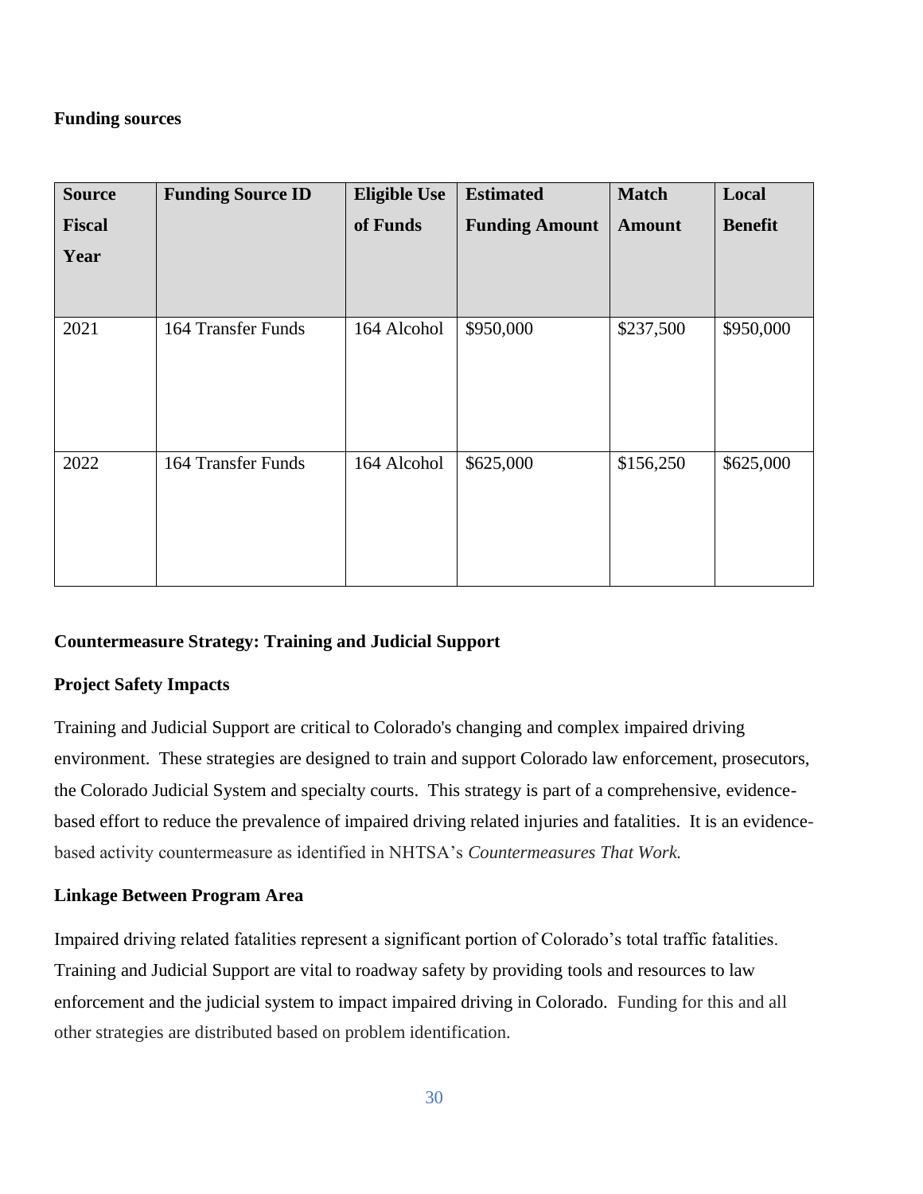**Funding sources**

| Source Fiscal Year | Funding Source ID | Eligible Use of Funds | Estimated Funding Amount | Match Amount | Local Benefit |
|---|---|---|---|---|---|
| 2021 | 164 Transfer Funds | 164 Alcohol | $950,000 | $237,500 | $950,000 |
| 2022 | 164 Transfer Funds | 164 Alcohol | $625,000 | $156,250 | $625,000 |

**Countermeasure Strategy: Training and Judicial Support**

**Project Safety Impacts**

Training and Judicial Support are critical to Colorado's changing and complex impaired driving environment. These strategies are designed to train and support Colorado law enforcement, prosecutors, the Colorado Judicial System and specialty courts. This strategy is part of a comprehensive, evidence-based effort to reduce the prevalence of impaired driving related injuries and fatalities. It is an evidence-based activity countermeasure as identified in NHTSA's *Countermeasures That Work.*

**Linkage Between Program Area**

Impaired driving related fatalities represent a significant portion of Colorado's total traffic fatalities. Training and Judicial Support are vital to roadway safety by providing tools and resources to law enforcement and the judicial system to impact impaired driving in Colorado. Funding for this and all other strategies are distributed based on problem identification.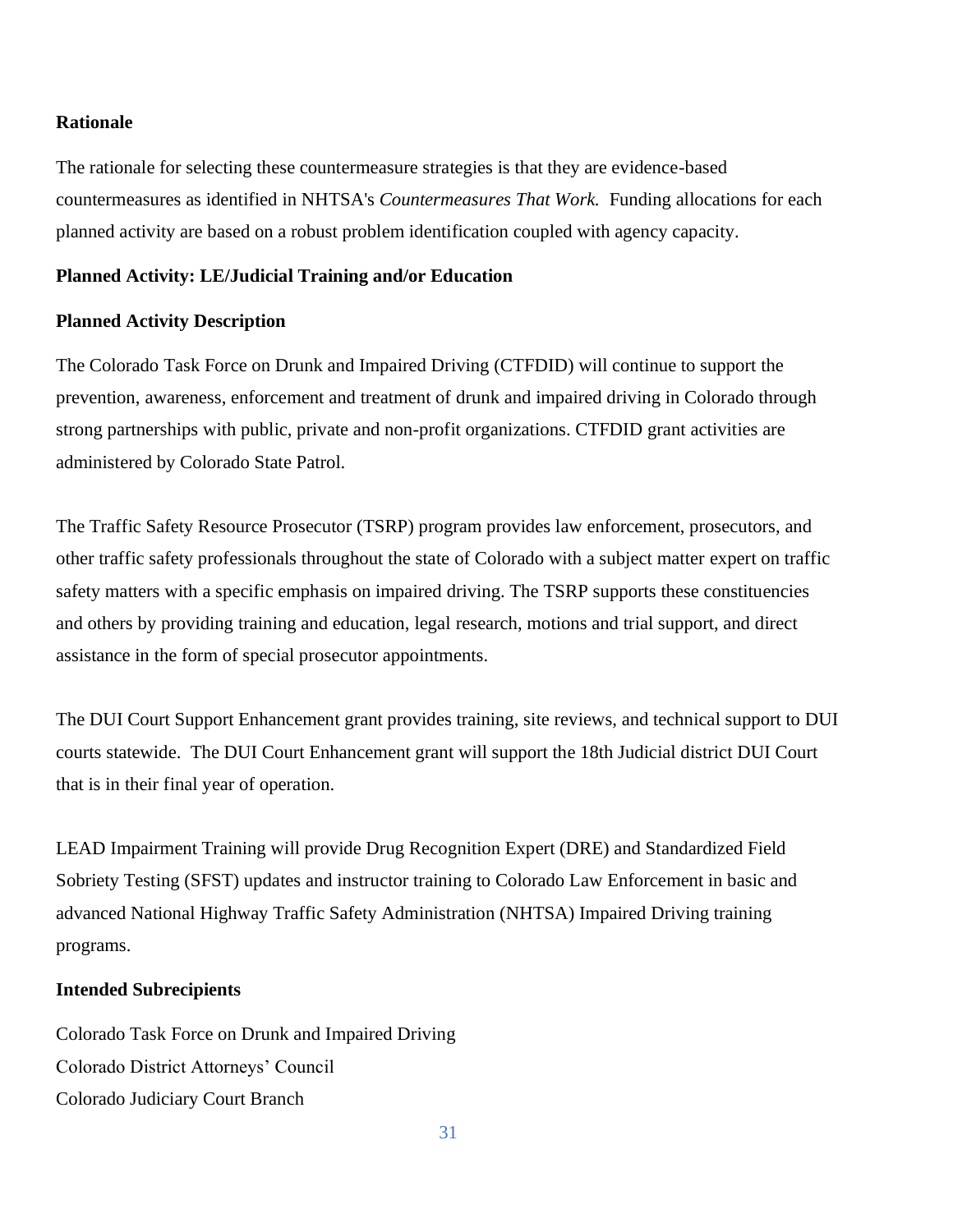**Rationale**

The rationale for selecting these countermeasure strategies is that they are evidence-based countermeasures as identified in NHTSA's *Countermeasures That Work.* Funding allocations for each planned activity are based on a robust problem identification coupled with agency capacity.

**Planned Activity: LE/Judicial Training and/or Education**

**Planned Activity Description**

The Colorado Task Force on Drunk and Impaired Driving (CTFDID) will continue to support the prevention, awareness, enforcement and treatment of drunk and impaired driving in Colorado through strong partnerships with public, private and non-profit organizations. CTFDID grant activities are administered by Colorado State Patrol.

The Traffic Safety Resource Prosecutor (TSRP) program provides law enforcement, prosecutors, and other traffic safety professionals throughout the state of Colorado with a subject matter expert on traffic safety matters with a specific emphasis on impaired driving. The TSRP supports these constituencies and others by providing training and education, legal research, motions and trial support, and direct assistance in the form of special prosecutor appointments.

The DUI Court Support Enhancement grant provides training, site reviews, and technical support to DUI courts statewide. The DUI Court Enhancement grant will support the 18th Judicial district DUI Court that is in their final year of operation.

LEAD Impairment Training will provide Drug Recognition Expert (DRE) and Standardized Field Sobriety Testing (SFST) updates and instructor training to Colorado Law Enforcement in basic and advanced National Highway Traffic Safety Administration (NHTSA) Impaired Driving training programs.

**Intended Subrecipients**

Colorado Task Force on Drunk and Impaired Driving
Colorado District Attorneys' Council
Colorado Judiciary Court Branch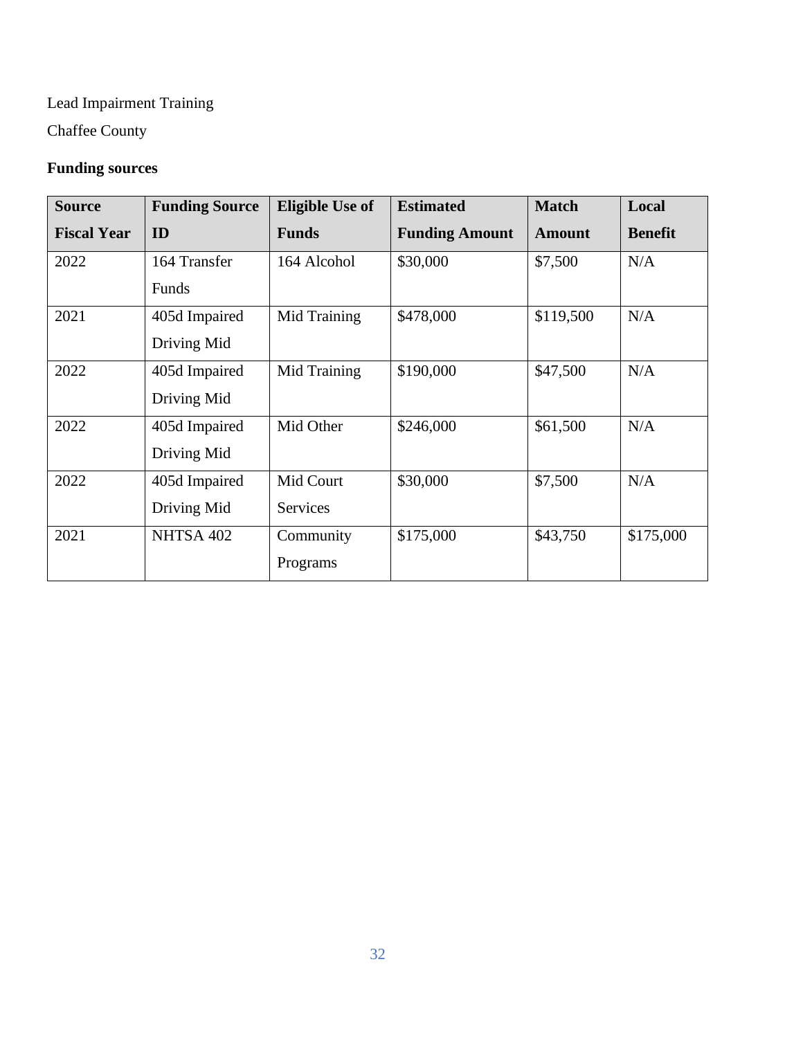Lead Impairment Training

Chaffee County

**Funding sources**

| Source Fiscal Year | Funding Source ID | Eligible Use of Funds | Estimated Funding Amount | Match Amount | Local Benefit |
|---|---|---|---|---|---|
| 2022 | 164 Transfer Funds | 164 Alcohol | \$30,000 | \$7,500 | N/A |
| 2021 | 405d Impaired Driving Mid | Mid Training | \$478,000 | \$119,500 | N/A |
| 2022 | 405d Impaired Driving Mid | Mid Training | \$190,000 | \$47,500 | N/A |
| 2022 | 405d Impaired Driving Mid | Mid Other | \$246,000 | \$61,500 | N/A |
| 2022 | 405d Impaired Driving Mid | Mid Court Services | \$30,000 | \$7,500 | N/A |
| 2021 | NHTSA 402 | Community Programs | \$175,000 | \$43,750 | \$175,000 |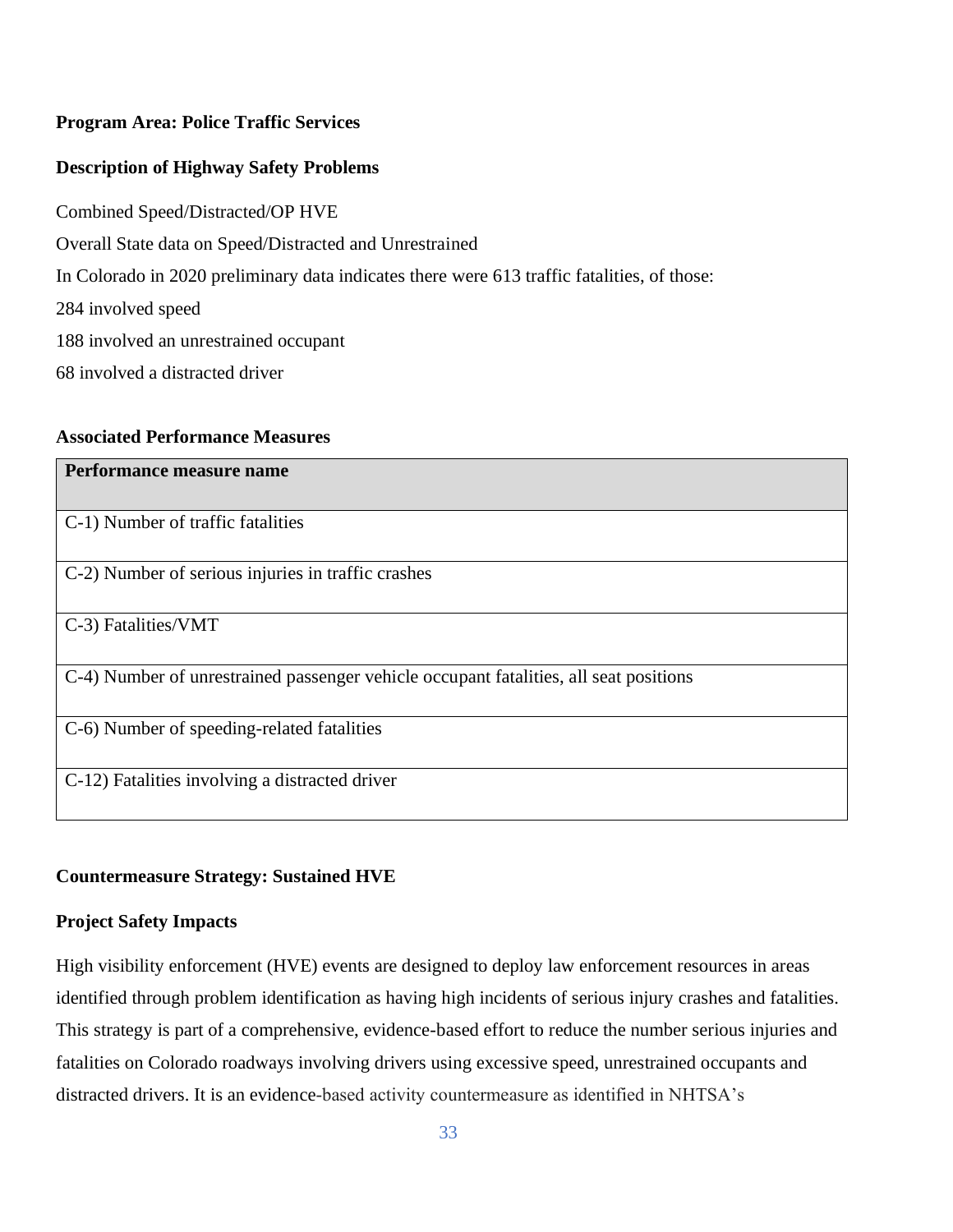**Program Area: Police Traffic Services**

**Description of Highway Safety Problems**

Combined Speed/Distracted/OP HVE

Overall State data on Speed/Distracted and Unrestrained

In Colorado in 2020 preliminary data indicates there were 613 traffic fatalities, of those:

284 involved speed

188 involved an unrestrained occupant

68 involved a distracted driver

**Associated Performance Measures**

| Performance measure name |
|---|
| C-1) Number of traffic fatalities |
| C-2) Number of serious injuries in traffic crashes |
| C-3) Fatalities/VMT |
| C-4) Number of unrestrained passenger vehicle occupant fatalities, all seat positions |
| C-6) Number of speeding-related fatalities |
| C-12) Fatalities involving a distracted driver |

**Countermeasure Strategy: Sustained HVE**

**Project Safety Impacts**

High visibility enforcement (HVE) events are designed to deploy law enforcement resources in areas identified through problem identification as having high incidents of serious injury crashes and fatalities. This strategy is part of a comprehensive, evidence-based effort to reduce the number serious injuries and fatalities on Colorado roadways involving drivers using excessive speed, unrestrained occupants and distracted drivers. It is an evidence-based activity countermeasure as identified in NHTSA's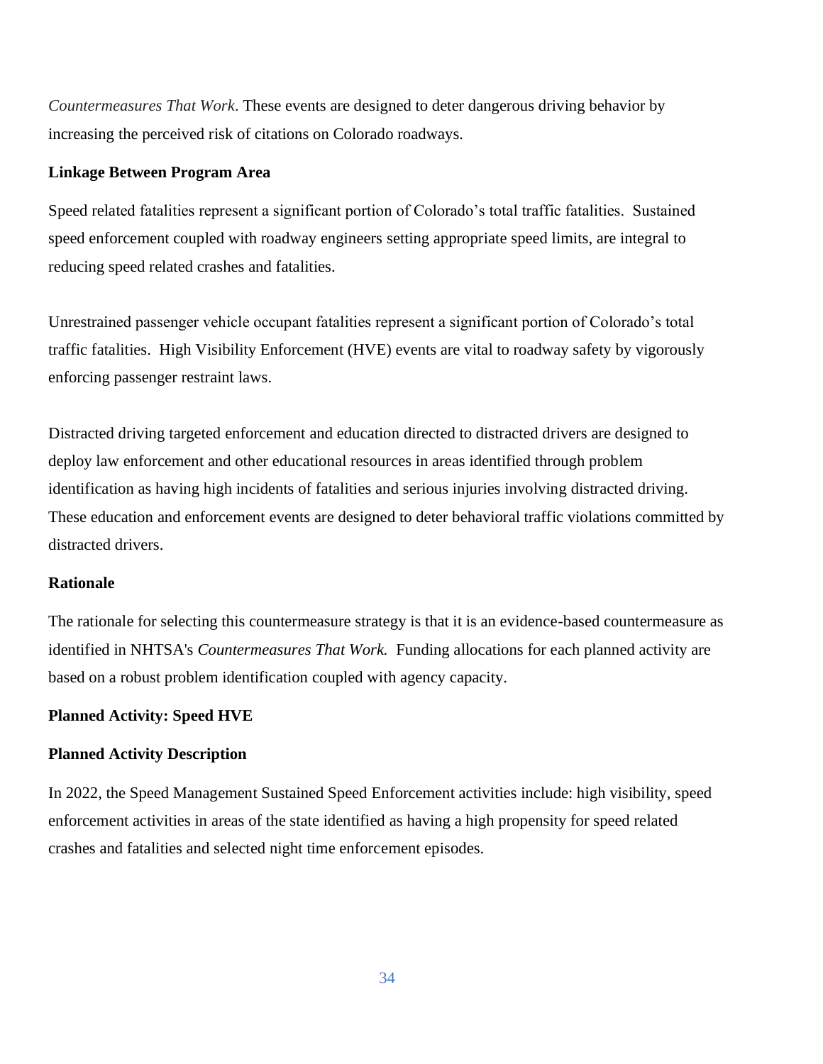*Countermeasures That Work*. These events are designed to deter dangerous driving behavior by increasing the perceived risk of citations on Colorado roadways.

**Linkage Between Program Area**

Speed related fatalities represent a significant portion of Colorado's total traffic fatalities. Sustained speed enforcement coupled with roadway engineers setting appropriate speed limits, are integral to reducing speed related crashes and fatalities.

Unrestrained passenger vehicle occupant fatalities represent a significant portion of Colorado's total traffic fatalities. High Visibility Enforcement (HVE) events are vital to roadway safety by vigorously enforcing passenger restraint laws.

Distracted driving targeted enforcement and education directed to distracted drivers are designed to deploy law enforcement and other educational resources in areas identified through problem identification as having high incidents of fatalities and serious injuries involving distracted driving. These education and enforcement events are designed to deter behavioral traffic violations committed by distracted drivers.

**Rationale**

The rationale for selecting this countermeasure strategy is that it is an evidence-based countermeasure as identified in NHTSA's *Countermeasures That Work.* Funding allocations for each planned activity are based on a robust problem identification coupled with agency capacity.

**Planned Activity: Speed HVE**

**Planned Activity Description**

In 2022, the Speed Management Sustained Speed Enforcement activities include: high visibility, speed enforcement activities in areas of the state identified as having a high propensity for speed related crashes and fatalities and selected night time enforcement episodes.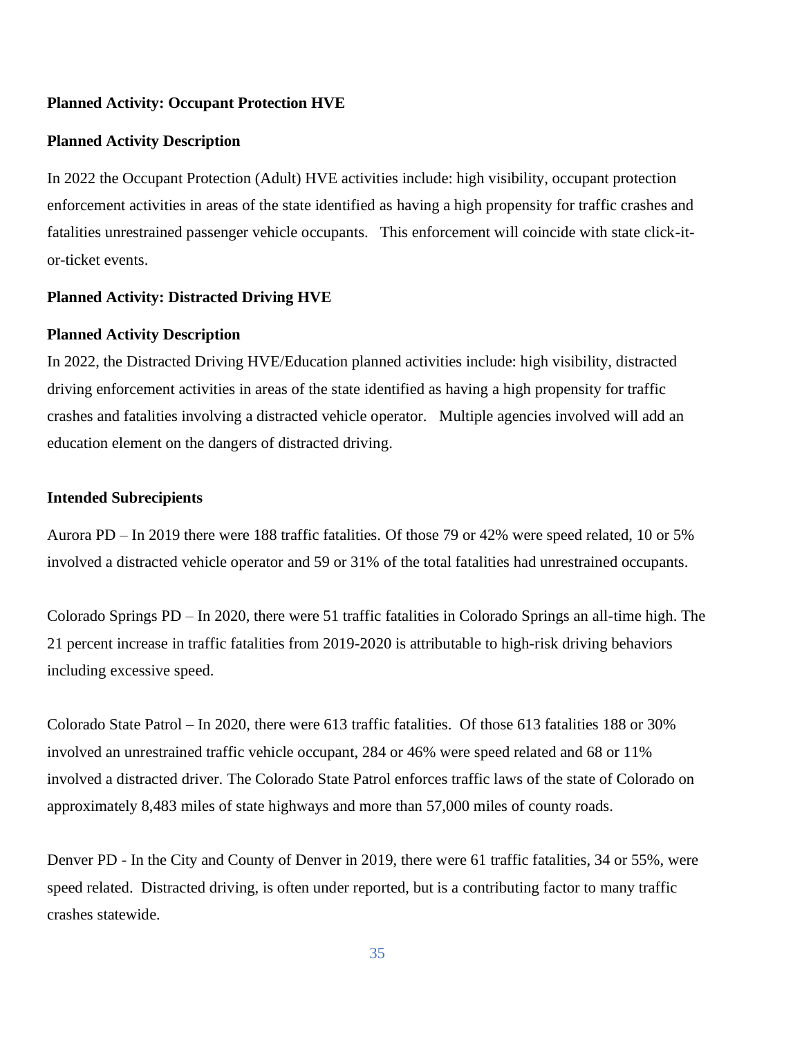**Planned Activity: Occupant Protection HVE**

**Planned Activity Description**

In 2022 the Occupant Protection (Adult) HVE activities include: high visibility, occupant protection enforcement activities in areas of the state identified as having a high propensity for traffic crashes and fatalities unrestrained passenger vehicle occupants.   This enforcement will coincide with state click-it-or-ticket events.

**Planned Activity: Distracted Driving HVE**

**Planned Activity Description**

In 2022, the Distracted Driving HVE/Education planned activities include: high visibility, distracted driving enforcement activities in areas of the state identified as having a high propensity for traffic crashes and fatalities involving a distracted vehicle operator.   Multiple agencies involved will add an education element on the dangers of distracted driving.

**Intended Subrecipients**

Aurora PD – In 2019 there were 188 traffic fatalities. Of those 79 or 42% were speed related, 10 or 5% involved a distracted vehicle operator and 59 or 31% of the total fatalities had unrestrained occupants.

Colorado Springs PD – In 2020, there were 51 traffic fatalities in Colorado Springs an all-time high. The 21 percent increase in traffic fatalities from 2019-2020 is attributable to high-risk driving behaviors including excessive speed.

Colorado State Patrol – In 2020, there were 613 traffic fatalities.  Of those 613 fatalities 188 or 30% involved an unrestrained traffic vehicle occupant, 284 or 46% were speed related and 68 or 11% involved a distracted driver. The Colorado State Patrol enforces traffic laws of the state of Colorado on approximately 8,483 miles of state highways and more than 57,000 miles of county roads.

Denver PD - In the City and County of Denver in 2019, there were 61 traffic fatalities, 34 or 55%, were speed related.  Distracted driving, is often under reported, but is a contributing factor to many traffic crashes statewide.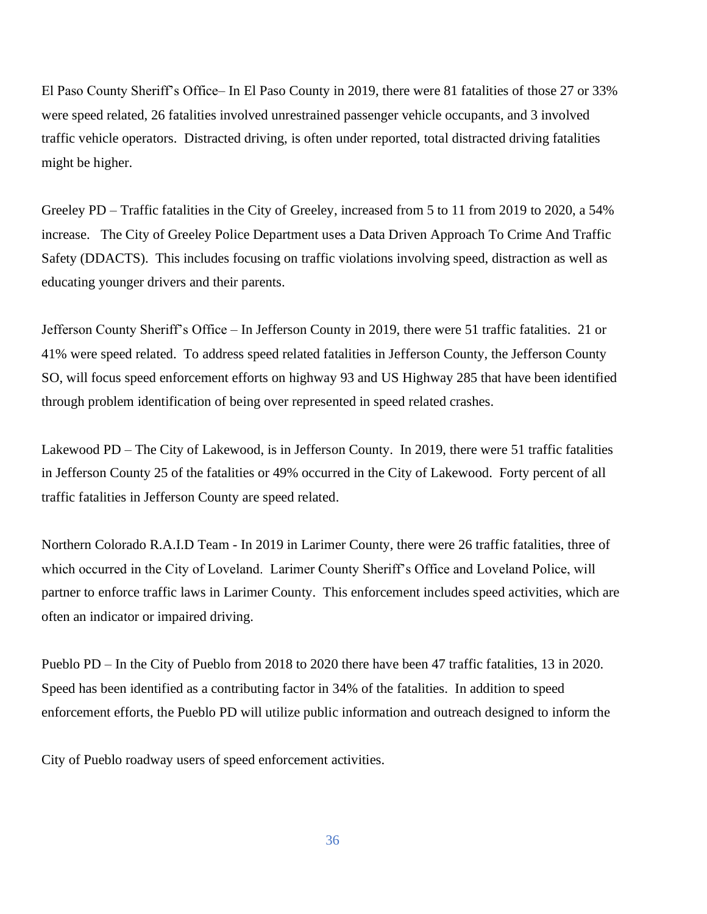El Paso County Sheriff's Office– In El Paso County in 2019, there were 81 fatalities of those 27 or 33% were speed related, 26 fatalities involved unrestrained passenger vehicle occupants, and 3 involved traffic vehicle operators. Distracted driving, is often under reported, total distracted driving fatalities might be higher.

Greeley PD – Traffic fatalities in the City of Greeley, increased from 5 to 11 from 2019 to 2020, a 54% increase. The City of Greeley Police Department uses a Data Driven Approach To Crime And Traffic Safety (DDACTS). This includes focusing on traffic violations involving speed, distraction as well as educating younger drivers and their parents.

Jefferson County Sheriff's Office – In Jefferson County in 2019, there were 51 traffic fatalities. 21 or 41% were speed related. To address speed related fatalities in Jefferson County, the Jefferson County SO, will focus speed enforcement efforts on highway 93 and US Highway 285 that have been identified through problem identification of being over represented in speed related crashes.

Lakewood PD – The City of Lakewood, is in Jefferson County. In 2019, there were 51 traffic fatalities in Jefferson County 25 of the fatalities or 49% occurred in the City of Lakewood. Forty percent of all traffic fatalities in Jefferson County are speed related.

Northern Colorado R.A.I.D Team - In 2019 in Larimer County, there were 26 traffic fatalities, three of which occurred in the City of Loveland. Larimer County Sheriff's Office and Loveland Police, will partner to enforce traffic laws in Larimer County. This enforcement includes speed activities, which are often an indicator or impaired driving.

Pueblo PD – In the City of Pueblo from 2018 to 2020 there have been 47 traffic fatalities, 13 in 2020. Speed has been identified as a contributing factor in 34% of the fatalities. In addition to speed enforcement efforts, the Pueblo PD will utilize public information and outreach designed to inform the City of Pueblo roadway users of speed enforcement activities.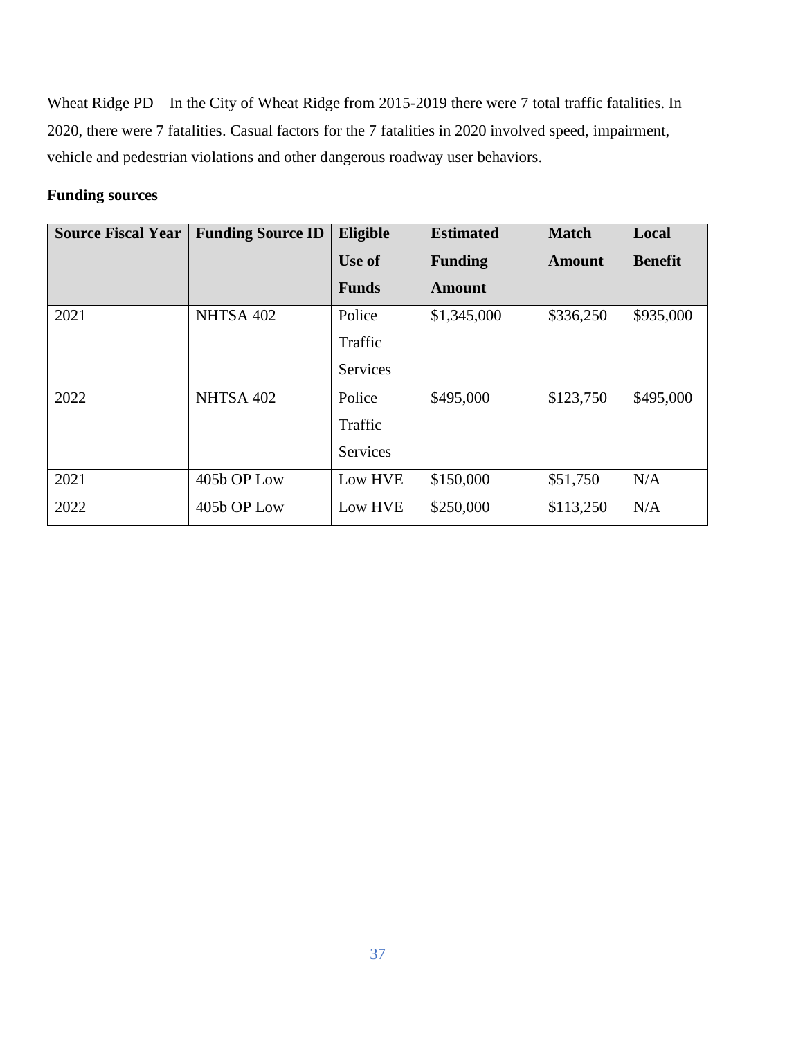Wheat Ridge PD – In the City of Wheat Ridge from 2015-2019 there were 7 total traffic fatalities. In 2020, there were 7 fatalities. Casual factors for the 7 fatalities in 2020 involved speed, impairment, vehicle and pedestrian violations and other dangerous roadway user behaviors.

**Funding sources**

| Source Fiscal Year | Funding Source ID | Eligible Use of Funds | Estimated Funding Amount | Match Amount | Local Benefit |
|---|---|---|---|---|---|
| 2021 | NHTSA 402 | Police Traffic Services | $1,345,000 | $336,250 | $935,000 |
| 2022 | NHTSA 402 | Police Traffic Services | $495,000 | $123,750 | $495,000 |
| 2021 | 405b OP Low | Low HVE | $150,000 | $51,750 | N/A |
| 2022 | 405b OP Low | Low HVE | $250,000 | $113,250 | N/A |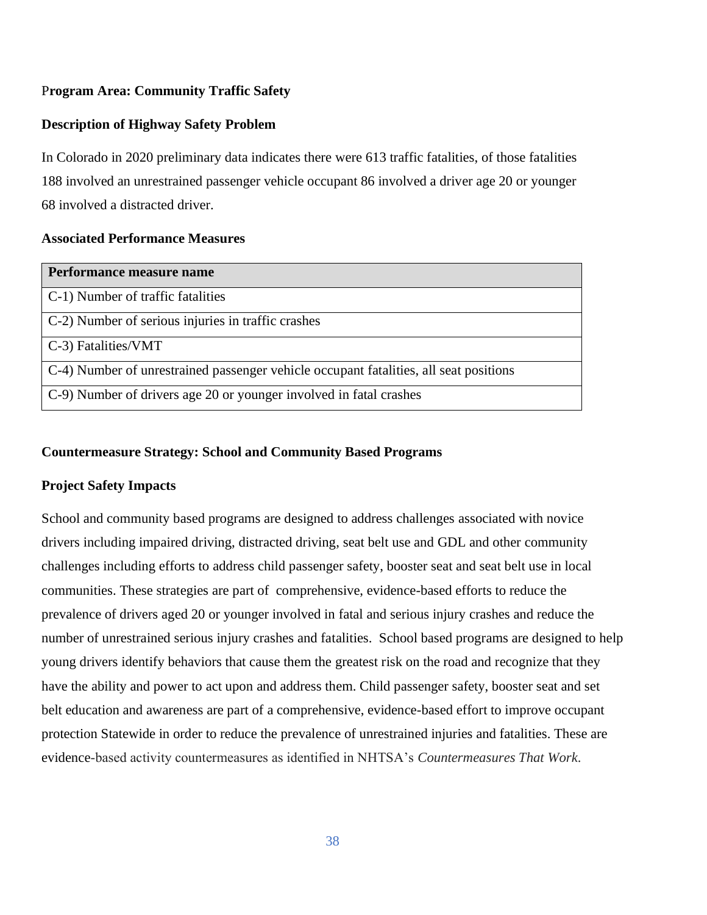**Program Area: Community Traffic Safety**

**Description of Highway Safety Problem**

In Colorado in 2020 preliminary data indicates there were 613 traffic fatalities, of those fatalities 188 involved an unrestrained passenger vehicle occupant 86 involved a driver age 20 or younger 68 involved a distracted driver.

**Associated Performance Measures**

| Performance measure name |
|---|
| C-1) Number of traffic fatalities |
| C-2) Number of serious injuries in traffic crashes |
| C-3) Fatalities/VMT |
| C-4) Number of unrestrained passenger vehicle occupant fatalities, all seat positions |
| C-9) Number of drivers age 20 or younger involved in fatal crashes |

**Countermeasure Strategy: School and Community Based Programs**

**Project Safety Impacts**

School and community based programs are designed to address challenges associated with novice drivers including impaired driving, distracted driving, seat belt use and GDL and other community challenges including efforts to address child passenger safety, booster seat and seat belt use in local communities. These strategies are part of comprehensive, evidence-based efforts to reduce the prevalence of drivers aged 20 or younger involved in fatal and serious injury crashes and reduce the number of unrestrained serious injury crashes and fatalities. School based programs are designed to help young drivers identify behaviors that cause them the greatest risk on the road and recognize that they have the ability and power to act upon and address them. Child passenger safety, booster seat and set belt education and awareness are part of a comprehensive, evidence-based effort to improve occupant protection Statewide in order to reduce the prevalence of unrestrained injuries and fatalities. These are evidence-based activity countermeasures as identified in NHTSA's *Countermeasures That Work*.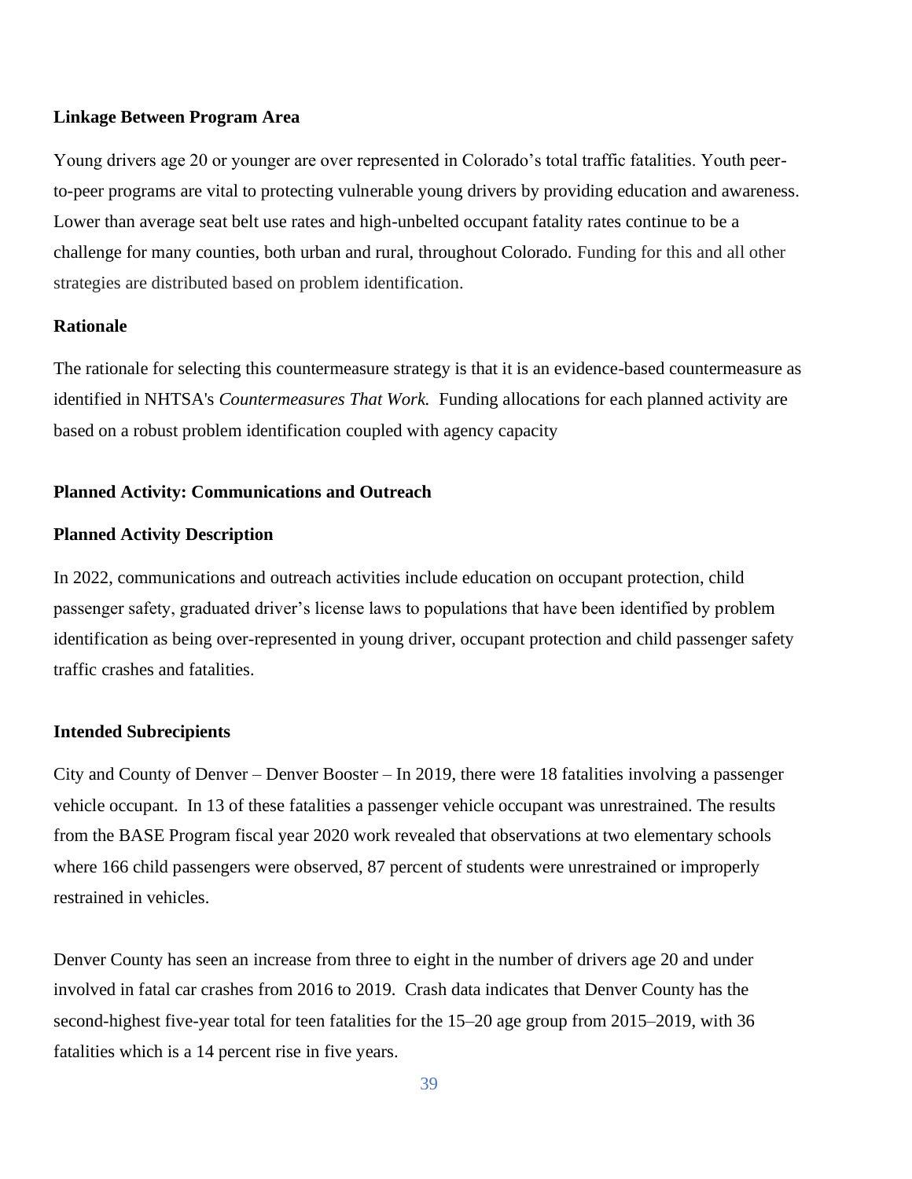**Linkage Between Program Area**

Young drivers age 20 or younger are over represented in Colorado's total traffic fatalities. Youth peer-to-peer programs are vital to protecting vulnerable young drivers by providing education and awareness. Lower than average seat belt use rates and high-unbelted occupant fatality rates continue to be a challenge for many counties, both urban and rural, throughout Colorado. Funding for this and all other strategies are distributed based on problem identification.

**Rationale**

The rationale for selecting this countermeasure strategy is that it is an evidence-based countermeasure as identified in NHTSA's *Countermeasures That Work.* Funding allocations for each planned activity are based on a robust problem identification coupled with agency capacity

**Planned Activity: Communications and Outreach**

**Planned Activity Description**

In 2022, communications and outreach activities include education on occupant protection, child passenger safety, graduated driver's license laws to populations that have been identified by problem identification as being over-represented in young driver, occupant protection and child passenger safety traffic crashes and fatalities.

**Intended Subrecipients**

City and County of Denver – Denver Booster – In 2019, there were 18 fatalities involving a passenger vehicle occupant. In 13 of these fatalities a passenger vehicle occupant was unrestrained. The results from the BASE Program fiscal year 2020 work revealed that observations at two elementary schools where 166 child passengers were observed, 87 percent of students were unrestrained or improperly restrained in vehicles.

Denver County has seen an increase from three to eight in the number of drivers age 20 and under involved in fatal car crashes from 2016 to 2019. Crash data indicates that Denver County has the second-highest five-year total for teen fatalities for the 15–20 age group from 2015–2019, with 36 fatalities which is a 14 percent rise in five years.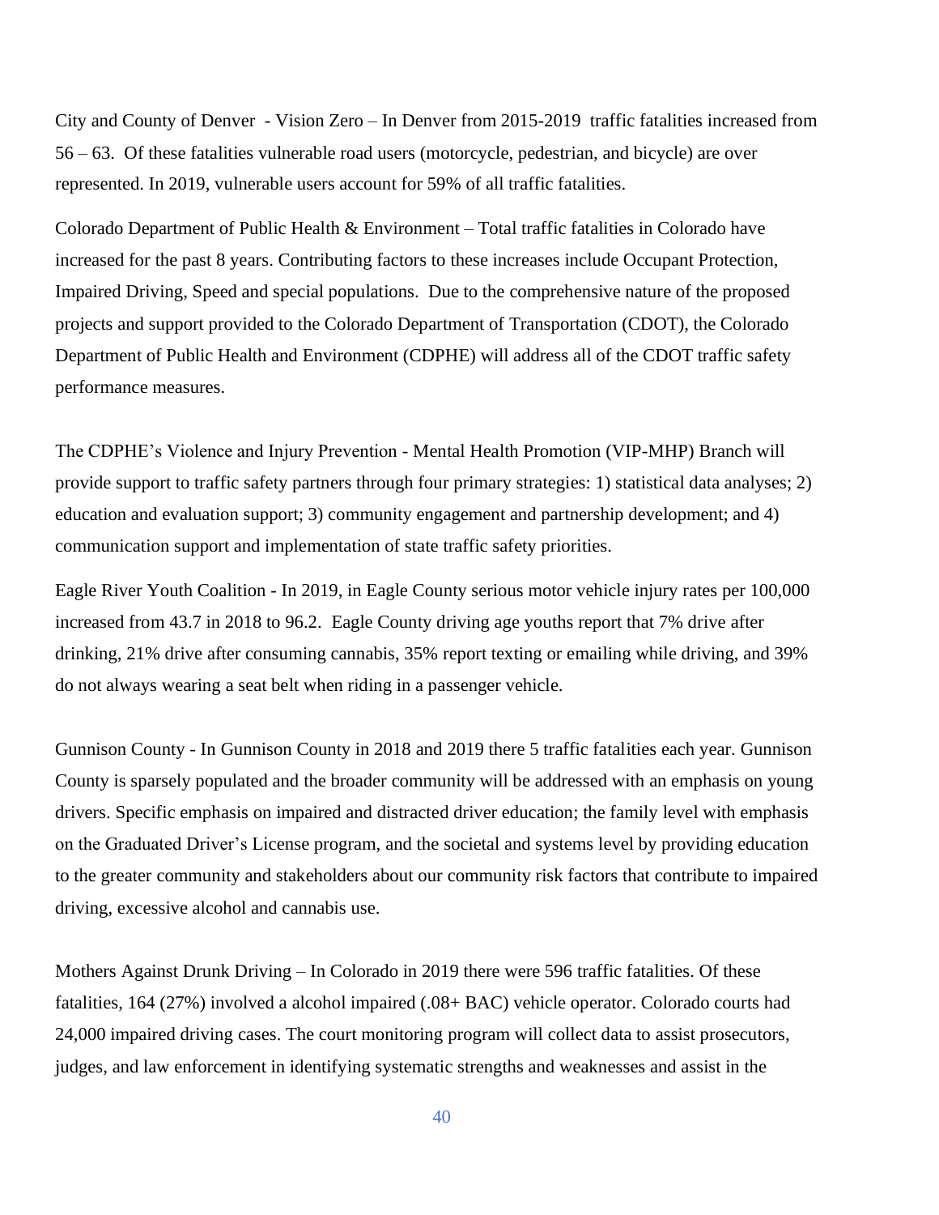City and County of Denver - Vision Zero – In Denver from 2015-2019 traffic fatalities increased from 56 – 63. Of these fatalities vulnerable road users (motorcycle, pedestrian, and bicycle) are over represented. In 2019, vulnerable users account for 59% of all traffic fatalities.

Colorado Department of Public Health & Environment – Total traffic fatalities in Colorado have increased for the past 8 years. Contributing factors to these increases include Occupant Protection, Impaired Driving, Speed and special populations. Due to the comprehensive nature of the proposed projects and support provided to the Colorado Department of Transportation (CDOT), the Colorado Department of Public Health and Environment (CDPHE) will address all of the CDOT traffic safety performance measures.

The CDPHE's Violence and Injury Prevention - Mental Health Promotion (VIP-MHP) Branch will provide support to traffic safety partners through four primary strategies: 1) statistical data analyses; 2) education and evaluation support; 3) community engagement and partnership development; and 4) communication support and implementation of state traffic safety priorities.

Eagle River Youth Coalition - In 2019, in Eagle County serious motor vehicle injury rates per 100,000 increased from 43.7 in 2018 to 96.2. Eagle County driving age youths report that 7% drive after drinking, 21% drive after consuming cannabis, 35% report texting or emailing while driving, and 39% do not always wearing a seat belt when riding in a passenger vehicle.

Gunnison County - In Gunnison County in 2018 and 2019 there 5 traffic fatalities each year. Gunnison County is sparsely populated and the broader community will be addressed with an emphasis on young drivers. Specific emphasis on impaired and distracted driver education; the family level with emphasis on the Graduated Driver's License program, and the societal and systems level by providing education to the greater community and stakeholders about our community risk factors that contribute to impaired driving, excessive alcohol and cannabis use.

Mothers Against Drunk Driving – In Colorado in 2019 there were 596 traffic fatalities. Of these fatalities, 164 (27%) involved a alcohol impaired (.08+ BAC) vehicle operator. Colorado courts had 24,000 impaired driving cases. The court monitoring program will collect data to assist prosecutors, judges, and law enforcement in identifying systematic strengths and weaknesses and assist in the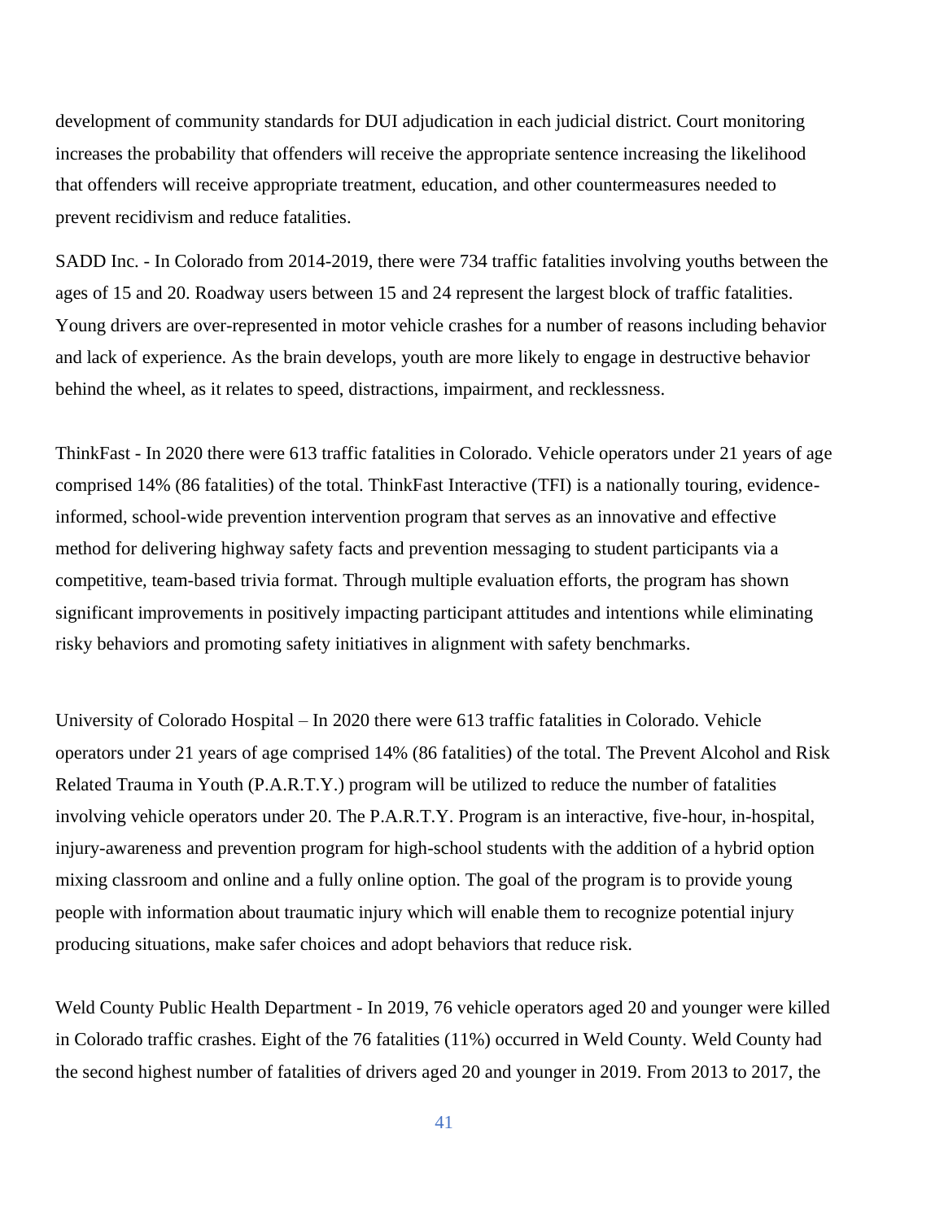development of community standards for DUI adjudication in each judicial district. Court monitoring increases the probability that offenders will receive the appropriate sentence increasing the likelihood that offenders will receive appropriate treatment, education, and other countermeasures needed to prevent recidivism and reduce fatalities.

SADD Inc. - In Colorado from 2014-2019, there were 734 traffic fatalities involving youths between the ages of 15 and 20. Roadway users between 15 and 24 represent the largest block of traffic fatalities. Young drivers are over-represented in motor vehicle crashes for a number of reasons including behavior and lack of experience. As the brain develops, youth are more likely to engage in destructive behavior behind the wheel, as it relates to speed, distractions, impairment, and recklessness.

ThinkFast - In 2020 there were 613 traffic fatalities in Colorado. Vehicle operators under 21 years of age comprised 14% (86 fatalities) of the total. ThinkFast Interactive (TFI) is a nationally touring, evidence-informed, school-wide prevention intervention program that serves as an innovative and effective method for delivering highway safety facts and prevention messaging to student participants via a competitive, team-based trivia format. Through multiple evaluation efforts, the program has shown significant improvements in positively impacting participant attitudes and intentions while eliminating risky behaviors and promoting safety initiatives in alignment with safety benchmarks.

University of Colorado Hospital – In 2020 there were 613 traffic fatalities in Colorado. Vehicle operators under 21 years of age comprised 14% (86 fatalities) of the total. The Prevent Alcohol and Risk Related Trauma in Youth (P.A.R.T.Y.) program will be utilized to reduce the number of fatalities involving vehicle operators under 20. The P.A.R.T.Y. Program is an interactive, five-hour, in-hospital, injury-awareness and prevention program for high-school students with the addition of a hybrid option mixing classroom and online and a fully online option. The goal of the program is to provide young people with information about traumatic injury which will enable them to recognize potential injury producing situations, make safer choices and adopt behaviors that reduce risk.

Weld County Public Health Department - In 2019, 76 vehicle operators aged 20 and younger were killed in Colorado traffic crashes. Eight of the 76 fatalities (11%) occurred in Weld County. Weld County had the second highest number of fatalities of drivers aged 20 and younger in 2019. From 2013 to 2017, the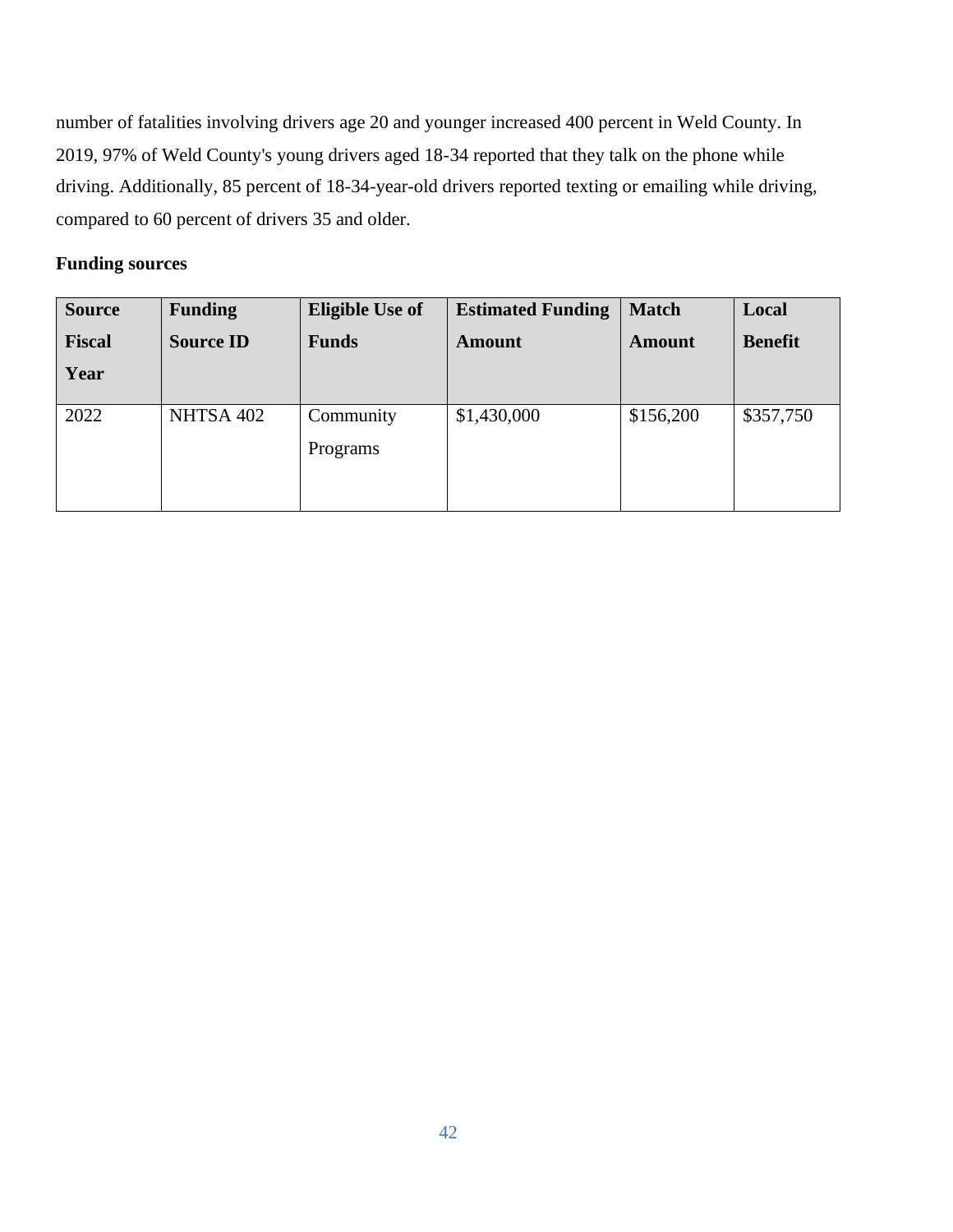number of fatalities involving drivers age 20 and younger increased 400 percent in Weld County. In 2019, 97% of Weld County's young drivers aged 18-34 reported that they talk on the phone while driving. Additionally, 85 percent of 18-34-year-old drivers reported texting or emailing while driving, compared to 60 percent of drivers 35 and older.

**Funding sources**

| Source Fiscal Year | Funding Source ID | Eligible Use of Funds | Estimated Funding Amount | Match Amount | Local Benefit |
|---|---|---|---|---|---|
| 2022 | NHTSA 402 | Community Programs | $1,430,000 | $156,200 | $357,750 |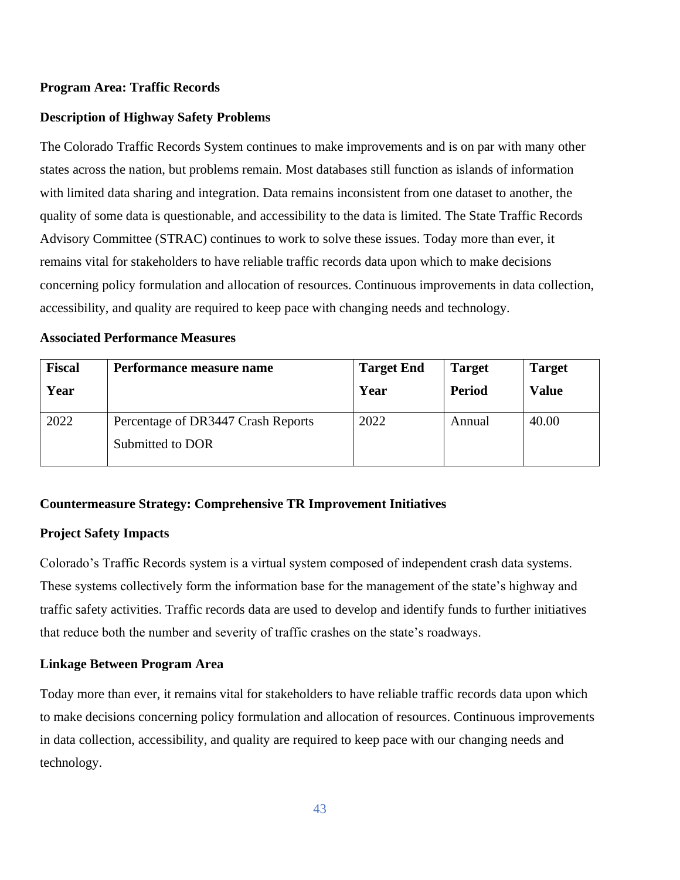**Program Area: Traffic Records**

**Description of Highway Safety Problems**

The Colorado Traffic Records System continues to make improvements and is on par with many other states across the nation, but problems remain. Most databases still function as islands of information with limited data sharing and integration. Data remains inconsistent from one dataset to another, the quality of some data is questionable, and accessibility to the data is limited. The State Traffic Records Advisory Committee (STRAC) continues to work to solve these issues. Today more than ever, it remains vital for stakeholders to have reliable traffic records data upon which to make decisions concerning policy formulation and allocation of resources. Continuous improvements in data collection, accessibility, and quality are required to keep pace with changing needs and technology.

**Associated Performance Measures**

| Fiscal Year | Performance measure name | Target End Year | Target Period | Target Value |
|---|---|---|---|---|
| 2022 | Percentage of DR3447 Crash Reports Submitted to DOR | 2022 | Annual | 40.00 |

**Countermeasure Strategy: Comprehensive TR Improvement Initiatives**

**Project Safety Impacts**

Colorado's Traffic Records system is a virtual system composed of independent crash data systems. These systems collectively form the information base for the management of the state's highway and traffic safety activities. Traffic records data are used to develop and identify funds to further initiatives that reduce both the number and severity of traffic crashes on the state's roadways.

**Linkage Between Program Area**

Today more than ever, it remains vital for stakeholders to have reliable traffic records data upon which to make decisions concerning policy formulation and allocation of resources. Continuous improvements in data collection, accessibility, and quality are required to keep pace with our changing needs and technology.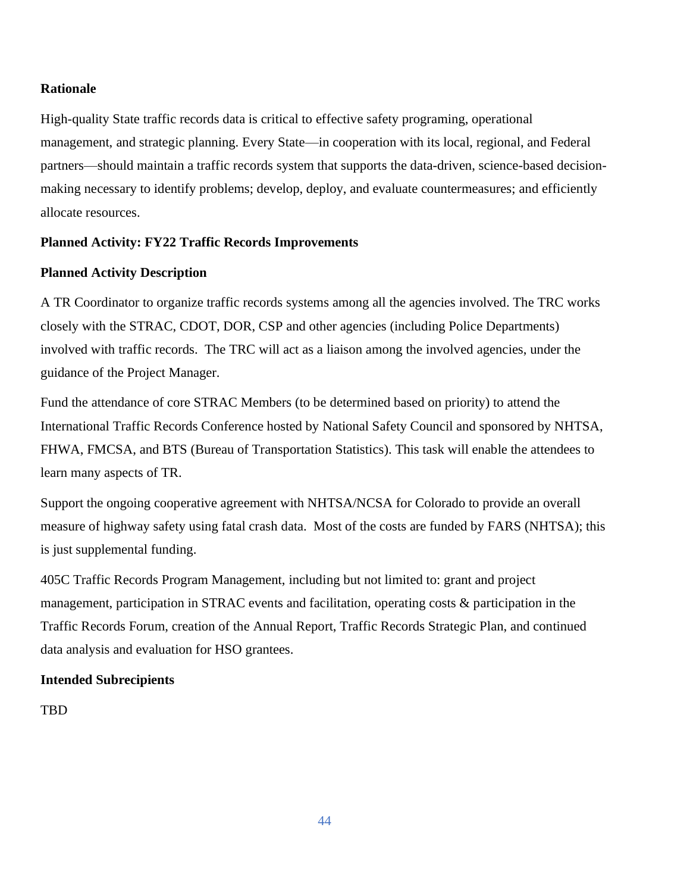**Rationale**

High-quality State traffic records data is critical to effective safety programing, operational management, and strategic planning. Every State—in cooperation with its local, regional, and Federal partners—should maintain a traffic records system that supports the data-driven, science-based decision-making necessary to identify problems; develop, deploy, and evaluate countermeasures; and efficiently allocate resources.

**Planned Activity: FY22 Traffic Records Improvements**

**Planned Activity Description**

A TR Coordinator to organize traffic records systems among all the agencies involved. The TRC works closely with the STRAC, CDOT, DOR, CSP and other agencies (including Police Departments) involved with traffic records. The TRC will act as a liaison among the involved agencies, under the guidance of the Project Manager.

Fund the attendance of core STRAC Members (to be determined based on priority) to attend the International Traffic Records Conference hosted by National Safety Council and sponsored by NHTSA, FHWA, FMCSA, and BTS (Bureau of Transportation Statistics). This task will enable the attendees to learn many aspects of TR.

Support the ongoing cooperative agreement with NHTSA/NCSA for Colorado to provide an overall measure of highway safety using fatal crash data. Most of the costs are funded by FARS (NHTSA); this is just supplemental funding.

405C Traffic Records Program Management, including but not limited to: grant and project management, participation in STRAC events and facilitation, operating costs & participation in the Traffic Records Forum, creation of the Annual Report, Traffic Records Strategic Plan, and continued data analysis and evaluation for HSO grantees.

**Intended Subrecipients**

TBD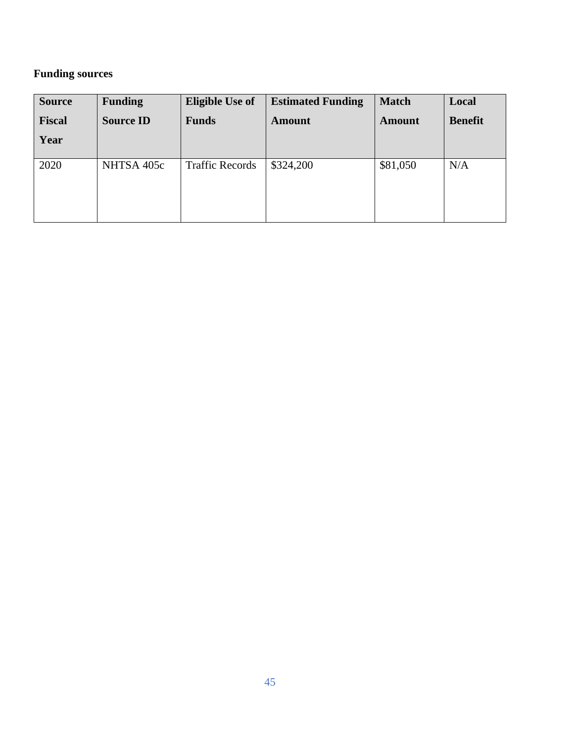**Funding sources**

| Source Fiscal Year | Funding Source ID | Eligible Use of Funds | Estimated Funding Amount | Match Amount | Local Benefit |
|---|---|---|---|---|---|
| 2020 | NHTSA 405c | Traffic Records | $324,200 | $81,050 | N/A |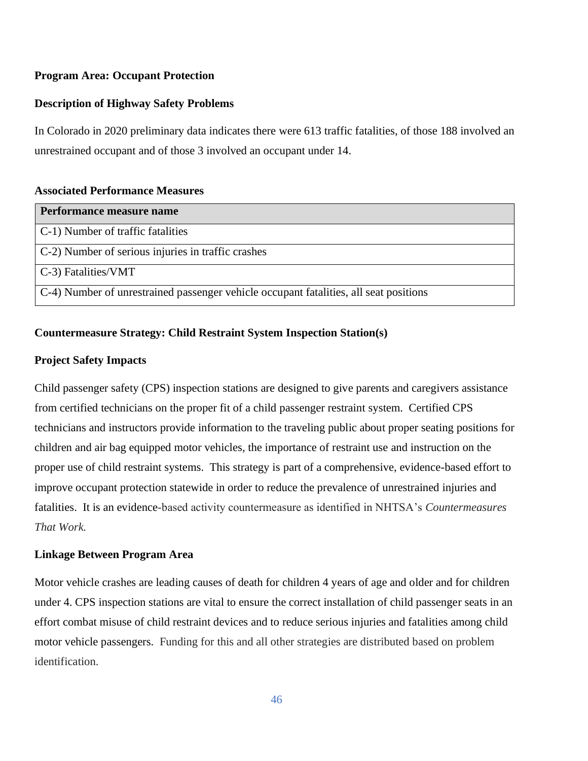**Program Area: Occupant Protection**

**Description of Highway Safety Problems**

In Colorado in 2020 preliminary data indicates there were 613 traffic fatalities, of those 188 involved an unrestrained occupant and of those 3 involved an occupant under 14.

**Associated Performance Measures**

| Performance measure name |
| --- |
| C-1) Number of traffic fatalities |
| C-2) Number of serious injuries in traffic crashes |
| C-3) Fatalities/VMT |
| C-4) Number of unrestrained passenger vehicle occupant fatalities, all seat positions |

**Countermeasure Strategy: Child Restraint System Inspection Station(s)**

**Project Safety Impacts**

Child passenger safety (CPS) inspection stations are designed to give parents and caregivers assistance from certified technicians on the proper fit of a child passenger restraint system. Certified CPS technicians and instructors provide information to the traveling public about proper seating positions for children and air bag equipped motor vehicles, the importance of restraint use and instruction on the proper use of child restraint systems. This strategy is part of a comprehensive, evidence-based effort to improve occupant protection statewide in order to reduce the prevalence of unrestrained injuries and fatalities. It is an evidence-based activity countermeasure as identified in NHTSA's *Countermeasures That Work.*

**Linkage Between Program Area**

Motor vehicle crashes are leading causes of death for children 4 years of age and older and for children under 4. CPS inspection stations are vital to ensure the correct installation of child passenger seats in an effort combat misuse of child restraint devices and to reduce serious injuries and fatalities among child motor vehicle passengers. Funding for this and all other strategies are distributed based on problem identification.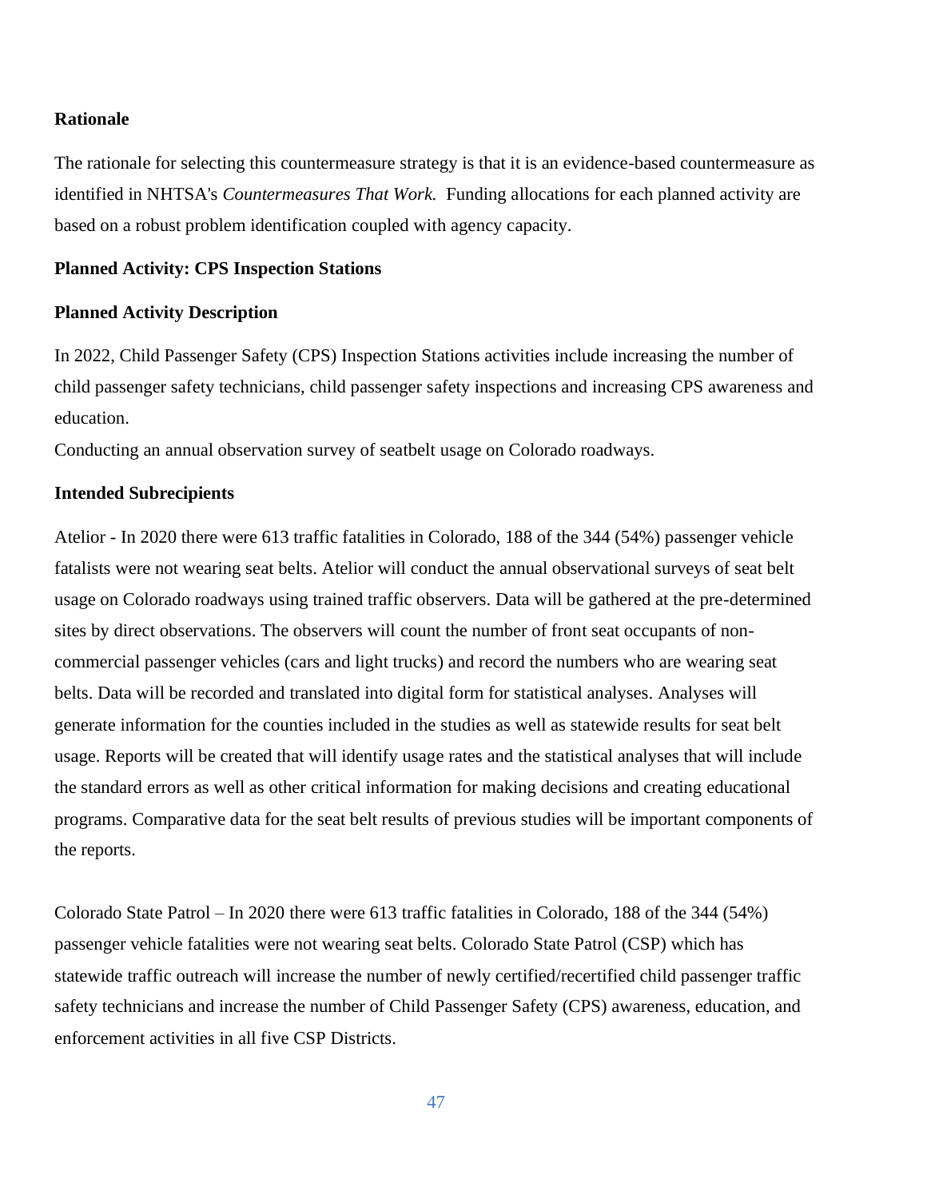**Rationale**

The rationale for selecting this countermeasure strategy is that it is an evidence-based countermeasure as identified in NHTSA's *Countermeasures That Work.* Funding allocations for each planned activity are based on a robust problem identification coupled with agency capacity.

**Planned Activity: CPS Inspection Stations**

**Planned Activity Description**

In 2022, Child Passenger Safety (CPS) Inspection Stations activities include increasing the number of child passenger safety technicians, child passenger safety inspections and increasing CPS awareness and education.
Conducting an annual observation survey of seatbelt usage on Colorado roadways.

**Intended Subrecipients**

Atelior - In 2020 there were 613 traffic fatalities in Colorado, 188 of the 344 (54%) passenger vehicle fatalists were not wearing seat belts. Atelior will conduct the annual observational surveys of seat belt usage on Colorado roadways using trained traffic observers. Data will be gathered at the pre-determined sites by direct observations. The observers will count the number of front seat occupants of non-commercial passenger vehicles (cars and light trucks) and record the numbers who are wearing seat belts. Data will be recorded and translated into digital form for statistical analyses. Analyses will generate information for the counties included in the studies as well as statewide results for seat belt usage. Reports will be created that will identify usage rates and the statistical analyses that will include the standard errors as well as other critical information for making decisions and creating educational programs. Comparative data for the seat belt results of previous studies will be important components of the reports.

Colorado State Patrol – In 2020 there were 613 traffic fatalities in Colorado, 188 of the 344 (54%) passenger vehicle fatalities were not wearing seat belts. Colorado State Patrol (CSP) which has statewide traffic outreach will increase the number of newly certified/recertified child passenger traffic safety technicians and increase the number of Child Passenger Safety (CPS) awareness, education, and enforcement activities in all five CSP Districts.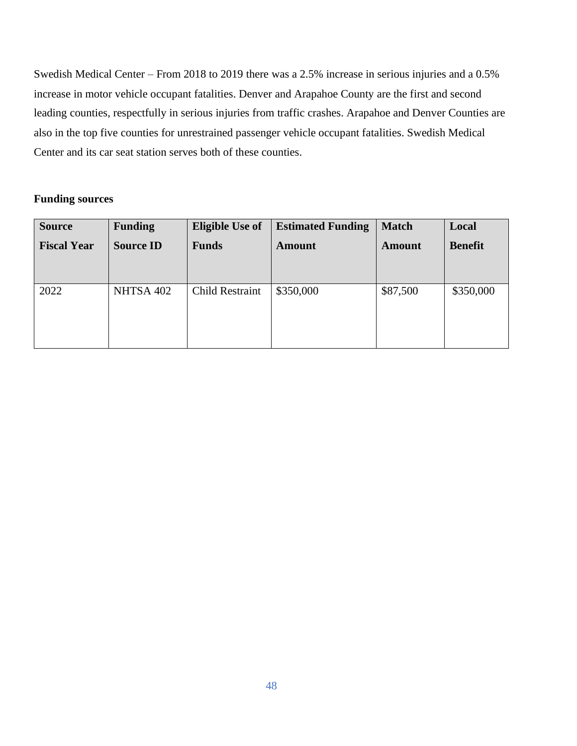Swedish Medical Center – From 2018 to 2019 there was a 2.5% increase in serious injuries and a 0.5% increase in motor vehicle occupant fatalities. Denver and Arapahoe County are the first and second leading counties, respectfully in serious injuries from traffic crashes. Arapahoe and Denver Counties are also in the top five counties for unrestrained passenger vehicle occupant fatalities. Swedish Medical Center and its car seat station serves both of these counties.

**Funding sources**

| Source Fiscal Year | Funding Source ID | Eligible Use of Funds | Estimated Funding Amount | Match Amount | Local Benefit |
|---|---|---|---|---|---|
| 2022 | NHTSA 402 | Child Restraint | $350,000 | $87,500 | $350,000 |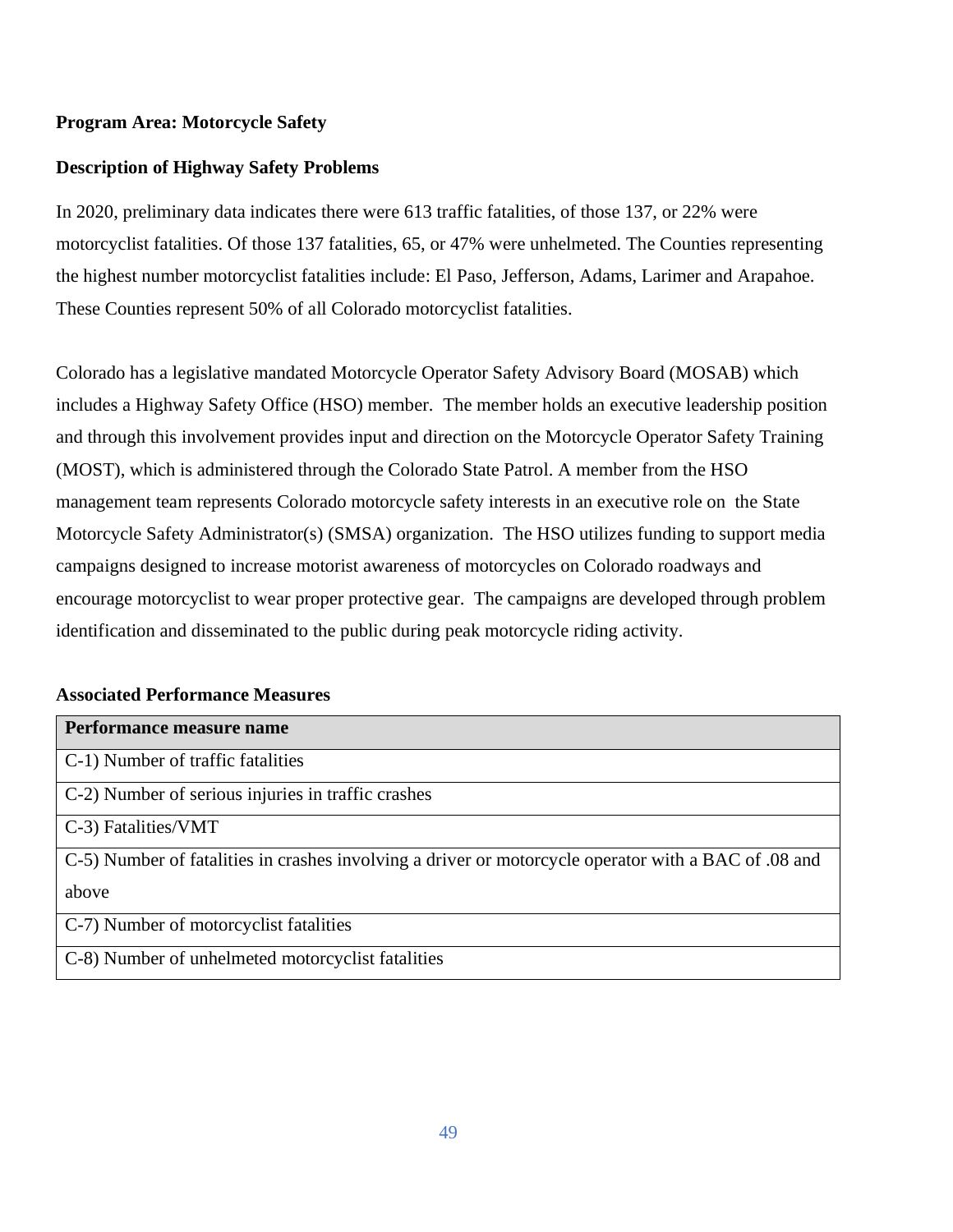**Program Area: Motorcycle Safety**

**Description of Highway Safety Problems**

In 2020, preliminary data indicates there were 613 traffic fatalities, of those 137, or 22% were motorcyclist fatalities. Of those 137 fatalities, 65, or 47% were unhelmeted. The Counties representing the highest number motorcyclist fatalities include: El Paso, Jefferson, Adams, Larimer and Arapahoe. These Counties represent 50% of all Colorado motorcyclist fatalities.

Colorado has a legislative mandated Motorcycle Operator Safety Advisory Board (MOSAB) which includes a Highway Safety Office (HSO) member. The member holds an executive leadership position and through this involvement provides input and direction on the Motorcycle Operator Safety Training (MOST), which is administered through the Colorado State Patrol. A member from the HSO management team represents Colorado motorcycle safety interests in an executive role on the State Motorcycle Safety Administrator(s) (SMSA) organization. The HSO utilizes funding to support media campaigns designed to increase motorist awareness of motorcycles on Colorado roadways and encourage motorcyclist to wear proper protective gear. The campaigns are developed through problem identification and disseminated to the public during peak motorcycle riding activity.

**Associated Performance Measures**

| Performance measure name |
|---|
| C-1) Number of traffic fatalities |
| C-2) Number of serious injuries in traffic crashes |
| C-3) Fatalities/VMT |
| C-5) Number of fatalities in crashes involving a driver or motorcycle operator with a BAC of .08 and above |
| C-7) Number of motorcyclist fatalities |
| C-8) Number of unhelmeted motorcyclist fatalities |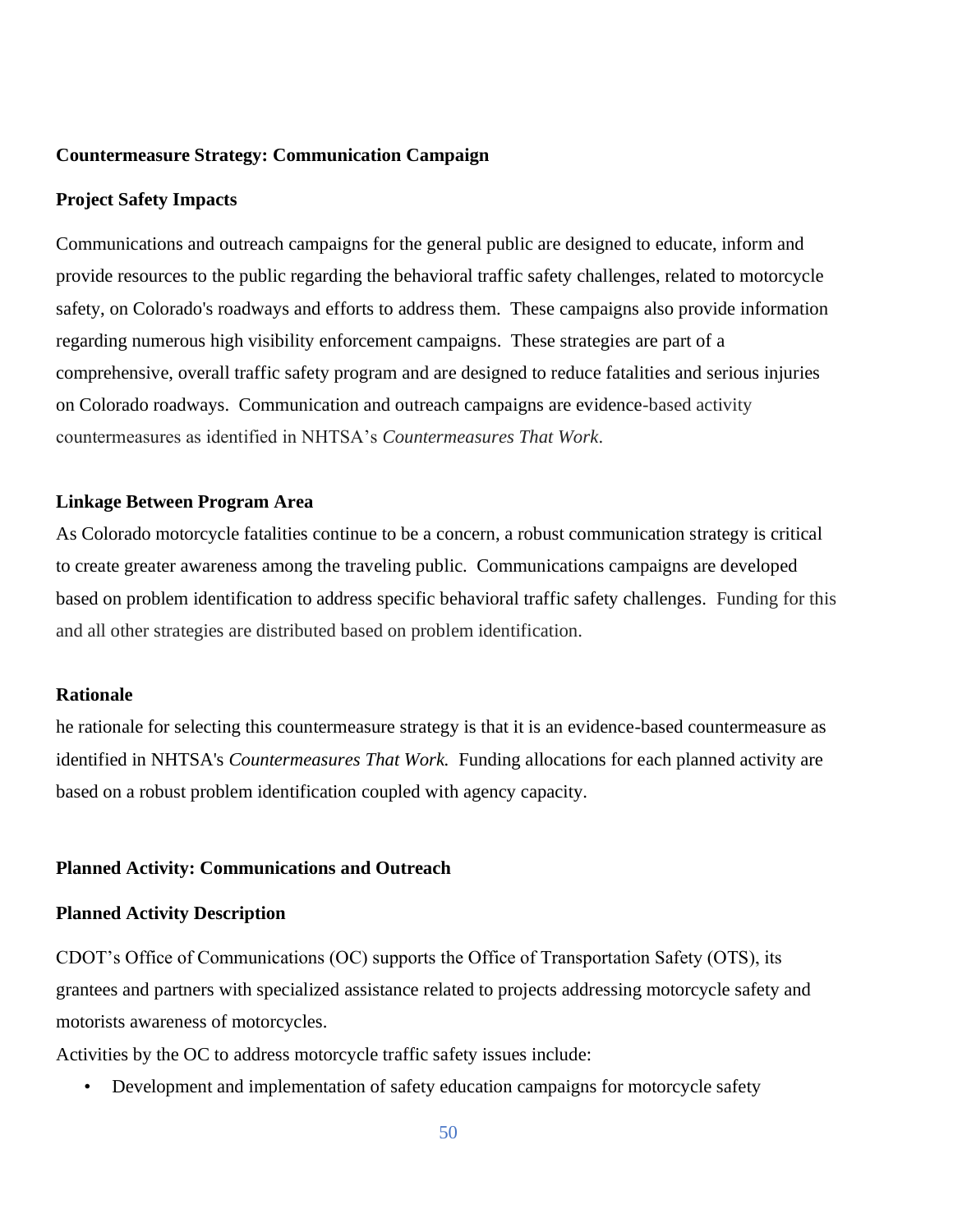**Countermeasure Strategy: Communication Campaign**

**Project Safety Impacts**

Communications and outreach campaigns for the general public are designed to educate, inform and provide resources to the public regarding the behavioral traffic safety challenges, related to motorcycle safety, on Colorado's roadways and efforts to address them. These campaigns also provide information regarding numerous high visibility enforcement campaigns. These strategies are part of a comprehensive, overall traffic safety program and are designed to reduce fatalities and serious injuries on Colorado roadways. Communication and outreach campaigns are evidence-based activity countermeasures as identified in NHTSA's *Countermeasures That Work*.

**Linkage Between Program Area**

As Colorado motorcycle fatalities continue to be a concern, a robust communication strategy is critical to create greater awareness among the traveling public. Communications campaigns are developed based on problem identification to address specific behavioral traffic safety challenges. Funding for this and all other strategies are distributed based on problem identification.

**Rationale**

he rationale for selecting this countermeasure strategy is that it is an evidence-based countermeasure as identified in NHTSA's *Countermeasures That Work.* Funding allocations for each planned activity are based on a robust problem identification coupled with agency capacity.

**Planned Activity: Communications and Outreach**

**Planned Activity Description**

CDOT's Office of Communications (OC) supports the Office of Transportation Safety (OTS), its grantees and partners with specialized assistance related to projects addressing motorcycle safety and motorists awareness of motorcycles.

Activities by the OC to address motorcycle traffic safety issues include:

- Development and implementation of safety education campaigns for motorcycle safety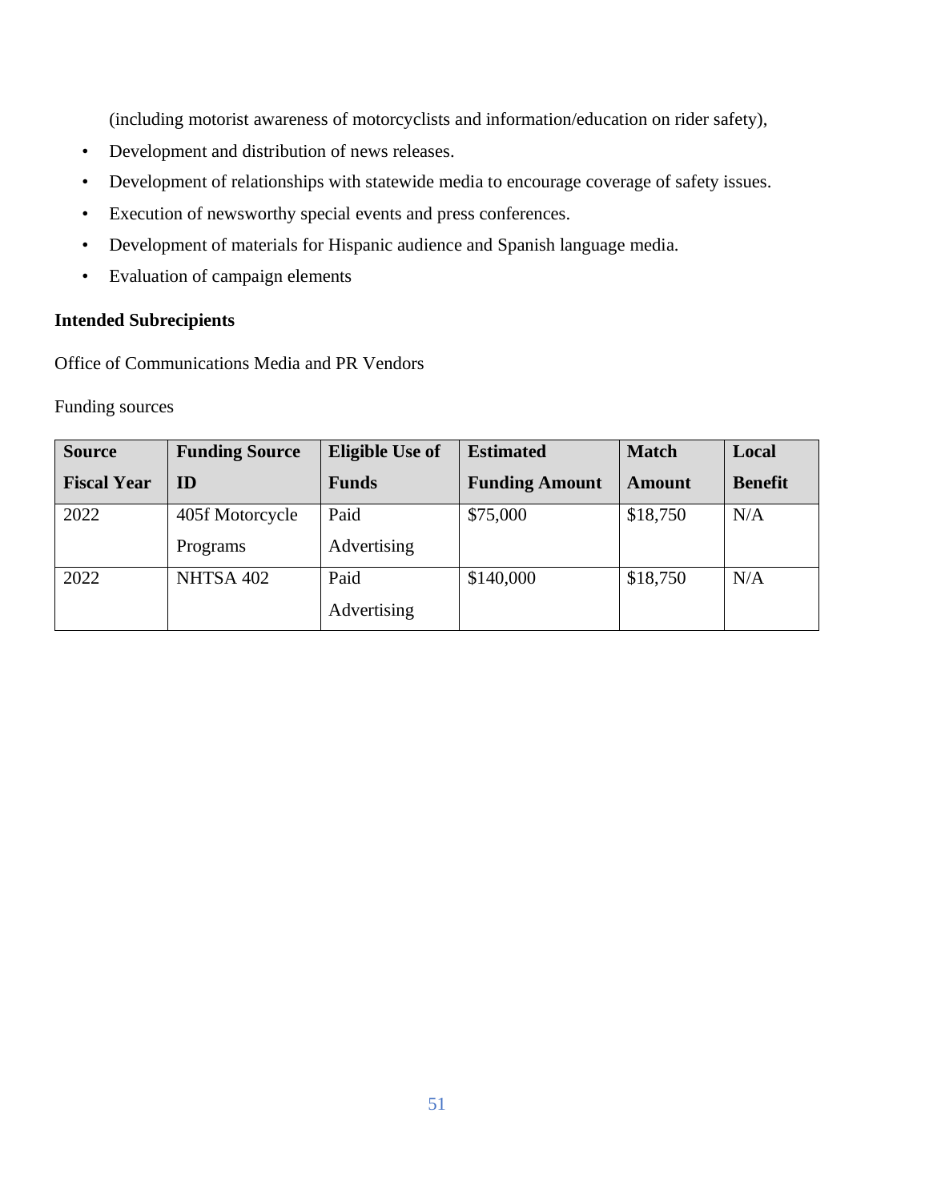(including motorist awareness of motorcyclists and information/education on rider safety),

- Development and distribution of news releases.
- Development of relationships with statewide media to encourage coverage of safety issues.
- Execution of newsworthy special events and press conferences.
- Development of materials for Hispanic audience and Spanish language media.
- Evaluation of campaign elements

**Intended Subrecipients**

Office of Communications Media and PR Vendors

Funding sources

| Source Fiscal Year | Funding Source ID | Eligible Use of Funds | Estimated Funding Amount | Match Amount | Local Benefit |
|---|---|---|---|---|---|
| 2022 | 405f Motorcycle Programs | Paid Advertising | $75,000 | $18,750 | N/A |
| 2022 | NHTSA 402 | Paid Advertising | $140,000 | $18,750 | N/A |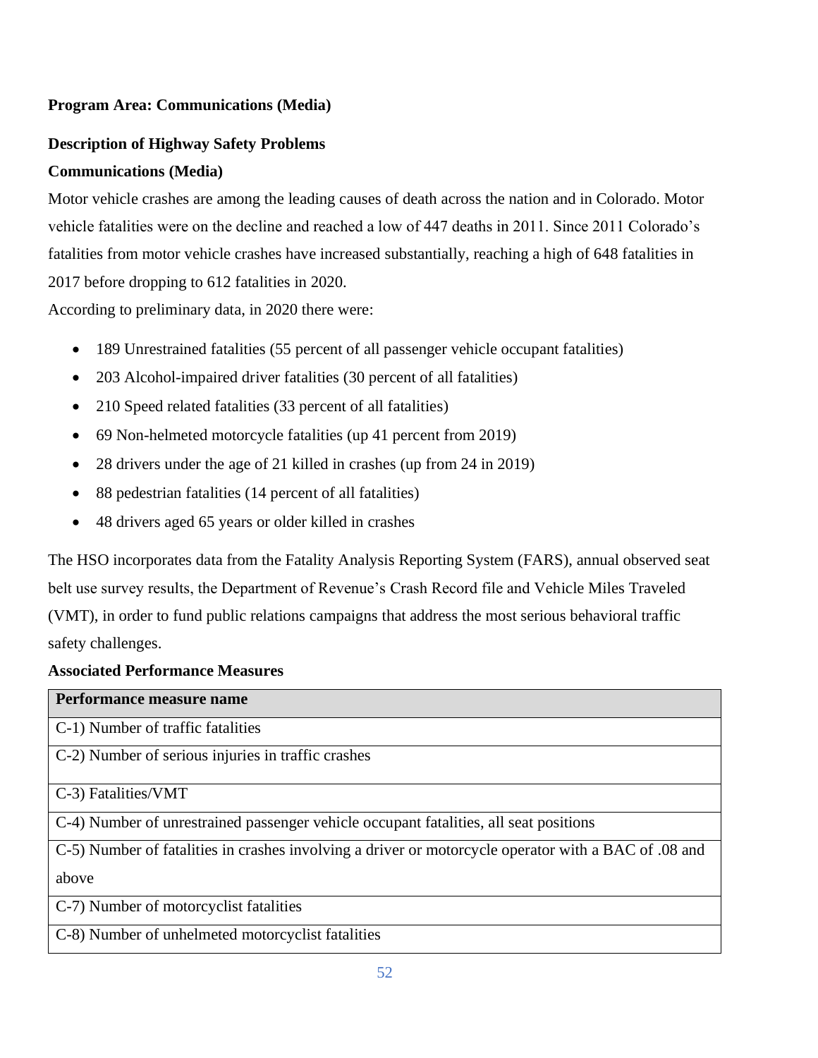**Program Area: Communications (Media)**

**Description of Highway Safety Problems**

**Communications (Media)**

Motor vehicle crashes are among the leading causes of death across the nation and in Colorado. Motor vehicle fatalities were on the decline and reached a low of 447 deaths in 2011. Since 2011 Colorado's fatalities from motor vehicle crashes have increased substantially, reaching a high of 648 fatalities in 2017 before dropping to 612 fatalities in 2020.

According to preliminary data, in 2020 there were:

- 189 Unrestrained fatalities (55 percent of all passenger vehicle occupant fatalities)
- 203 Alcohol-impaired driver fatalities (30 percent of all fatalities)
- 210 Speed related fatalities (33 percent of all fatalities)
- 69 Non-helmeted motorcycle fatalities (up 41 percent from 2019)
- 28 drivers under the age of 21 killed in crashes (up from 24 in 2019)
- 88 pedestrian fatalities (14 percent of all fatalities)
- 48 drivers aged 65 years or older killed in crashes

The HSO incorporates data from the Fatality Analysis Reporting System (FARS), annual observed seat belt use survey results, the Department of Revenue's Crash Record file and Vehicle Miles Traveled (VMT), in order to fund public relations campaigns that address the most serious behavioral traffic safety challenges.

**Associated Performance Measures**

| Performance measure name |
| --- |
| C-1) Number of traffic fatalities |
| C-2) Number of serious injuries in traffic crashes |
| C-3) Fatalities/VMT |
| C-4) Number of unrestrained passenger vehicle occupant fatalities, all seat positions |
| C-5) Number of fatalities in crashes involving a driver or motorcycle operator with a BAC of .08 and above |
| C-7) Number of motorcyclist fatalities |
| C-8) Number of unhelmeted motorcyclist fatalities |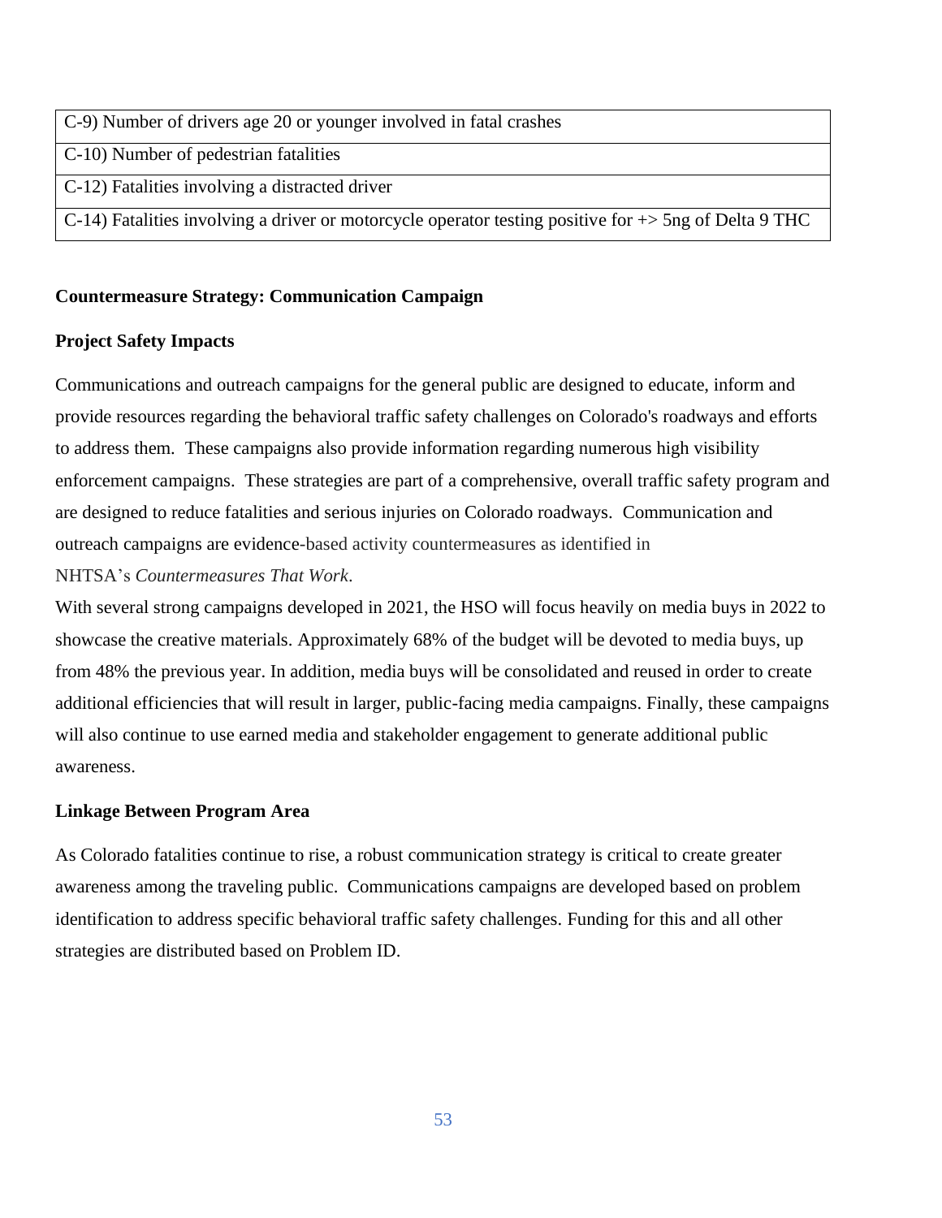| C-9) Number of drivers age 20 or younger involved in fatal crashes |
|---|
| C-10) Number of pedestrian fatalities |
| C-12) Fatalities involving a distracted driver |
| C-14) Fatalities involving a driver or motorcycle operator testing positive for +> 5ng of Delta 9 THC |

**Countermeasure Strategy: Communication Campaign**

**Project Safety Impacts**

Communications and outreach campaigns for the general public are designed to educate, inform and provide resources regarding the behavioral traffic safety challenges on Colorado's roadways and efforts to address them. These campaigns also provide information regarding numerous high visibility enforcement campaigns. These strategies are part of a comprehensive, overall traffic safety program and are designed to reduce fatalities and serious injuries on Colorado roadways. Communication and outreach campaigns are evidence-based activity countermeasures as identified in NHTSA's *Countermeasures That Work*.

With several strong campaigns developed in 2021, the HSO will focus heavily on media buys in 2022 to showcase the creative materials. Approximately 68% of the budget will be devoted to media buys, up from 48% the previous year. In addition, media buys will be consolidated and reused in order to create additional efficiencies that will result in larger, public-facing media campaigns. Finally, these campaigns will also continue to use earned media and stakeholder engagement to generate additional public awareness.

**Linkage Between Program Area**

As Colorado fatalities continue to rise, a robust communication strategy is critical to create greater awareness among the traveling public. Communications campaigns are developed based on problem identification to address specific behavioral traffic safety challenges. Funding for this and all other strategies are distributed based on Problem ID.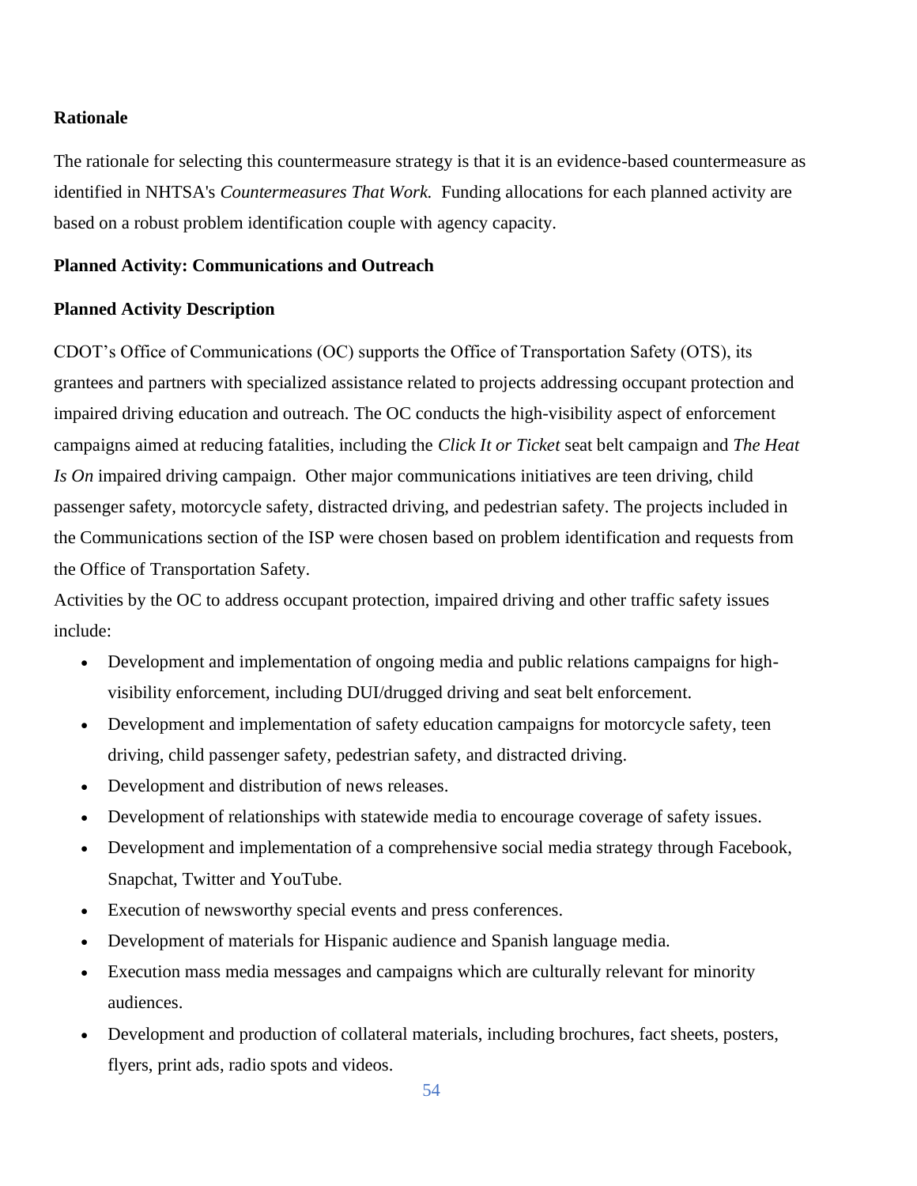**Rationale**

The rationale for selecting this countermeasure strategy is that it is an evidence-based countermeasure as identified in NHTSA's *Countermeasures That Work.* Funding allocations for each planned activity are based on a robust problem identification couple with agency capacity.

**Planned Activity: Communications and Outreach**

**Planned Activity Description**

CDOT's Office of Communications (OC) supports the Office of Transportation Safety (OTS), its grantees and partners with specialized assistance related to projects addressing occupant protection and impaired driving education and outreach. The OC conducts the high-visibility aspect of enforcement campaigns aimed at reducing fatalities, including the *Click It or Ticket* seat belt campaign and *The Heat Is On* impaired driving campaign. Other major communications initiatives are teen driving, child passenger safety, motorcycle safety, distracted driving, and pedestrian safety. The projects included in the Communications section of the ISP were chosen based on problem identification and requests from the Office of Transportation Safety.

Activities by the OC to address occupant protection, impaired driving and other traffic safety issues include:

- Development and implementation of ongoing media and public relations campaigns for high-visibility enforcement, including DUI/drugged driving and seat belt enforcement.
- Development and implementation of safety education campaigns for motorcycle safety, teen driving, child passenger safety, pedestrian safety, and distracted driving.
- Development and distribution of news releases.
- Development of relationships with statewide media to encourage coverage of safety issues.
- Development and implementation of a comprehensive social media strategy through Facebook, Snapchat, Twitter and YouTube.
- Execution of newsworthy special events and press conferences.
- Development of materials for Hispanic audience and Spanish language media.
- Execution mass media messages and campaigns which are culturally relevant for minority audiences.
- Development and production of collateral materials, including brochures, fact sheets, posters, flyers, print ads, radio spots and videos.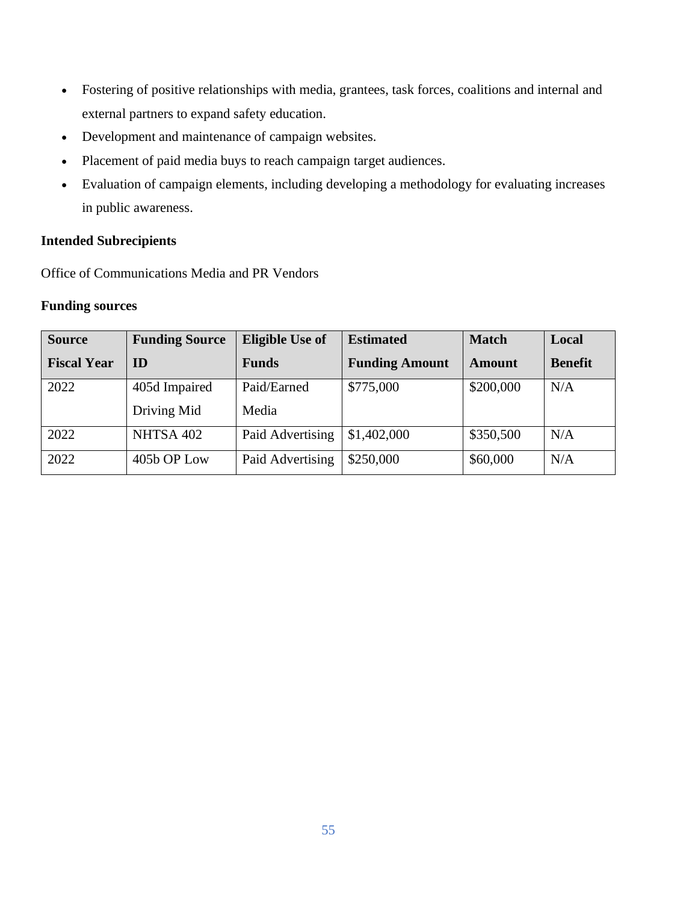- Fostering of positive relationships with media, grantees, task forces, coalitions and internal and external partners to expand safety education.
- Development and maintenance of campaign websites.
- Placement of paid media buys to reach campaign target audiences.
- Evaluation of campaign elements, including developing a methodology for evaluating increases in public awareness.

**Intended Subrecipients**

Office of Communications Media and PR Vendors

**Funding sources**

| Source Fiscal Year | Funding Source ID | Eligible Use of Funds | Estimated Funding Amount | Match Amount | Local Benefit |
|---|---|---|---|---|---|
| 2022 | 405d Impaired Driving Mid | Paid/Earned Media | $775,000 | $200,000 | N/A |
| 2022 | NHTSA 402 | Paid Advertising | $1,402,000 | $350,500 | N/A |
| 2022 | 405b OP Low | Paid Advertising | $250,000 | $60,000 | N/A |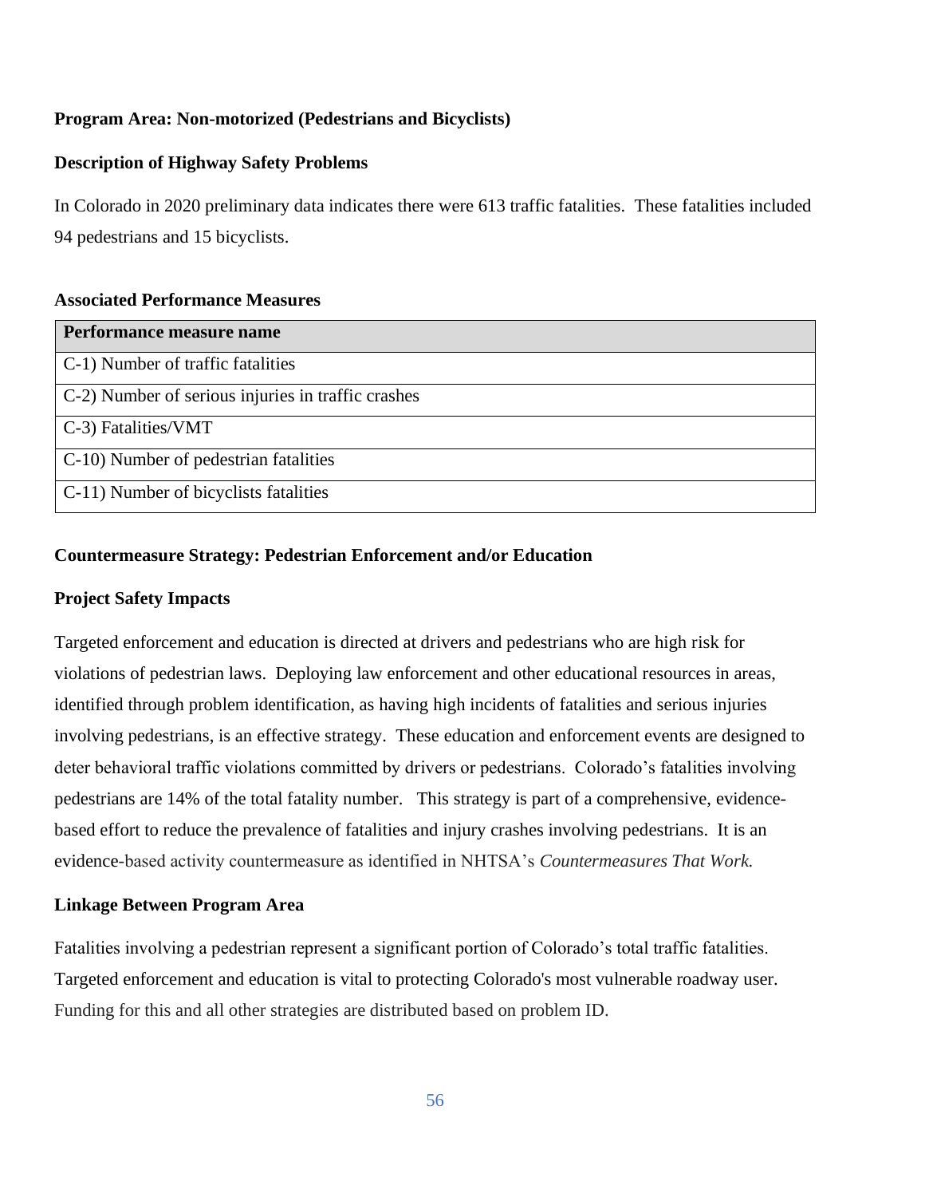**Program Area: Non-motorized (Pedestrians and Bicyclists)**

**Description of Highway Safety Problems**

In Colorado in 2020 preliminary data indicates there were 613 traffic fatalities. These fatalities included 94 pedestrians and 15 bicyclists.

**Associated Performance Measures**

| Performance measure name |
|---|
| C-1) Number of traffic fatalities |
| C-2) Number of serious injuries in traffic crashes |
| C-3) Fatalities/VMT |
| C-10) Number of pedestrian fatalities |
| C-11) Number of bicyclists fatalities |

**Countermeasure Strategy: Pedestrian Enforcement and/or Education**

**Project Safety Impacts**

Targeted enforcement and education is directed at drivers and pedestrians who are high risk for violations of pedestrian laws. Deploying law enforcement and other educational resources in areas, identified through problem identification, as having high incidents of fatalities and serious injuries involving pedestrians, is an effective strategy. These education and enforcement events are designed to deter behavioral traffic violations committed by drivers or pedestrians. Colorado's fatalities involving pedestrians are 14% of the total fatality number. This strategy is part of a comprehensive, evidence-based effort to reduce the prevalence of fatalities and injury crashes involving pedestrians. It is an evidence-based activity countermeasure as identified in NHTSA's *Countermeasures That Work.*

**Linkage Between Program Area**

Fatalities involving a pedestrian represent a significant portion of Colorado's total traffic fatalities. Targeted enforcement and education is vital to protecting Colorado's most vulnerable roadway user. Funding for this and all other strategies are distributed based on problem ID.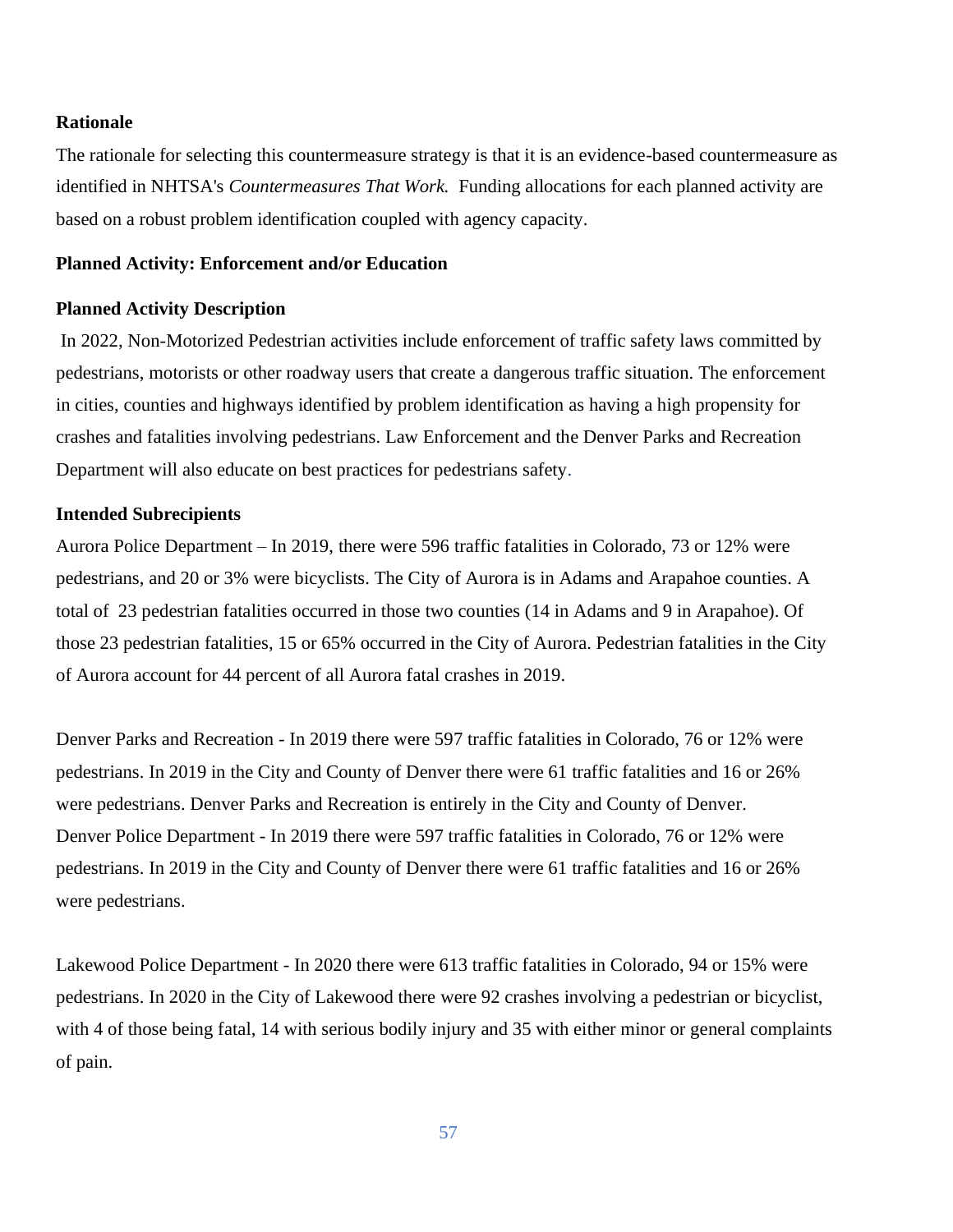**Rationale**

The rationale for selecting this countermeasure strategy is that it is an evidence-based countermeasure as identified in NHTSA's *Countermeasures That Work.* Funding allocations for each planned activity are based on a robust problem identification coupled with agency capacity.

**Planned Activity: Enforcement and/or Education**

**Planned Activity Description**

In 2022, Non-Motorized Pedestrian activities include enforcement of traffic safety laws committed by pedestrians, motorists or other roadway users that create a dangerous traffic situation. The enforcement in cities, counties and highways identified by problem identification as having a high propensity for crashes and fatalities involving pedestrians. Law Enforcement and the Denver Parks and Recreation Department will also educate on best practices for pedestrians safety.

**Intended Subrecipients**

Aurora Police Department – In 2019, there were 596 traffic fatalities in Colorado, 73 or 12% were pedestrians, and 20 or 3% were bicyclists. The City of Aurora is in Adams and Arapahoe counties. A total of 23 pedestrian fatalities occurred in those two counties (14 in Adams and 9 in Arapahoe). Of those 23 pedestrian fatalities, 15 or 65% occurred in the City of Aurora. Pedestrian fatalities in the City of Aurora account for 44 percent of all Aurora fatal crashes in 2019.

Denver Parks and Recreation - In 2019 there were 597 traffic fatalities in Colorado, 76 or 12% were pedestrians. In 2019 in the City and County of Denver there were 61 traffic fatalities and 16 or 26% were pedestrians. Denver Parks and Recreation is entirely in the City and County of Denver.

Denver Police Department - In 2019 there were 597 traffic fatalities in Colorado, 76 or 12% were pedestrians. In 2019 in the City and County of Denver there were 61 traffic fatalities and 16 or 26% were pedestrians.

Lakewood Police Department - In 2020 there were 613 traffic fatalities in Colorado, 94 or 15% were pedestrians. In 2020 in the City of Lakewood there were 92 crashes involving a pedestrian or bicyclist, with 4 of those being fatal, 14 with serious bodily injury and 35 with either minor or general complaints of pain.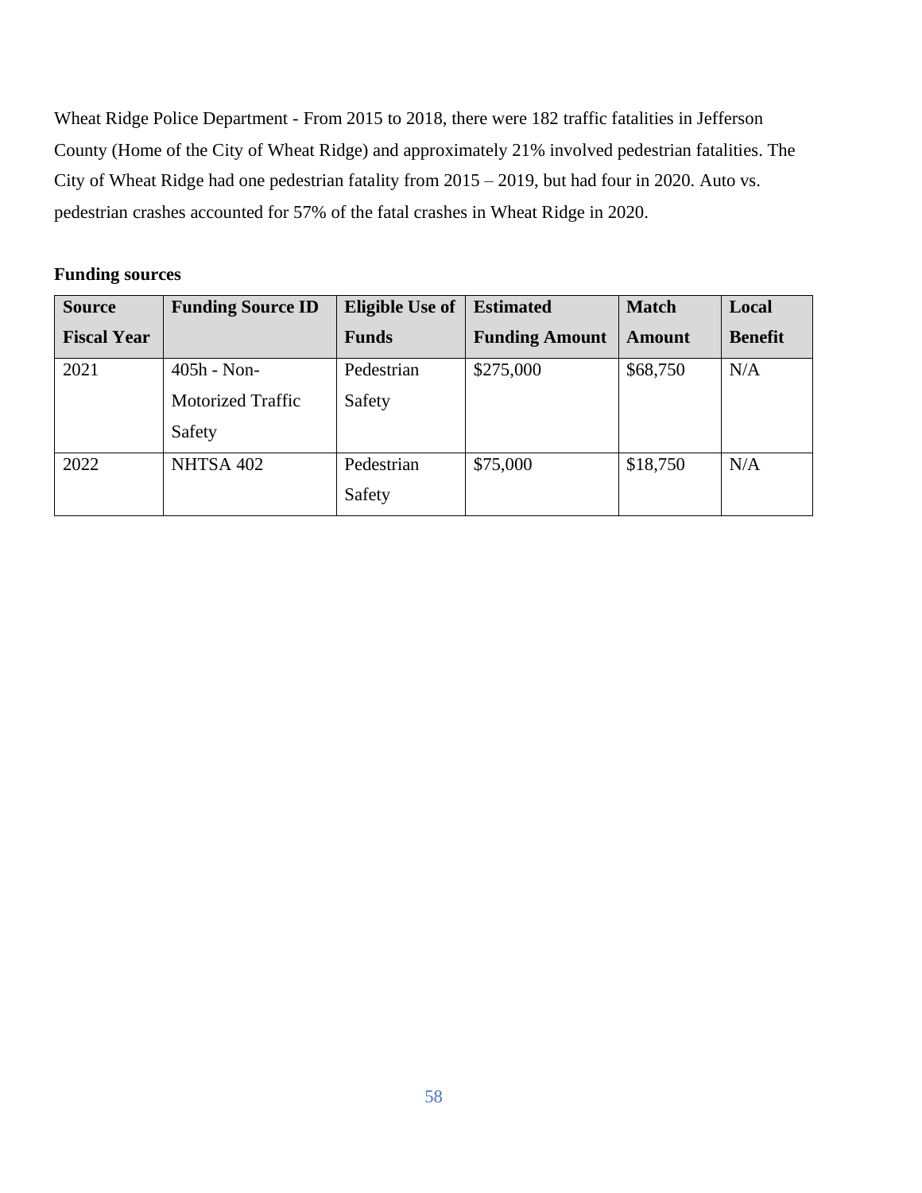Wheat Ridge Police Department - From 2015 to 2018, there were 182 traffic fatalities in Jefferson County (Home of the City of Wheat Ridge) and approximately 21% involved pedestrian fatalities. The City of Wheat Ridge had one pedestrian fatality from 2015 – 2019, but had four in 2020. Auto vs. pedestrian crashes accounted for 57% of the fatal crashes in Wheat Ridge in 2020.

**Funding sources**

| Source Fiscal Year | Funding Source ID | Eligible Use of Funds | Estimated Funding Amount | Match Amount | Local Benefit |
|---|---|---|---|---|---|
| 2021 | 405h - Non-Motorized Traffic Safety | Pedestrian Safety | $275,000 | $68,750 | N/A |
| 2022 | NHTSA 402 | Pedestrian Safety | $75,000 | $18,750 | N/A |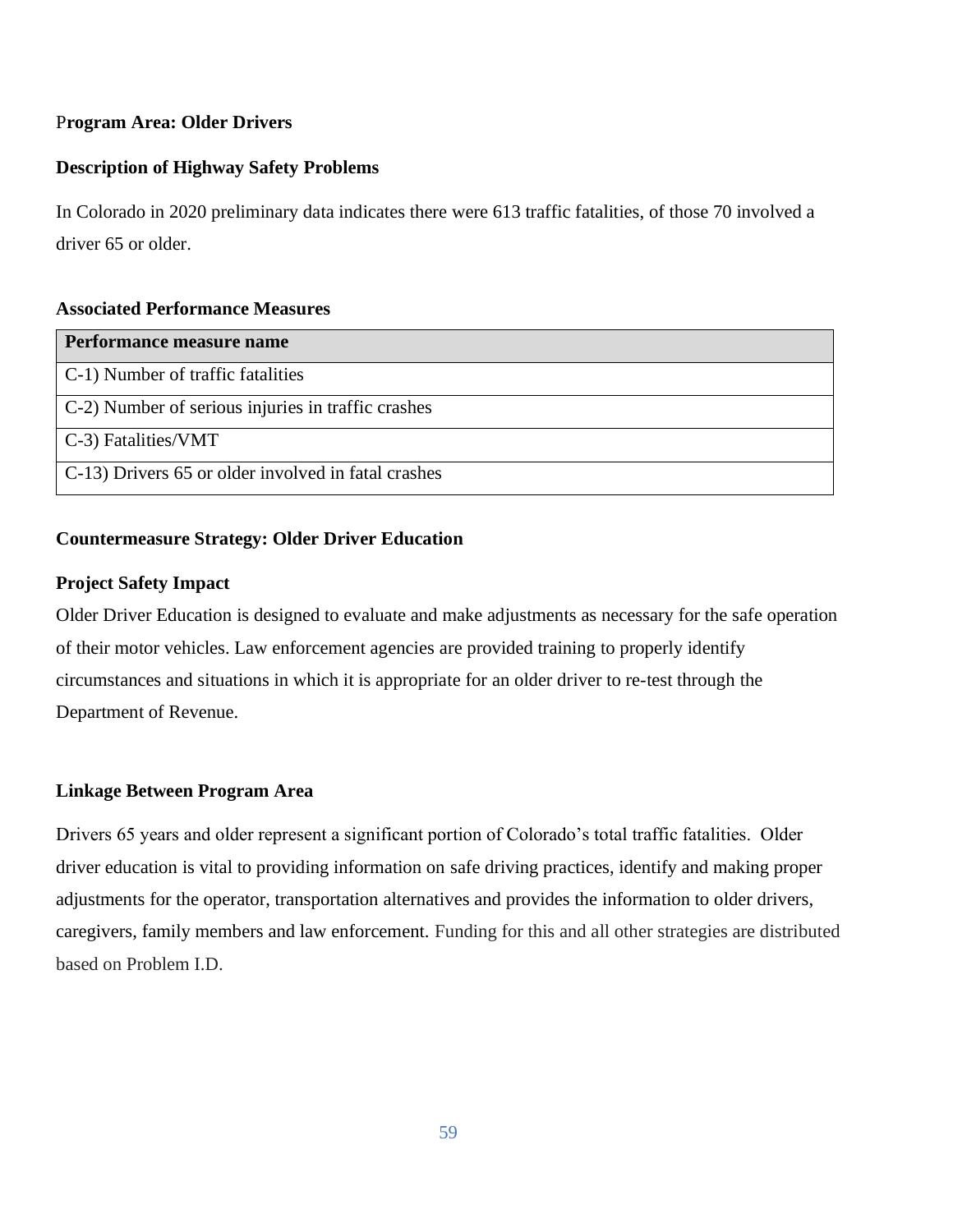## Program Area: Older Drivers

### Description of Highway Safety Problems

In Colorado in 2020 preliminary data indicates there were 613 traffic fatalities, of those 70 involved a driver 65 or older.

### Associated Performance Measures

| Performance measure name |
|---|
| C-1) Number of traffic fatalities |
| C-2) Number of serious injuries in traffic crashes |
| C-3) Fatalities/VMT |
| C-13) Drivers 65 or older involved in fatal crashes |

### Countermeasure Strategy: Older Driver Education

### Project Safety Impact

Older Driver Education is designed to evaluate and make adjustments as necessary for the safe operation of their motor vehicles. Law enforcement agencies are provided training to properly identify circumstances and situations in which it is appropriate for an older driver to re-test through the Department of Revenue.

### Linkage Between Program Area

Drivers 65 years and older represent a significant portion of Colorado's total traffic fatalities. Older driver education is vital to providing information on safe driving practices, identify and making proper adjustments for the operator, transportation alternatives and provides the information to older drivers, caregivers, family members and law enforcement. Funding for this and all other strategies are distributed based on Problem I.D.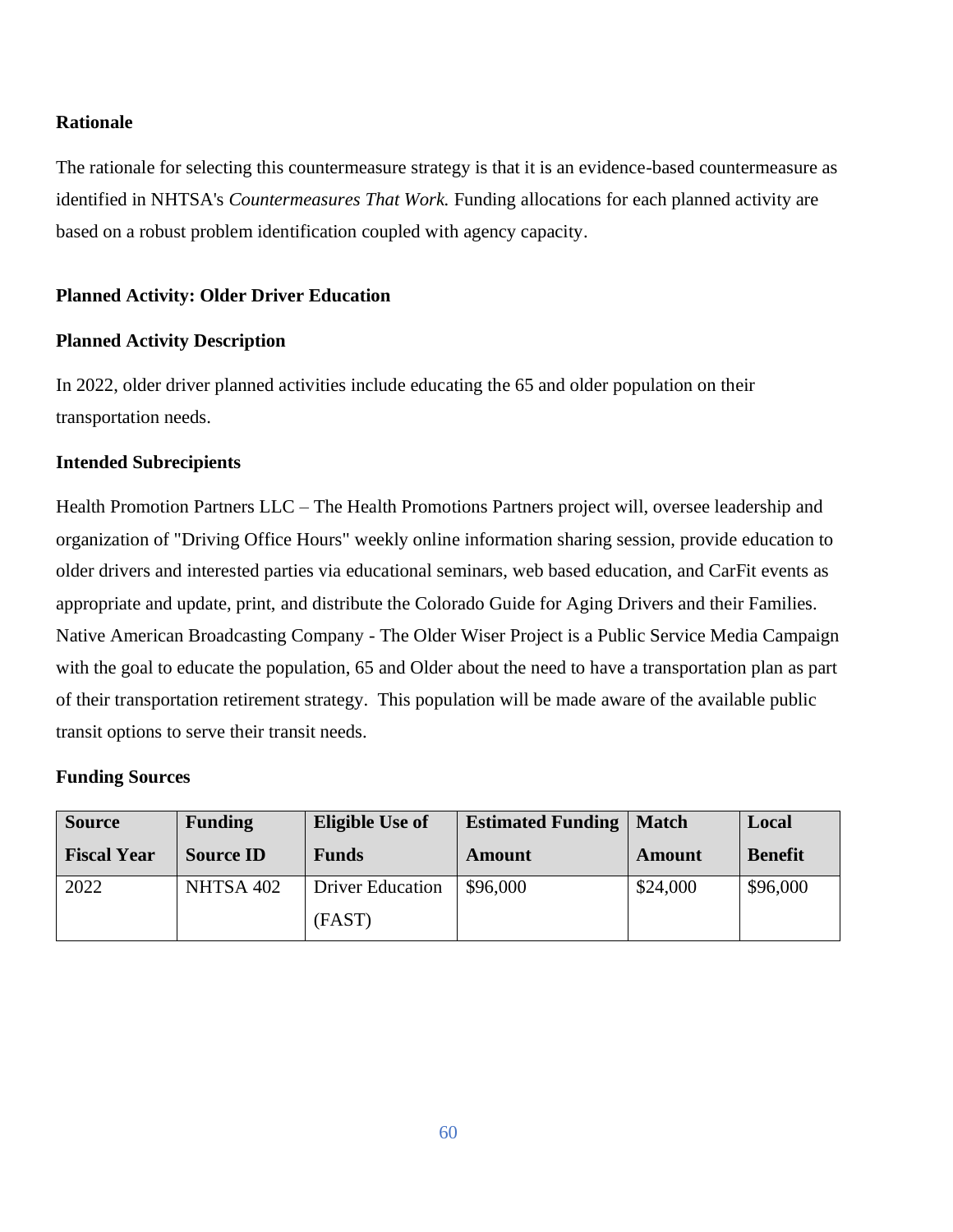**Rationale**

The rationale for selecting this countermeasure strategy is that it is an evidence-based countermeasure as identified in NHTSA's *Countermeasures That Work.* Funding allocations for each planned activity are based on a robust problem identification coupled with agency capacity.

**Planned Activity: Older Driver Education**

**Planned Activity Description**

In 2022, older driver planned activities include educating the 65 and older population on their transportation needs.

**Intended Subrecipients**

Health Promotion Partners LLC – The Health Promotions Partners project will, oversee leadership and organization of "Driving Office Hours" weekly online information sharing session, provide education to older drivers and interested parties via educational seminars, web based education, and CarFit events as appropriate and update, print, and distribute the Colorado Guide for Aging Drivers and their Families. Native American Broadcasting Company - The Older Wiser Project is a Public Service Media Campaign with the goal to educate the population, 65 and Older about the need to have a transportation plan as part of their transportation retirement strategy. This population will be made aware of the available public transit options to serve their transit needs.

**Funding Sources**

| Source Fiscal Year | Funding Source ID | Eligible Use of Funds | Estimated Funding Amount | Match Amount | Local Benefit |
|---|---|---|---|---|---|
| 2022 | NHTSA 402 | Driver Education (FAST) | $96,000 | $24,000 | $96,000 |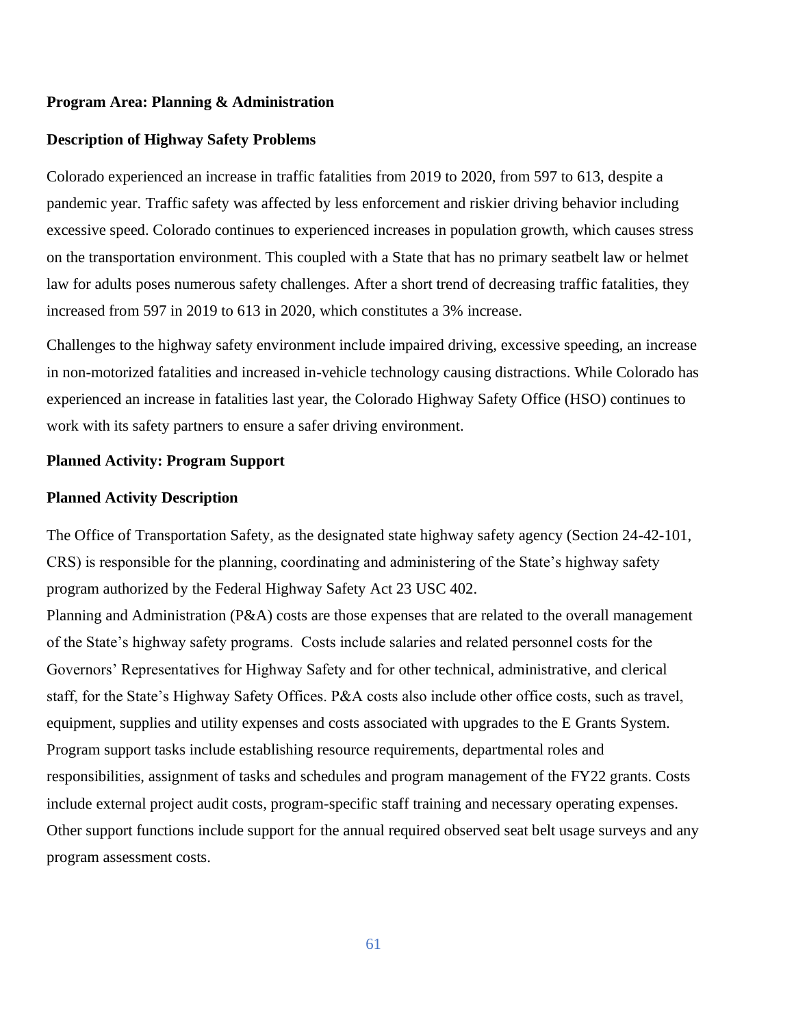**Program Area: Planning & Administration**

**Description of Highway Safety Problems**

Colorado experienced an increase in traffic fatalities from 2019 to 2020, from 597 to 613, despite a pandemic year. Traffic safety was affected by less enforcement and riskier driving behavior including excessive speed. Colorado continues to experienced increases in population growth, which causes stress on the transportation environment. This coupled with a State that has no primary seatbelt law or helmet law for adults poses numerous safety challenges. After a short trend of decreasing traffic fatalities, they increased from 597 in 2019 to 613 in 2020, which constitutes a 3% increase.

Challenges to the highway safety environment include impaired driving, excessive speeding, an increase in non-motorized fatalities and increased in-vehicle technology causing distractions. While Colorado has experienced an increase in fatalities last year, the Colorado Highway Safety Office (HSO) continues to work with its safety partners to ensure a safer driving environment.

**Planned Activity: Program Support**

**Planned Activity Description**

The Office of Transportation Safety, as the designated state highway safety agency (Section 24-42-101, CRS) is responsible for the planning, coordinating and administering of the State's highway safety program authorized by the Federal Highway Safety Act 23 USC 402.

Planning and Administration (P&A) costs are those expenses that are related to the overall management of the State's highway safety programs. Costs include salaries and related personnel costs for the Governors' Representatives for Highway Safety and for other technical, administrative, and clerical staff, for the State's Highway Safety Offices. P&A costs also include other office costs, such as travel, equipment, supplies and utility expenses and costs associated with upgrades to the E Grants System. Program support tasks include establishing resource requirements, departmental roles and responsibilities, assignment of tasks and schedules and program management of the FY22 grants. Costs include external project audit costs, program-specific staff training and necessary operating expenses. Other support functions include support for the annual required observed seat belt usage surveys and any program assessment costs.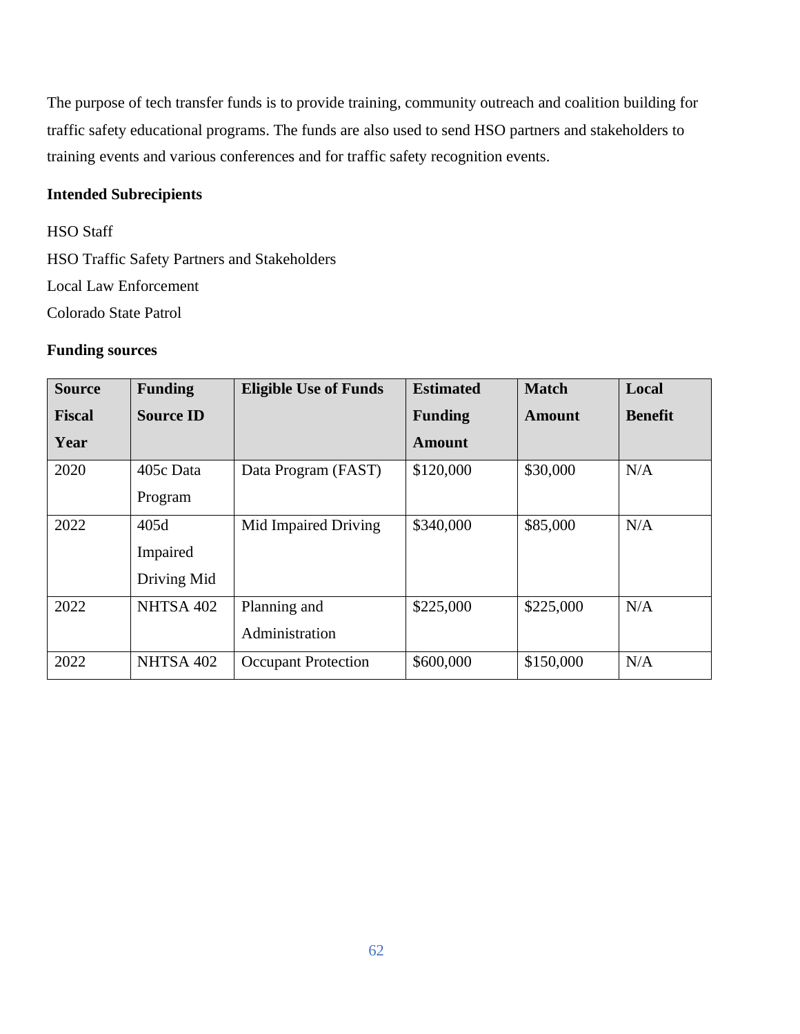The purpose of tech transfer funds is to provide training, community outreach and coalition building for traffic safety educational programs. The funds are also used to send HSO partners and stakeholders to training events and various conferences and for traffic safety recognition events.

**Intended Subrecipients**

HSO Staff
HSO Traffic Safety Partners and Stakeholders
Local Law Enforcement
Colorado State Patrol

**Funding sources**

| Source Fiscal Year | Funding Source ID | Eligible Use of Funds | Estimated Funding Amount | Match Amount | Local Benefit |
|---|---|---|---|---|---|
| 2020 | 405c Data Program | Data Program (FAST) | $120,000 | $30,000 | N/A |
| 2022 | 405d Impaired Driving Mid | Mid Impaired Driving | $340,000 | $85,000 | N/A |
| 2022 | NHTSA 402 | Planning and Administration | $225,000 | $225,000 | N/A |
| 2022 | NHTSA 402 | Occupant Protection | $600,000 | $150,000 | N/A |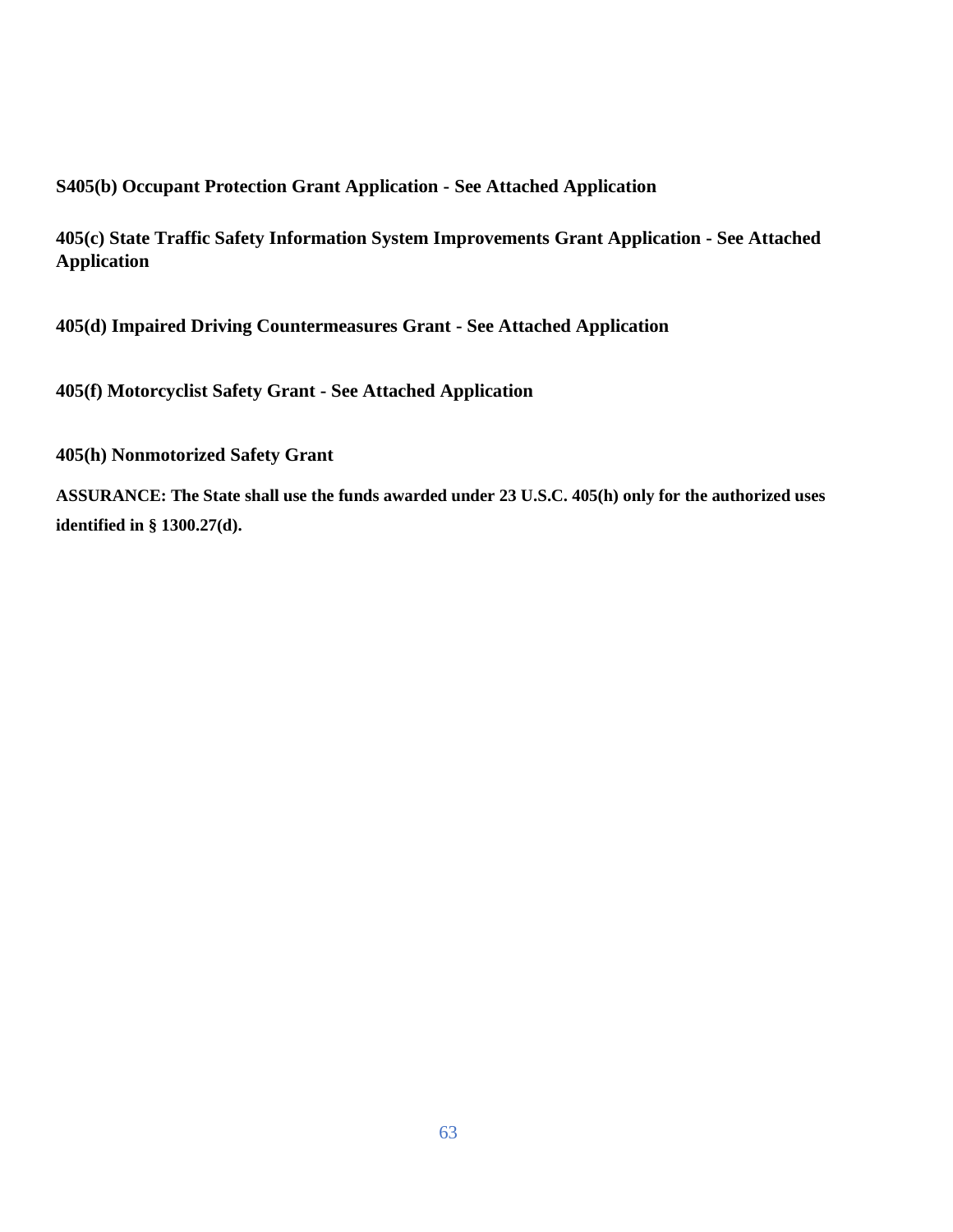**S405(b) Occupant Protection Grant Application - See Attached Application**

**405(c) State Traffic Safety Information System Improvements Grant Application - See Attached Application**

**405(d) Impaired Driving Countermeasures Grant - See Attached Application**

**405(f) Motorcyclist Safety Grant - See Attached Application**

**405(h) Nonmotorized Safety Grant**

**ASSURANCE: The State shall use the funds awarded under 23 U.S.C. 405(h) only for the authorized uses identified in § 1300.27(d).**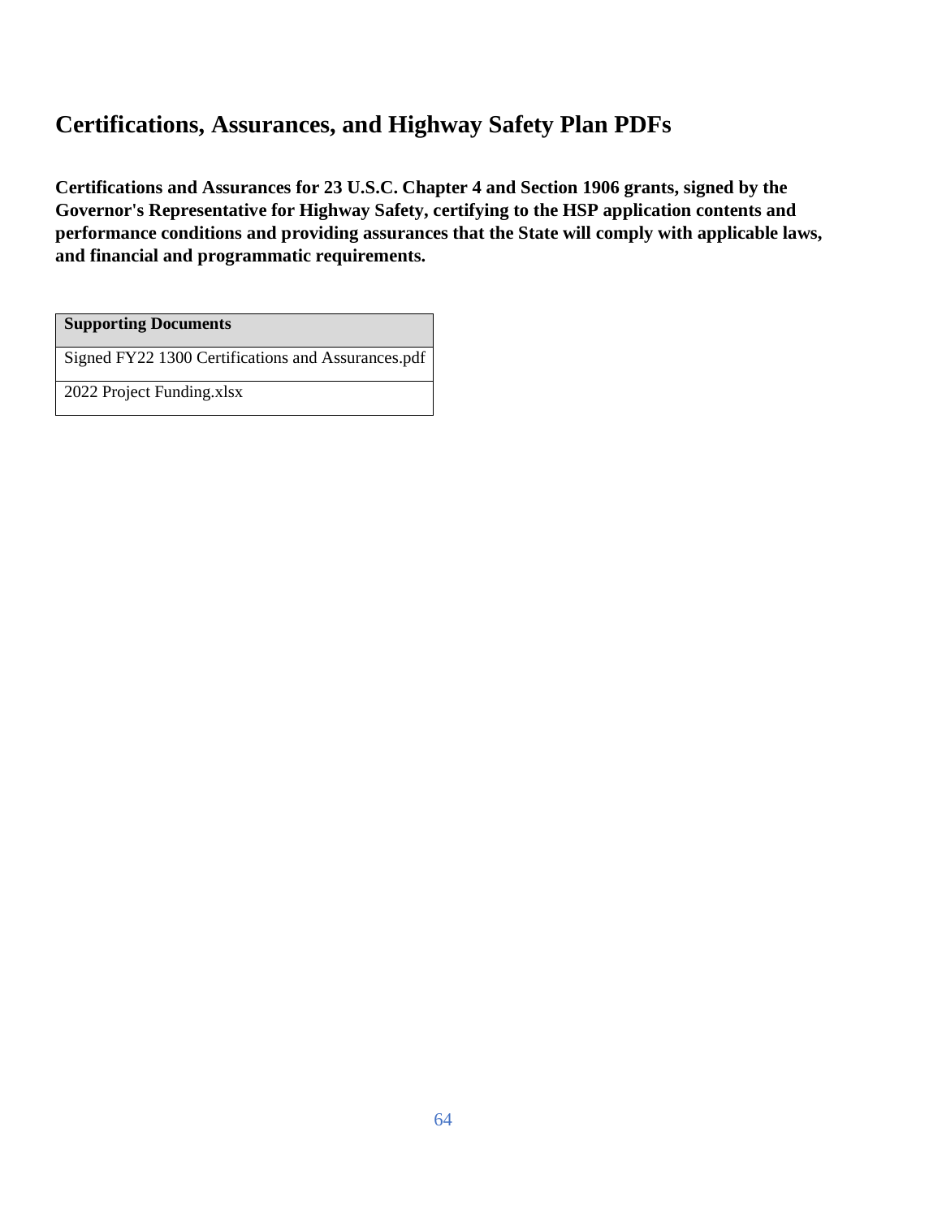# Certifications, Assurances, and Highway Safety Plan PDFs

**Certifications and Assurances for 23 U.S.C. Chapter 4 and Section 1906 grants, signed by the Governor's Representative for Highway Safety, certifying to the HSP application contents and performance conditions and providing assurances that the State will comply with applicable laws, and financial and programmatic requirements.**

| Supporting Documents |
| --- |
| Signed FY22 1300 Certifications and Assurances.pdf |
| 2022 Project Funding.xlsx |